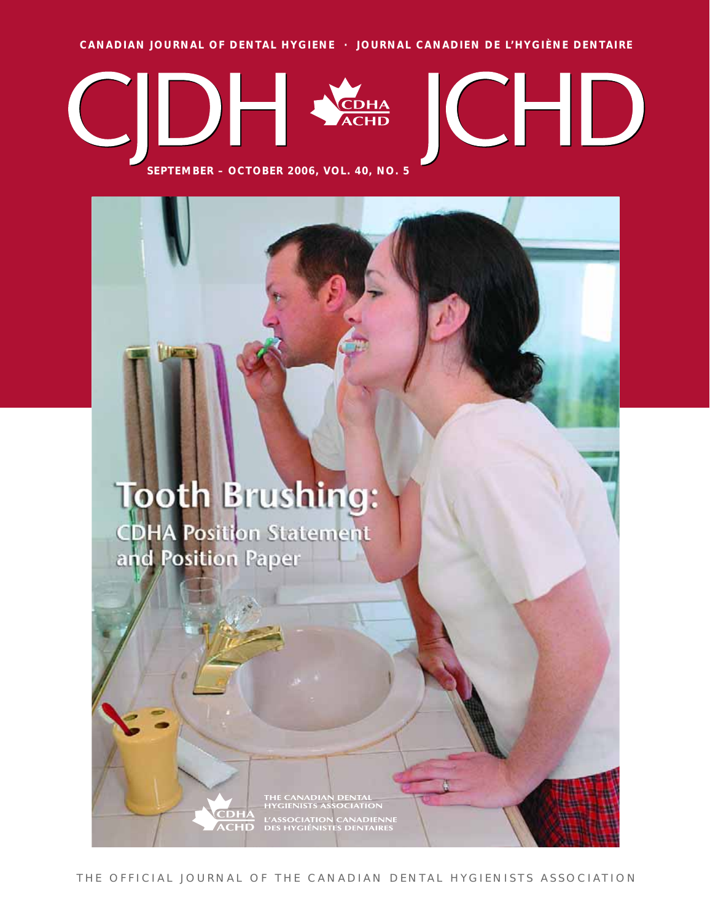CANADIAN JOURNAL OF DENTAL HYGIENE · JOURNAL CANADIEN DE L'HYGIÈNE DENTAIRE

# CJDH JCHD

CDHA ACHD

SEPTEMBER – OCTOBER 2006, VOL. 40, NO. 5

## Tooth Brushing:

### CDHA Position Statement and Position Paper

THE CANADIAN DENTAL HYGIENISTS ASSOCIATION
L'ASSOCIATION CANADIENNE DES HYGIÉNISTES DENTAIRES

THE OFFICIAL JOURNAL OF THE CANADIAN DENTAL HYGIENISTS ASSOCIATION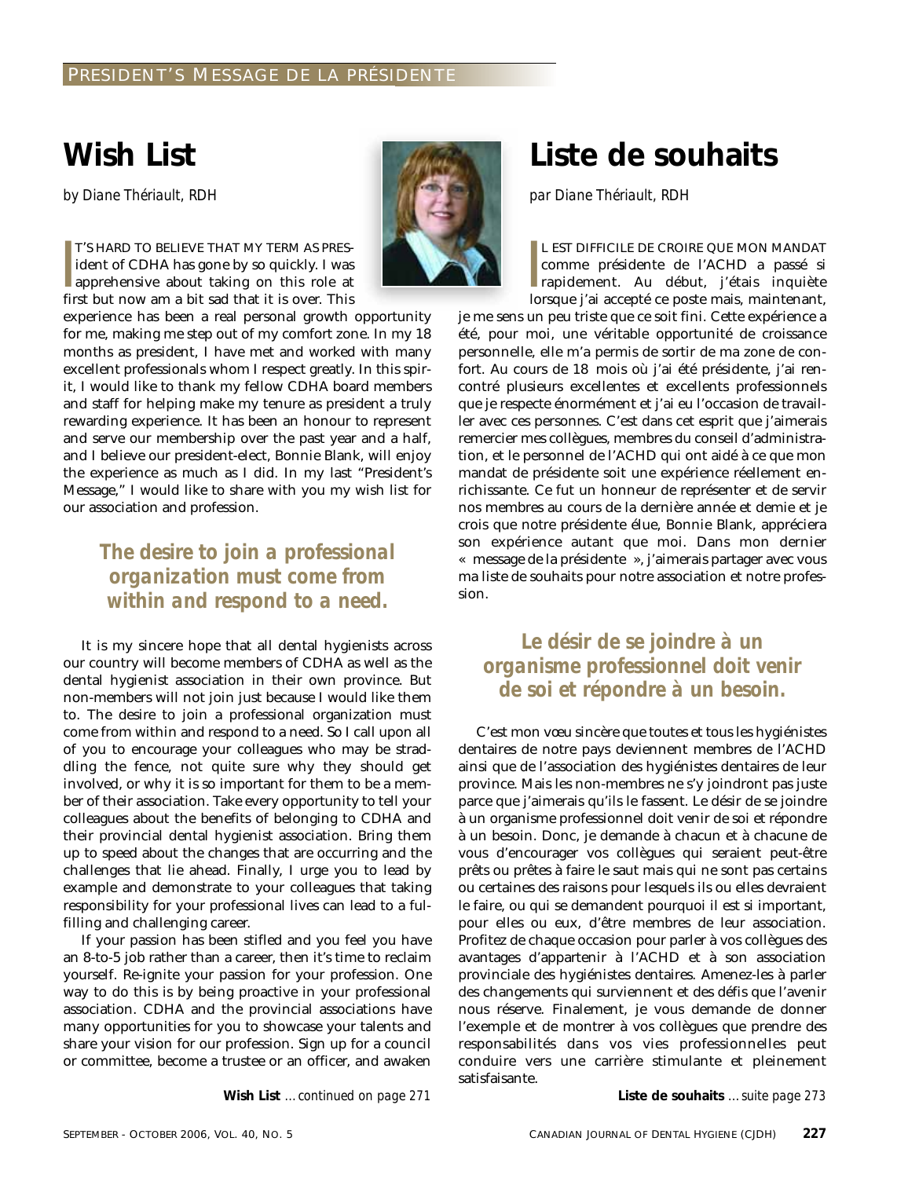PRESIDENT'S MESSAGE DE LA PRÉSIDENTE

# Wish List

*by Diane Thériault, RDH*

IT'S HARD TO BELIEVE THAT MY TERM AS PRESident of CDHA has gone by so quickly. I was apprehensive about taking on this role at first but now am a bit sad that it is over. This experience has been a real personal growth opportunity for me, making me step out of my comfort zone. In my 18 months as president, I have met and worked with many excellent professionals whom I respect greatly. In this spirit, I would like to thank my fellow CDHA board members and staff for helping make my tenure as president a truly rewarding experience. It has been an honour to represent and serve our membership over the past year and a half, and I believe our president-elect, Bonnie Blank, will enjoy the experience as much as I did. In my last "President's Message," I would like to share with you my wish list for our association and profession.

> **The desire to join a professional organization must come from within and respond to a need.**

It is my sincere hope that all dental hygienists across our country will become members of CDHA as well as the dental hygienist association in their own province. But non-members will not join just because I would like them to. The desire to join a professional organization must come from within and respond to a need. So I call upon all of you to encourage your colleagues who may be straddling the fence, not quite sure why they should get involved, or why it is so important for them to be a member of their association. Take every opportunity to tell your colleagues about the benefits of belonging to CDHA and their provincial dental hygienist association. Bring them up to speed about the changes that are occurring and the challenges that lie ahead. Finally, I urge you to lead by example and demonstrate to your colleagues that taking responsibility for your professional lives can lead to a fulfilling and challenging career.

If your passion has been stifled and you feel you have an 8-to-5 job rather than a career, then it's time to reclaim yourself. Re-ignite your passion for your profession. One way to do this is by being proactive in your professional association. CDHA and the provincial associations have many opportunities for you to showcase your talents and share your vision for our profession. Sign up for a council or committee, become a trustee or an officer, and awaken

**Wish List** *…continued on page 271*

# Liste de souhaits

*par Diane Thériault, RDH*

IL EST DIFFICILE DE CROIRE QUE MON MANDAT comme présidente de l'ACHD a passé si rapidement. Au début, j'étais inquiète lorsque j'ai accepté ce poste mais, maintenant, je me sens un peu triste que ce soit fini. Cette expérience a été, pour moi, une véritable opportunité de croissance personnelle, elle m'a permis de sortir de ma zone de confort. Au cours de 18 mois où j'ai été présidente, j'ai rencontré plusieurs excellentes et excellents professionnels que je respecte énormément et j'ai eu l'occasion de travailler avec ces personnes. C'est dans cet esprit que j'aimerais remercier mes collègues, membres du conseil d'administration, et le personnel de l'ACHD qui ont aidé à ce que mon mandat de présidente soit une expérience réellement enrichissante. Ce fut un honneur de représenter et de servir nos membres au cours de la dernière année et demie et je crois que notre présidente élue, Bonnie Blank, appréciera son expérience autant que moi. Dans mon dernier « message de la présidente », j'aimerais partager avec vous ma liste de souhaits pour notre association et notre profession.

> **Le désir de se joindre à un organisme professionnel doit venir de soi et répondre à un besoin.**

C'est mon vœu sincère que toutes et tous les hygiénistes dentaires de notre pays deviennent membres de l'ACHD ainsi que de l'association des hygiénistes dentaires de leur province. Mais les non-membres ne s'y joindront pas juste parce que j'aimerais qu'ils le fassent. Le désir de se joindre à un organisme professionnel doit venir de soi et répondre à un besoin. Donc, je demande à chacun et à chacune de vous d'encourager vos collègues qui seraient peut-être prêts ou prêtes à faire le saut mais qui ne sont pas certains ou certaines des raisons pour lesquels ils ou elles devraient le faire, ou qui se demandent pourquoi il est si important, pour elles ou eux, d'être membres de leur association. Profitez de chaque occasion pour parler à vos collègues des avantages d'appartenir à l'ACHD et à son association provinciale des hygiénistes dentaires. Amenez-les à parler des changements qui surviennent et des défis que l'avenir nous réserve. Finalement, je vous demande de donner l'exemple et de montrer à vos collègues que prendre des responsabilités dans vos vies professionnelles peut conduire vers une carrière stimulante et pleinement satisfaisante.

**Liste de souhaits** *…suite page 273*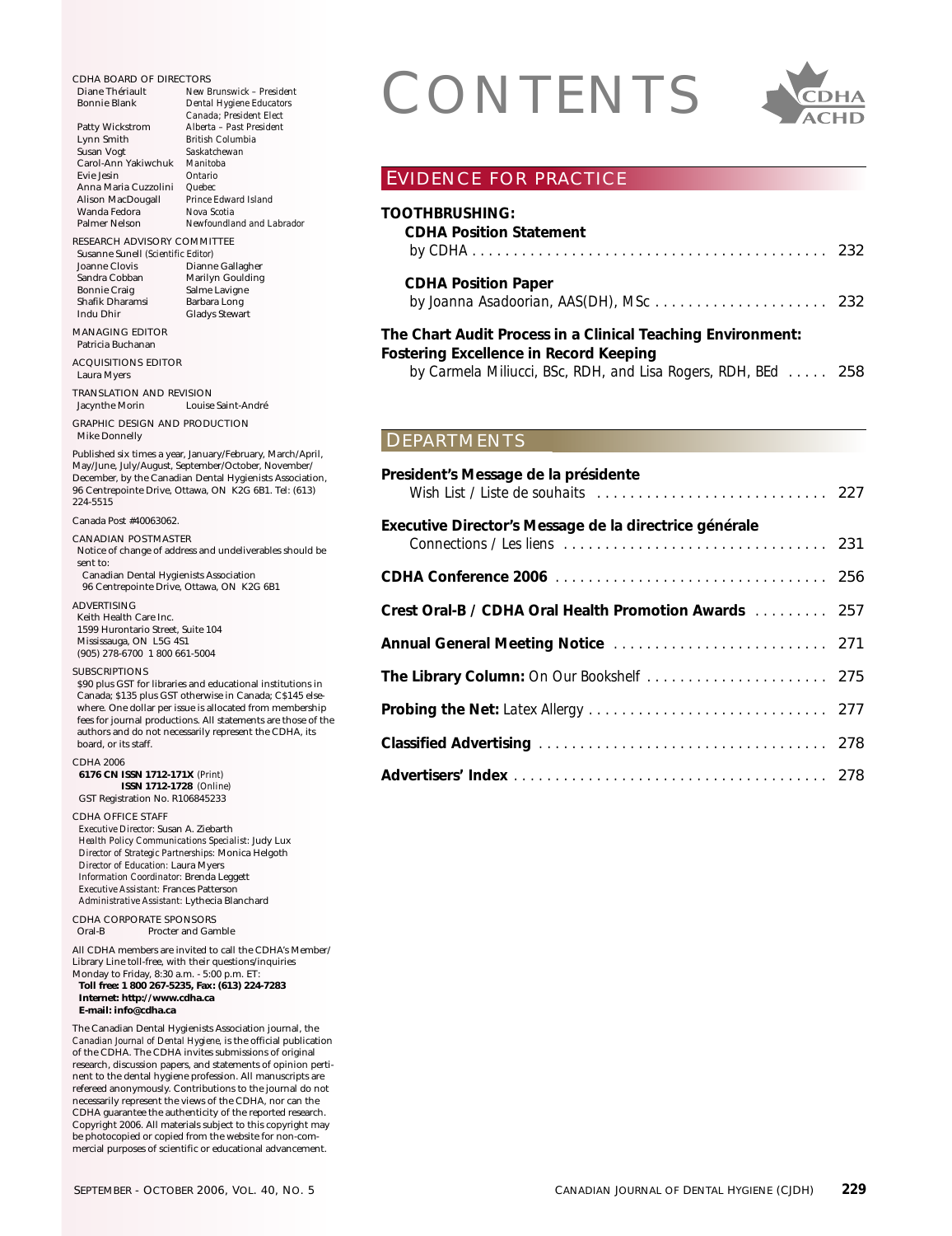# CONTENTS

## EVIDENCE FOR PRACTICE

**TOOTHBRUSHING:**

**CDHA Position Statement**
by CDHA . . . . . 232

**CDHA Position Paper**
by Joanna Asadoorian, AAS(DH), MSc . . . . . 232

**The Chart Audit Process in a Clinical Teaching Environment: Fostering Excellence in Record Keeping**
*by Carmela Miliucci, BSc, RDH, and Lisa Rogers, RDH, BEd* . . . . . 258

## DEPARTMENTS

**President's Message de la présidente**
Wish List / Liste de souhaits . . . . . 227

**Executive Director's Message de la directrice générale**
Connections / Les liens . . . . . 231

**CDHA Conference 2006** . . . . . 256

**Crest Oral-B / CDHA Oral Health Promotion Awards** . . . . . 257

**Annual General Meeting Notice** . . . . . 271

**The Library Column:** On Our Bookshelf . . . . . 275

**Probing the Net:** Latex Allergy . . . . . 277

**Classified Advertising** . . . . . 278

**Advertisers' Index** . . . . . 278

---

CDHA BOARD OF DIRECTORS

| | |
|---|---|
| Diane Thériault | *New Brunswick – President* |
| Bonnie Blank | *Dental Hygiene Educators Canada; President Elect* |
| Patty Wickstrom | *Alberta – Past President* |
| Lynn Smith | *British Columbia* |
| Susan Vogt | *Saskatchewan* |
| Carol-Ann Yakiwchuk | *Manitoba* |
| Evie Jesin | *Ontario* |
| Anna Maria Cuzzolini | *Quebec* |
| Alison MacDougall | *Prince Edward Island* |
| Wanda Fedora | *Nova Scotia* |
| Palmer Nelson | *Newfoundland and Labrador* |

RESEARCH ADVISORY COMMITTEE
Susanne Sunell *(Scientific Editor)*

| | |
|---|---|
| Joanne Clovis | Dianne Gallagher |
| Sandra Cobban | Marilyn Goulding |
| Bonnie Craig | Salme Lavigne |
| Shafik Dharamsi | Barbara Long |
| Indu Dhir | Gladys Stewart |

MANAGING EDITOR
Patricia Buchanan

ACQUISITIONS EDITOR
Laura Myers

TRANSLATION AND REVISION
Jacynthe Morin    Louise Saint-André

GRAPHIC DESIGN AND PRODUCTION
Mike Donnelly

Published six times a year, January/February, March/April, May/June, July/August, September/October, November/December, by the Canadian Dental Hygienists Association, 96 Centrepointe Drive, Ottawa, ON K2G 6B1. Tel: (613) 224-5515

Canada Post #40063062.

CANADIAN POSTMASTER
Notice of change of address and undeliverables should be sent to:
Canadian Dental Hygienists Association
96 Centrepointe Drive, Ottawa, ON K2G 6B1

ADVERTISING
Keith Health Care Inc.
1599 Hurontario Street, Suite 104
Mississauga, ON L5G 4S1
(905) 278-6700 1 800 661-5004

SUBSCRIPTIONS
$90 plus GST for libraries and educational institutions in Canada; $135 plus GST otherwise in Canada; C$145 elsewhere. One dollar per issue is allocated from membership fees for journal productions. All statements are those of the authors and do not necessarily represent the CDHA, its board, or its staff.

CDHA 2006
**6176 CN ISSN 1712-171X** *(Print)*
**ISSN 1712-1728** *(Online)*
GST Registration No. R106845233

CDHA OFFICE STAFF
*Executive Director:* Susan A. Ziebarth
*Health Policy Communications Specialist:* Judy Lux
*Director of Strategic Partnerships:* Monica Helgoth
*Director of Education:* Laura Myers
*Information Coordinator:* Brenda Leggett
*Executive Assistant:* Frances Patterson
*Administrative Assistant:* Lythecia Blanchard

CDHA CORPORATE SPONSORS
Oral-B    Procter and Gamble

All CDHA members are invited to call the CDHA's Member/Library Line toll-free, with their questions/inquiries Monday to Friday, 8:30 a.m. - 5:00 p.m. ET:
**Toll free: 1 800 267-5235, Fax: (613) 224-7283**
**Internet: http://www.cdha.ca**
**E-mail: info@cdha.ca**

The Canadian Dental Hygienists Association journal, the *Canadian Journal of Dental Hygiene*, is the official publication of the CDHA. The CDHA invites submissions of original research, discussion papers, and statements of opinion pertinent to the dental hygiene profession. All manuscripts are refereed anonymously. Contributions to the journal do not necessarily represent the views of the CDHA, nor can the CDHA guarantee the authenticity of the reported research. Copyright 2006. All materials subject to this copyright may be photocopied or copied from the website for non-commercial purposes of scientific or educational advancement.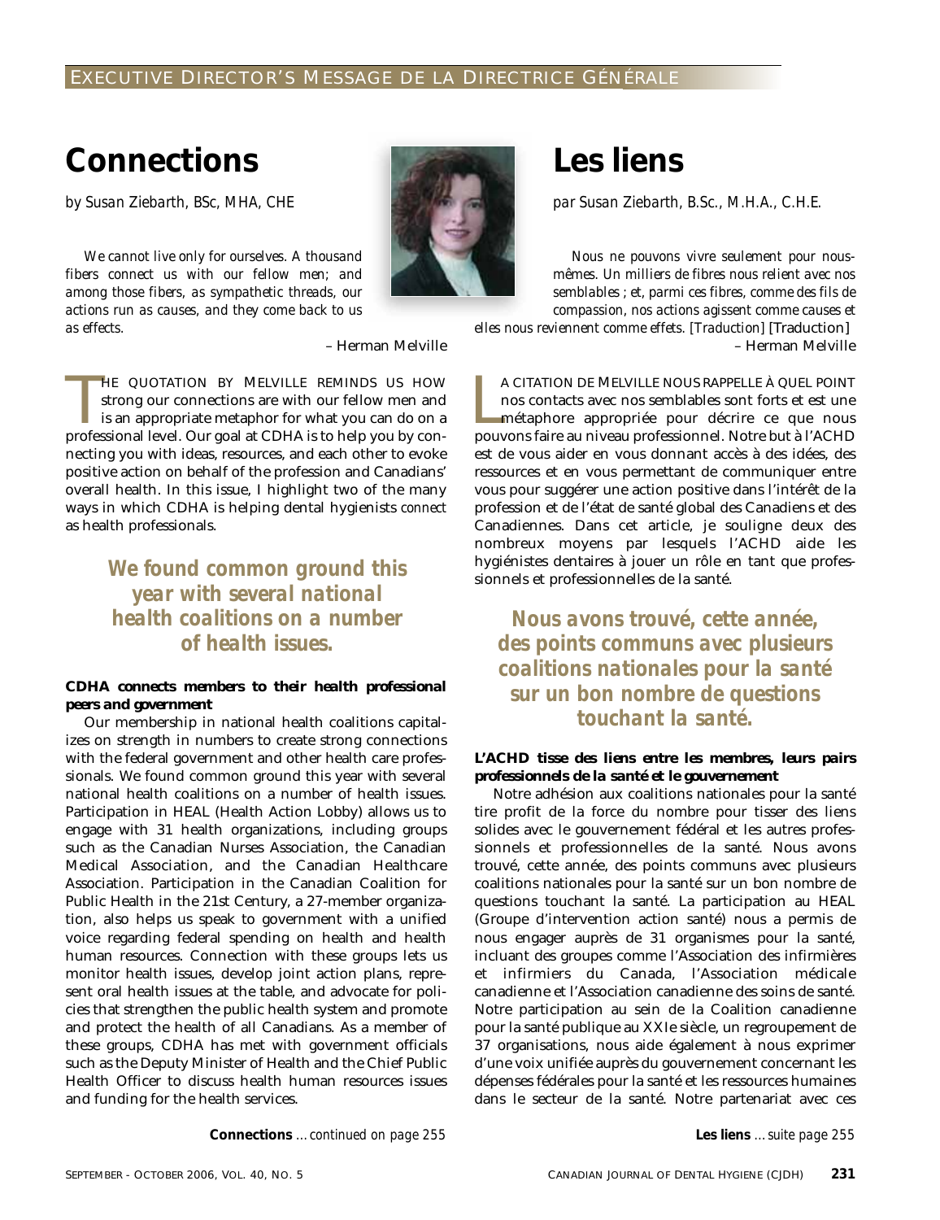EXECUTIVE DIRECTOR'S MESSAGE DE LA DIRECTRICE GÉNÉRALE

# Connections

*by Susan Ziebarth, BSc, MHA, CHE*

*We cannot live only for ourselves. A thousand fibers connect us with our fellow men; and among those fibers, as sympathetic threads, our actions run as causes, and they come back to us as effects.*

– Herman Melville

THE QUOTATION BY MELVILLE REMINDS US HOW strong our connections are with our fellow men and is an appropriate metaphor for what you can do on a professional level. Our goal at CDHA is to help you by connecting you with ideas, resources, and each other to evoke positive action on behalf of the profession and Canadians' overall health. In this issue, I highlight two of the many ways in which CDHA is helping dental hygienists *connect* as health professionals.

**We found common ground this year with several national health coalitions on a number of health issues.**

**CDHA connects members to their health professional peers and government**

Our membership in national health coalitions capitalizes on strength in numbers to create strong connections with the federal government and other health care professionals. We found common ground this year with several national health coalitions on a number of health issues. Participation in HEAL (Health Action Lobby) allows us to engage with 31 health organizations, including groups such as the Canadian Nurses Association, the Canadian Medical Association, and the Canadian Healthcare Association. Participation in the Canadian Coalition for Public Health in the 21st Century, a 27-member organization, also helps us speak to government with a unified voice regarding federal spending on health and health human resources. Connection with these groups lets us monitor health issues, develop joint action plans, represent oral health issues at the table, and advocate for policies that strengthen the public health system and promote and protect the health of all Canadians. As a member of these groups, CDHA has met with government officials such as the Deputy Minister of Health and the Chief Public Health Officer to discuss health human resources issues and funding for the health services.

**Connections** *...continued on page 255*

# Les liens

*par Susan Ziebarth, B.Sc., M.H.A., C.H.E.*

*Nous ne pouvons vivre seulement pour nous-mêmes. Un milliers de fibres nous relient avec nos semblables ; et, parmi ces fibres, comme des fils de compassion, nos actions agissent comme causes et elles nous reviennent comme effets. [Traduction]* [Traduction]

– Herman Melville

LA CITATION DE MELVILLE NOUS RAPPELLE À QUEL POINT nos contacts avec nos semblables sont forts et est une métaphore appropriée pour décrire ce que nous pouvons faire au niveau professionnel. Notre but à l'ACHD est de vous aider en vous donnant accès à des idées, des ressources et en vous permettant de communiquer entre vous pour suggérer une action positive dans l'intérêt de la profession et de l'état de santé global des Canadiens et des Canadiennes. Dans cet article, je souligne deux des nombreux moyens par lesquels l'ACHD aide les hygiénistes dentaires à jouer un rôle en tant que professionnels et professionnelles de la santé.

**Nous avons trouvé, cette année, des points communs avec plusieurs coalitions nationales pour la santé sur un bon nombre de questions touchant la santé.**

**L'ACHD tisse des liens entre les membres, leurs pairs professionnels de la santé et le gouvernement**

Notre adhésion aux coalitions nationales pour la santé tire profit de la force du nombre pour tisser des liens solides avec le gouvernement fédéral et les autres professionnels et professionnelles de la santé. Nous avons trouvé, cette année, des points communs avec plusieurs coalitions nationales pour la santé sur un bon nombre de questions touchant la santé. La participation au HEAL (Groupe d'intervention action santé) nous a permis de nous engager auprès de 31 organismes pour la santé, incluant des groupes comme l'Association des infirmières et infirmiers du Canada, l'Association médicale canadienne et l'Association canadienne des soins de santé. Notre participation au sein de la Coalition canadienne pour la santé publique au XXIe siècle, un regroupement de 37 organisations, nous aide également à nous exprimer d'une voix unifiée auprès du gouvernement concernant les dépenses fédérales pour la santé et les ressources humaines dans le secteur de la santé. Notre partenariat avec ces

**Les liens** *...suite page 255*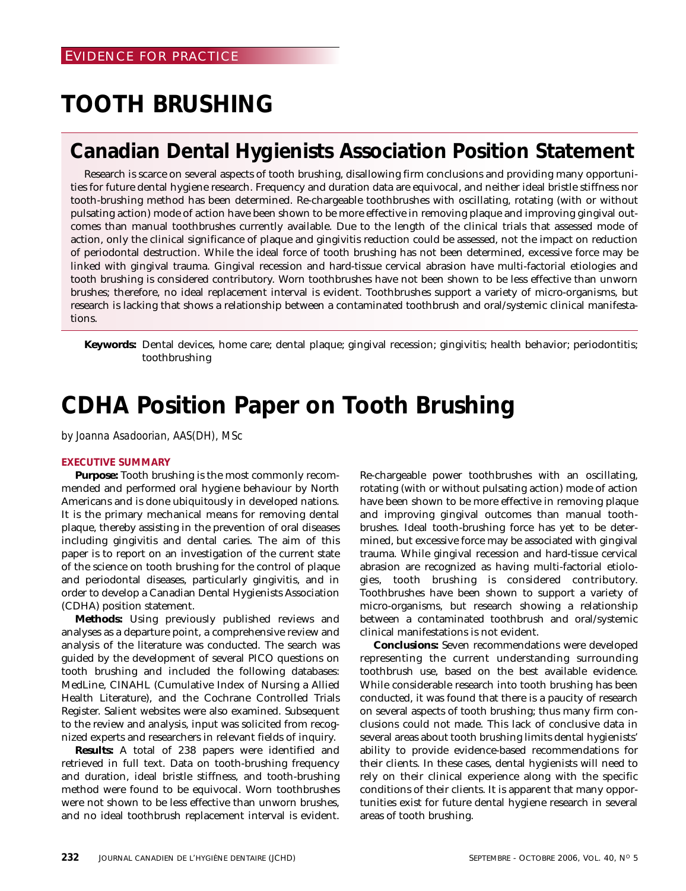EVIDENCE FOR PRACTICE

# TOOTH BRUSHING

## Canadian Dental Hygienists Association Position Statement

Research is scarce on several aspects of tooth brushing, disallowing firm conclusions and providing many opportunities for future dental hygiene research. Frequency and duration data are equivocal, and neither ideal bristle stiffness nor tooth-brushing method has been determined. Re-chargeable toothbrushes with oscillating, rotating (with or without pulsating action) mode of action have been shown to be more effective in removing plaque and improving gingival outcomes than manual toothbrushes currently available. Due to the length of the clinical trials that assessed mode of action, only the clinical significance of plaque and gingivitis reduction could be assessed, not the impact on reduction of periodontal destruction. While the ideal force of tooth brushing has not been determined, excessive force may be linked with gingival trauma. Gingival recession and hard-tissue cervical abrasion have multi-factorial etiologies and tooth brushing is considered contributory. Worn toothbrushes have not been shown to be less effective than unworn brushes; therefore, no ideal replacement interval is evident. Toothbrushes support a variety of micro-organisms, but research is lacking that shows a relationship between a contaminated toothbrush and oral/systemic clinical manifestations.

**Keywords:** Dental devices, home care; dental plaque; gingival recession; gingivitis; health behavior; periodontitis; toothbrushing

# CDHA Position Paper on Tooth Brushing

*by Joanna Asadoorian, AAS(DH), MSc*

### EXECUTIVE SUMMARY

**Purpose:** Tooth brushing is the most commonly recommended and performed oral hygiene behaviour by North Americans and is done ubiquitously in developed nations. It is the primary mechanical means for removing dental plaque, thereby assisting in the prevention of oral diseases including gingivitis and dental caries. The aim of this paper is to report on an investigation of the current state of the science on tooth brushing for the control of plaque and periodontal diseases, particularly gingivitis, and in order to develop a Canadian Dental Hygienists Association (CDHA) position statement.

**Methods:** Using previously published reviews and analyses as a departure point, a comprehensive review and analysis of the literature was conducted. The search was guided by the development of several PICO questions on tooth brushing and included the following databases: MedLine, CINAHL (Cumulative Index of Nursing a Allied Health Literature), and the Cochrane Controlled Trials Register. Salient websites were also examined. Subsequent to the review and analysis, input was solicited from recognized experts and researchers in relevant fields of inquiry.

**Results:** A total of 238 papers were identified and retrieved in full text. Data on tooth-brushing frequency and duration, ideal bristle stiffness, and tooth-brushing method were found to be equivocal. Worn toothbrushes were not shown to be less effective than unworn brushes, and no ideal toothbrush replacement interval is evident. Re-chargeable power toothbrushes with an oscillating, rotating (with or without pulsating action) mode of action have been shown to be more effective in removing plaque and improving gingival outcomes than manual toothbrushes. Ideal tooth-brushing force has yet to be determined, but excessive force may be associated with gingival trauma. While gingival recession and hard-tissue cervical abrasion are recognized as having multi-factorial etiologies, tooth brushing is considered contributory. Toothbrushes have been shown to support a variety of micro-organisms, but research showing a relationship between a contaminated toothbrush and oral/systemic clinical manifestations is not evident.

**Conclusions:** Seven recommendations were developed representing the current understanding surrounding toothbrush use, based on the best available evidence. While considerable research into tooth brushing has been conducted, it was found that there is a paucity of research on several aspects of tooth brushing; thus many firm conclusions could not made. This lack of conclusive data in several areas about tooth brushing limits dental hygienists' ability to provide evidence-based recommendations for their clients. In these cases, dental hygienists will need to rely on their clinical experience along with the specific conditions of their clients. It is apparent that many opportunities exist for future dental hygiene research in several areas of tooth brushing.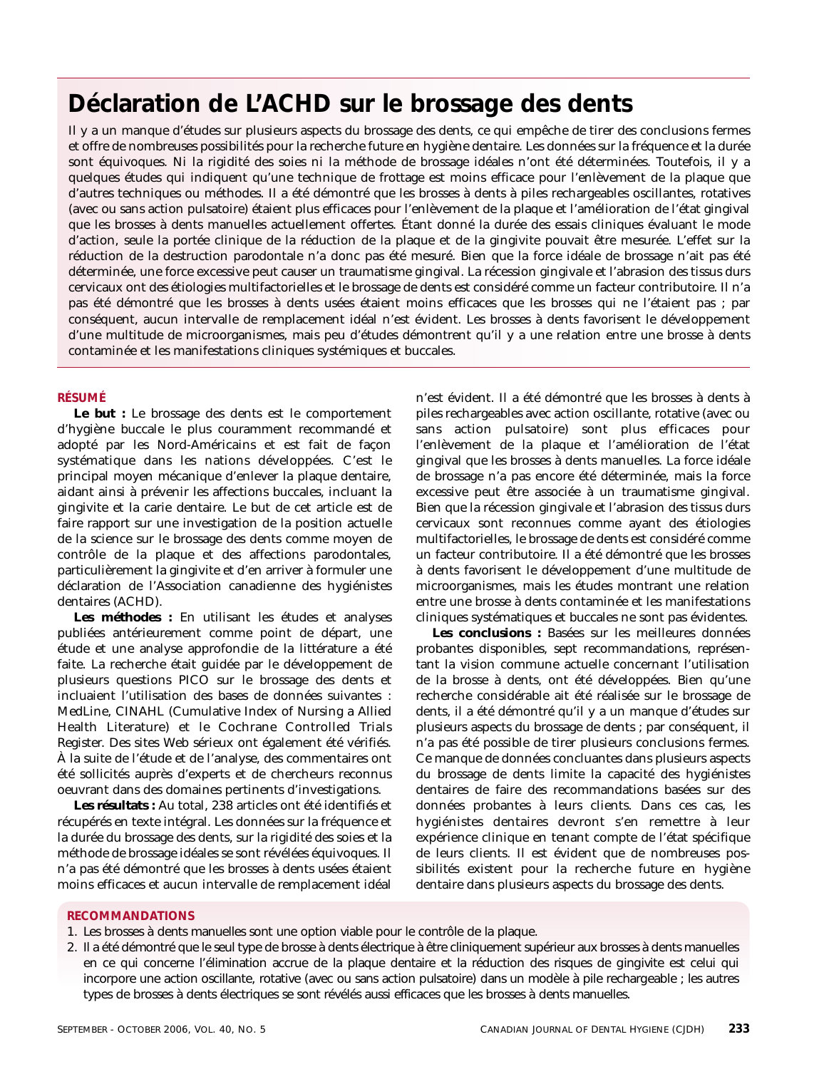# Déclaration de L'ACHD sur le brossage des dents

Il y a un manque d'études sur plusieurs aspects du brossage des dents, ce qui empêche de tirer des conclusions fermes et offre de nombreuses possibilités pour la recherche future en hygiène dentaire. Les données sur la fréquence et la durée sont équivoques. Ni la rigidité des soies ni la méthode de brossage idéales n'ont été déterminées. Toutefois, il y a quelques études qui indiquent qu'une technique de frottage est moins efficace pour l'enlèvement de la plaque que d'autres techniques ou méthodes. Il a été démontré que les brosses à dents à piles rechargeables oscillantes, rotatives (avec ou sans action pulsatoire) étaient plus efficaces pour l'enlèvement de la plaque et l'amélioration de l'état gingival que les brosses à dents manuelles actuellement offertes. Étant donné la durée des essais cliniques évaluant le mode d'action, seule la portée clinique de la réduction de la plaque et de la gingivite pouvait être mesurée. L'effet sur la réduction de la destruction parodontale n'a donc pas été mesuré. Bien que la force idéale de brossage n'ait pas été déterminée, une force excessive peut causer un traumatisme gingival. La récession gingivale et l'abrasion des tissus durs cervicaux ont des étiologies multifactorielles et le brossage de dents est considéré comme un facteur contributoire. Il n'a pas été démontré que les brosses à dents usées étaient moins efficaces que les brosses qui ne l'étaient pas ; par conséquent, aucun intervalle de remplacement idéal n'est évident. Les brosses à dents favorisent le développement d'une multitude de microorganismes, mais peu d'études démontrent qu'il y a une relation entre une brosse à dents contaminée et les manifestations cliniques systémiques et buccales.

## RÉSUMÉ

**Le but :** Le brossage des dents est le comportement d'hygiène buccale le plus couramment recommandé et adopté par les Nord-Américains et est fait de façon systématique dans les nations développées. C'est le principal moyen mécanique d'enlever la plaque dentaire, aidant ainsi à prévenir les affections buccales, incluant la gingivite et la carie dentaire. Le but de cet article est de faire rapport sur une investigation de la position actuelle de la science sur le brossage des dents comme moyen de contrôle de la plaque et des affections parodontales, particulièrement la gingivite et d'en arriver à formuler une déclaration de l'Association canadienne des hygiénistes dentaires (ACHD).

**Les méthodes :** En utilisant les études et analyses publiées antérieurement comme point de départ, une étude et une analyse approfondie de la littérature a été faite. La recherche était guidée par le développement de plusieurs questions PICO sur le brossage des dents et incluaient l'utilisation des bases de données suivantes : MedLine, CINAHL (Cumulative Index of Nursing a Allied Health Literature) et le Cochrane Controlled Trials Register. Des sites Web sérieux ont également été vérifiés. À la suite de l'étude et de l'analyse, des commentaires ont été sollicités auprès d'experts et de chercheurs reconnus oeuvrant dans des domaines pertinents d'investigations.

**Les résultats :** Au total, 238 articles ont été identifiés et récupérés en texte intégral. Les données sur la fréquence et la durée du brossage des dents, sur la rigidité des soies et la méthode de brossage idéales se sont révélées équivoques. Il n'a pas été démontré que les brosses à dents usées étaient moins efficaces et aucun intervalle de remplacement idéal n'est évident. Il a été démontré que les brosses à dents à piles rechargeables avec action oscillante, rotative (avec ou sans action pulsatoire) sont plus efficaces pour l'enlèvement de la plaque et l'amélioration de l'état gingival que les brosses à dents manuelles. La force idéale de brossage n'a pas encore été déterminée, mais la force excessive peut être associée à un traumatisme gingival. Bien que la récession gingivale et l'abrasion des tissus durs cervicaux sont reconnues comme ayant des étiologies multifactorielles, le brossage de dents est considéré comme un facteur contributoire. Il a été démontré que les brosses à dents favorisent le développement d'une multitude de microorganismes, mais les études montrant une relation entre une brosse à dents contaminée et les manifestations cliniques systématiques et buccales ne sont pas évidentes.

**Les conclusions :** Basées sur les meilleures données probantes disponibles, sept recommandations, représentant la vision commune actuelle concernant l'utilisation de la brosse à dents, ont été développées. Bien qu'une recherche considérable ait été réalisée sur le brossage de dents, il a été démontré qu'il y a un manque d'études sur plusieurs aspects du brossage de dents ; par conséquent, il n'a pas été possible de tirer plusieurs conclusions fermes. Ce manque de données concluantes dans plusieurs aspects du brossage de dents limite la capacité des hygiénistes dentaires de faire des recommandations basées sur des données probantes à leurs clients. Dans ces cas, les hygiénistes dentaires devront s'en remettre à leur expérience clinique en tenant compte de l'état spécifique de leurs clients. Il est évident que de nombreuses possibilités existent pour la recherche future en hygiène dentaire dans plusieurs aspects du brossage des dents.

## RECOMMANDATIONS

1. Les brosses à dents manuelles sont une option viable pour le contrôle de la plaque.
2. Il a été démontré que le seul type de brosse à dents électrique à être cliniquement supérieur aux brosses à dents manuelles en ce qui concerne l'élimination accrue de la plaque dentaire et la réduction des risques de gingivite est celui qui incorpore une action oscillante, rotative (avec ou sans action pulsatoire) dans un modèle à pile rechargeable ; les autres types de brosses à dents électriques se sont révélés aussi efficaces que les brosses à dents manuelles.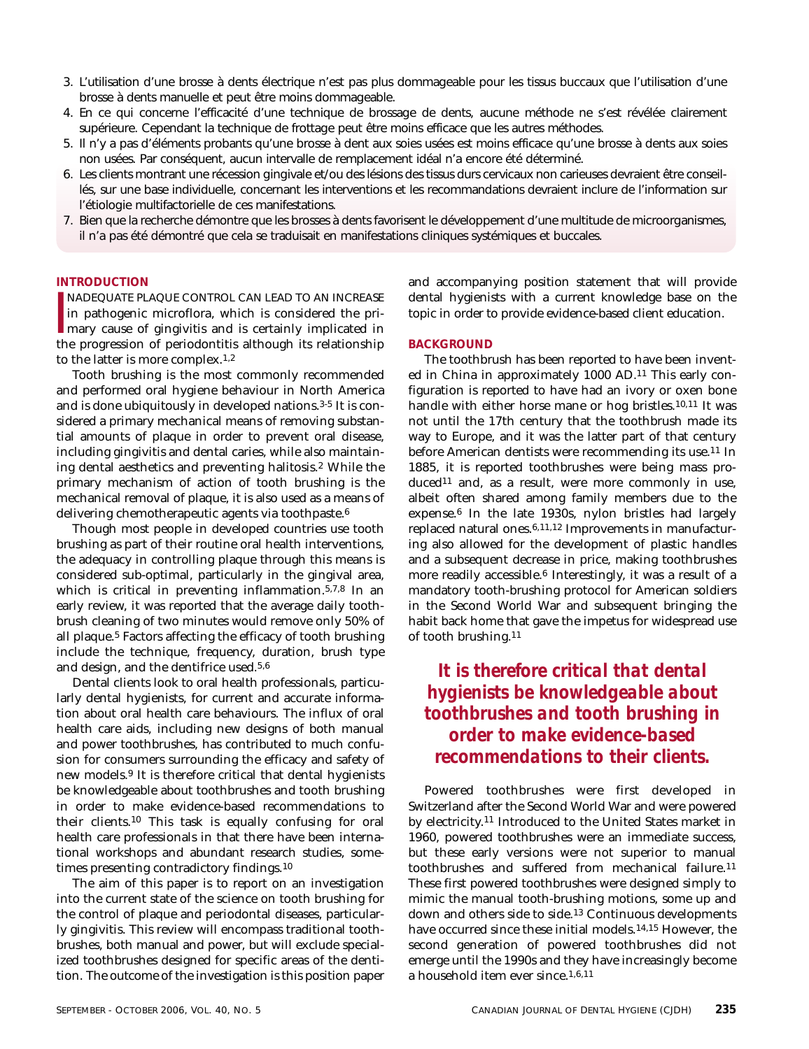3. L'utilisation d'une brosse à dents électrique n'est pas plus dommageable pour les tissus buccaux que l'utilisation d'une brosse à dents manuelle et peut être moins dommageable.
4. En ce qui concerne l'efficacité d'une technique de brossage de dents, aucune méthode ne s'est révélée clairement supérieure. Cependant la technique de frottage peut être moins efficace que les autres méthodes.
5. Il n'y a pas d'éléments probants qu'une brosse à dent aux soies usées est moins efficace qu'une brosse à dents aux soies non usées. Par conséquent, aucun intervalle de remplacement idéal n'a encore été déterminé.
6. Les clients montrant une récession gingivale et/ou des lésions des tissus durs cervicaux non carieuses devraient être conseillés, sur une base individuelle, concernant les interventions et les recommandations devraient inclure de l'information sur l'étiologie multifactorielle de ces manifestations.
7. Bien que la recherche démontre que les brosses à dents favorisent le développement d'une multitude de microorganismes, il n'a pas été démontré que cela se traduisait en manifestations cliniques systémiques et buccales.

## INTRODUCTION

INADEQUATE PLAQUE CONTROL CAN LEAD TO AN INCREASE in pathogenic microflora, which is considered the primary cause of gingivitis and is certainly implicated in the progression of periodontitis although its relationship to the latter is more complex.[1,2]

Tooth brushing is the most commonly recommended and performed oral hygiene behaviour in North America and is done ubiquitously in developed nations.[3-5] It is considered a primary mechanical means of removing substantial amounts of plaque in order to prevent oral disease, including gingivitis and dental caries, while also maintaining dental aesthetics and preventing halitosis.[2] While the primary mechanism of action of tooth brushing is the mechanical removal of plaque, it is also used as a means of delivering chemotherapeutic agents via toothpaste.[6]

Though most people in developed countries use tooth brushing as part of their routine oral health interventions, the adequacy in controlling plaque through this means is considered sub-optimal, particularly in the gingival area, which is critical in preventing inflammation.[5,7,8] In an early review, it was reported that the average daily toothbrush cleaning of two minutes would remove only 50% of all plaque.[5] Factors affecting the efficacy of tooth brushing include the technique, frequency, duration, brush type and design, and the dentifrice used.[5,6]

Dental clients look to oral health professionals, particularly dental hygienists, for current and accurate information about oral health care behaviours. The influx of oral health care aids, including new designs of both manual and power toothbrushes, has contributed to much confusion for consumers surrounding the efficacy and safety of new models.[9] It is therefore critical that dental hygienists be knowledgeable about toothbrushes and tooth brushing in order to make evidence-based recommendations to their clients.[10] This task is equally confusing for oral health care professionals in that there have been international workshops and abundant research studies, sometimes presenting contradictory findings.[10]

The aim of this paper is to report on an investigation into the current state of the science on tooth brushing for the control of plaque and periodontal diseases, particularly gingivitis. This review will encompass traditional toothbrushes, both manual and power, but will exclude specialized toothbrushes designed for specific areas of the dentition. The outcome of the investigation is this position paper and accompanying position statement that will provide dental hygienists with a current knowledge base on the topic in order to provide evidence-based client education.

## BACKGROUND

The toothbrush has been reported to have been invented in China in approximately 1000 AD.[11] This early configuration is reported to have had an ivory or oxen bone handle with either horse mane or hog bristles.[10,11] It was not until the 17th century that the toothbrush made its way to Europe, and it was the latter part of that century before American dentists were recommending its use.[11] In 1885, it is reported toothbrushes were being mass produced[11] and, as a result, were more commonly in use, albeit often shared among family members due to the expense.[6] In the late 1930s, nylon bristles had largely replaced natural ones.[6,11,12] Improvements in manufacturing also allowed for the development of plastic handles and a subsequent decrease in price, making toothbrushes more readily accessible.[6] Interestingly, it was a result of a mandatory tooth-brushing protocol for American soldiers in the Second World War and subsequent bringing the habit back home that gave the impetus for widespread use of tooth brushing.[11]

***It is therefore critical that dental hygienists be knowledgeable about toothbrushes and tooth brushing in order to make evidence-based recommendations to their clients.***

Powered toothbrushes were first developed in Switzerland after the Second World War and were powered by electricity.[11] Introduced to the United States market in 1960, powered toothbrushes were an immediate success, but these early versions were not superior to manual toothbrushes and suffered from mechanical failure.[11] These first powered toothbrushes were designed simply to mimic the manual tooth-brushing motions, some up and down and others side to side.[13] Continuous developments have occurred since these initial models.[14,15] However, the second generation of powered toothbrushes did not emerge until the 1990s and they have increasingly become a household item ever since.[1,6,11]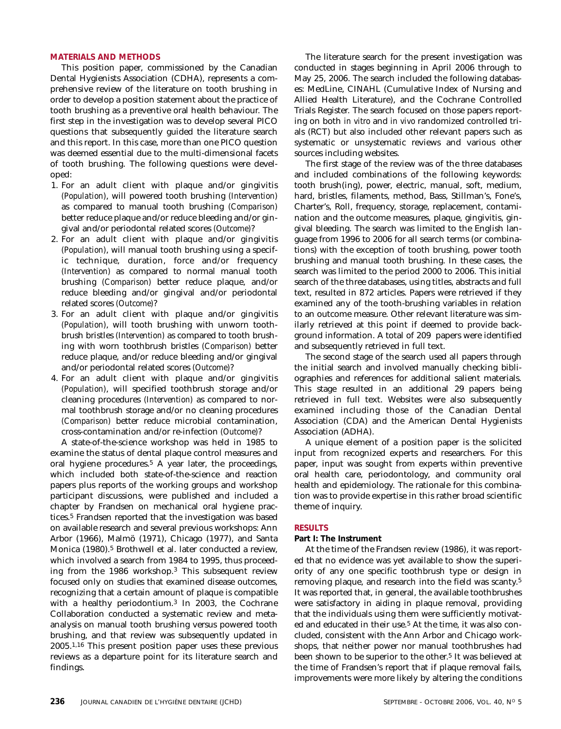## MATERIALS AND METHODS

This position paper, commissioned by the Canadian Dental Hygienists Association (CDHA), represents a comprehensive review of the literature on tooth brushing in order to develop a position statement about the practice of tooth brushing as a preventive oral health behaviour. The first step in the investigation was to develop several PICO questions that subsequently guided the literature search and this report. In this case, more than one PICO question was deemed essential due to the multi-dimensional facets of tooth brushing. The following questions were developed:

1. For an adult client with plaque and/or gingivitis *(Population)*, will powered tooth brushing *(Intervention)* as compared to manual tooth brushing *(Comparison)* better reduce plaque and/or reduce bleeding and/or gingival and/or periodontal related scores *(Outcome)*?
2. For an adult client with plaque and/or gingivitis *(Population)*, will manual tooth brushing using a specific technique, duration, force and/or frequency *(Intervention)* as compared to normal manual tooth brushing *(Comparison)* better reduce plaque, and/or reduce bleeding and/or gingival and/or periodontal related scores *(Outcome)*?
3. For an adult client with plaque and/or gingivitis *(Population)*, will tooth brushing with unworn toothbrush bristles *(Intervention)* as compared to tooth brushing with worn toothbrush bristles *(Comparison)* better reduce plaque, and/or reduce bleeding and/or gingival and/or periodontal related scores *(Outcome)*?
4. For an adult client with plaque and/or gingivitis *(Population)*, will specified toothbrush storage and/or cleaning procedures *(Intervention)* as compared to normal toothbrush storage and/or no cleaning procedures *(Comparison)* better reduce microbial contamination, cross-contamination and/or re-infection *(Outcome)*?

A state-of-the-science workshop was held in 1985 to examine the status of dental plaque control measures and oral hygiene procedures.[5] A year later, the proceedings, which included both state-of-the-science and reaction papers plus reports of the working groups and workshop participant discussions, were published and included a chapter by Frandsen on mechanical oral hygiene practices.[5] Frandsen reported that the investigation was based on available research and several previous workshops: Ann Arbor (1966), Malmö (1971), Chicago (1977), and Santa Monica (1980).[5] Brothwell et al. later conducted a review, which involved a search from 1984 to 1995, thus proceeding from the 1986 workshop.[3] This subsequent review focused only on studies that examined disease outcomes, recognizing that a certain amount of plaque is compatible with a healthy periodontium.[3] In 2003, the Cochrane Collaboration conducted a systematic review and meta-analysis on manual tooth brushing versus powered tooth brushing, and that review was subsequently updated in 2005.[1,16] This present position paper uses these previous reviews as a departure point for its literature search and findings.

The literature search for the present investigation was conducted in stages beginning in April 2006 through to May 25, 2006. The search included the following databases: MedLine, CINAHL (Cumulative Index of Nursing and Allied Health Literature), and the Cochrane Controlled Trials Register. The search focused on those papers reporting on both *in vitro* and *in vivo* randomized controlled trials (RCT) but also included other relevant papers such as systematic or unsystematic reviews and various other sources including websites.

The first stage of the review was of the three databases and included combinations of the following keywords: tooth brush(ing), power, electric, manual, soft, medium, hard, bristles, filaments, method, Bass, Stillman's, Fone's, Charter's, Roll, frequency, storage, replacement, contamination and the outcome measures, plaque, gingivitis, gingival bleeding. The search was limited to the English language from 1996 to 2006 for all search terms (or combinations) with the exception of tooth brushing, power tooth brushing and manual tooth brushing. In these cases, the search was limited to the period 2000 to 2006. This initial search of the three databases, using titles, abstracts and full text, resulted in 872 articles. Papers were retrieved if they examined any of the tooth-brushing variables in relation to an outcome measure. Other relevant literature was similarly retrieved at this point if deemed to provide background information. A total of 209 papers were identified and subsequently retrieved in full text.

The second stage of the search used all papers through the initial search and involved manually checking bibliographies and references for additional salient materials. This stage resulted in an additional 29 papers being retrieved in full text. Websites were also subsequently examined including those of the Canadian Dental Association (CDA) and the American Dental Hygienists Association (ADHA).

A unique element of a position paper is the solicited input from recognized experts and researchers. For this paper, input was sought from experts within preventive oral health care, periodontology, and community oral health and epidemiology. The rationale for this combination was to provide expertise in this rather broad scientific theme of inquiry.

## RESULTS

### Part I: The Instrument

At the time of the Frandsen review (1986), it was reported that no evidence was yet available to show the superiority of any one specific toothbrush type or design in removing plaque, and research into the field was scanty.[5] It was reported that, in general, the available toothbrushes were satisfactory in aiding in plaque removal, providing that the individuals using them were sufficiently motivated and educated in their use.[5] At the time, it was also concluded, consistent with the Ann Arbor and Chicago workshops, that neither power nor manual toothbrushes had been shown to be superior to the other.[5] It was believed at the time of Frandsen's report that if plaque removal fails, improvements were more likely by altering the conditions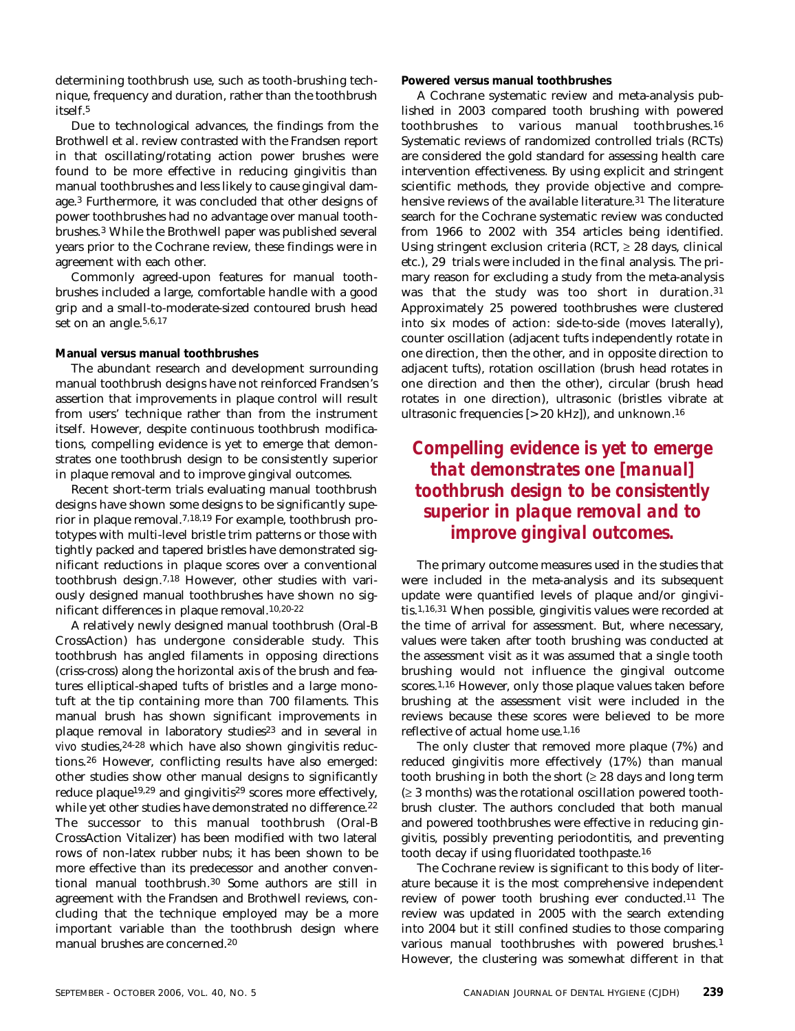determining toothbrush use, such as tooth-brushing technique, frequency and duration, rather than the toothbrush itself.[5]

Due to technological advances, the findings from the Brothwell et al. review contrasted with the Frandsen report in that oscillating/rotating action power brushes were found to be more effective in reducing gingivitis than manual toothbrushes and less likely to cause gingival damage.[3] Furthermore, it was concluded that other designs of power toothbrushes had no advantage over manual toothbrushes.[3] While the Brothwell paper was published several years prior to the Cochrane review, these findings were in agreement with each other.

Commonly agreed-upon features for manual toothbrushes included a large, comfortable handle with a good grip and a small-to-moderate-sized contoured brush head set on an angle.[5,6,17]

**Manual versus manual toothbrushes**

The abundant research and development surrounding manual toothbrush designs have not reinforced Frandsen's assertion that improvements in plaque control will result from users' technique rather than from the instrument itself. However, despite continuous toothbrush modifications, compelling evidence is yet to emerge that demonstrates one toothbrush design to be consistently superior in plaque removal and to improve gingival outcomes.

Recent short-term trials evaluating manual toothbrush designs have shown some designs to be significantly superior in plaque removal.[7,18,19] For example, toothbrush prototypes with multi-level bristle trim patterns or those with tightly packed and tapered bristles have demonstrated significant reductions in plaque scores over a conventional toothbrush design.[7,18] However, other studies with variously designed manual toothbrushes have shown no significant differences in plaque removal.[10,20-22]

A relatively newly designed manual toothbrush (Oral-B CrossAction) has undergone considerable study. This toothbrush has angled filaments in opposing directions (criss-cross) along the horizontal axis of the brush and features elliptical-shaped tufts of bristles and a large monotuft at the tip containing more than 700 filaments. This manual brush has shown significant improvements in plaque removal in laboratory studies[23] and in several *in vivo* studies,[24-28] which have also shown gingivitis reductions.[26] However, conflicting results have also emerged: other studies show other manual designs to significantly reduce plaque[19,29] and gingivitis[29] scores more effectively, while yet other studies have demonstrated no difference.[22] The successor to this manual toothbrush (Oral-B CrossAction Vitalizer) has been modified with two lateral rows of non-latex rubber nubs; it has been shown to be more effective than its predecessor and another conventional manual toothbrush.[30] Some authors are still in agreement with the Frandsen and Brothwell reviews, concluding that the technique employed may be a more important variable than the toothbrush design where manual brushes are concerned.[20]

**Powered versus manual toothbrushes**

A Cochrane systematic review and meta-analysis published in 2003 compared tooth brushing with powered toothbrushes to various manual toothbrushes.[16] Systematic reviews of randomized controlled trials (RCTs) are considered the gold standard for assessing health care intervention effectiveness. By using explicit and stringent scientific methods, they provide objective and comprehensive reviews of the available literature.[31] The literature search for the Cochrane systematic review was conducted from 1966 to 2002 with 354 articles being identified. Using stringent exclusion criteria (RCT, $\geq$ 28 days, clinical etc.), 29 trials were included in the final analysis. The primary reason for excluding a study from the meta-analysis was that the study was too short in duration.[31] Approximately 25 powered toothbrushes were clustered into six modes of action: side-to-side (moves laterally), counter oscillation (adjacent tufts independently rotate in one direction, then the other, and in opposite direction to adjacent tufts), rotation oscillation (brush head rotates in one direction and then the other), circular (brush head rotates in one direction), ultrasonic (bristles vibrate at ultrasonic frequencies [> 20 kHz]), and unknown.[16]

> ***Compelling evidence is yet to emerge that demonstrates one [manual] toothbrush design to be consistently superior in plaque removal and to improve gingival outcomes.***

The primary outcome measures used in the studies that were included in the meta-analysis and its subsequent update were quantified levels of plaque and/or gingivitis.[1,16,31] When possible, gingivitis values were recorded at the time of arrival for assessment. But, where necessary, values were taken after tooth brushing was conducted at the assessment visit as it was assumed that a single tooth brushing would not influence the gingival outcome scores.[1,16] However, only those plaque values taken before brushing at the assessment visit were included in the reviews because these scores were believed to be more reflective of actual home use.[1,16]

The only cluster that removed more plaque (7%) and reduced gingivitis more effectively (17%) than manual tooth brushing in both the short ($\geq$ 28 days and long term ($\geq$ 3 months) was the rotational oscillation powered toothbrush cluster. The authors concluded that both manual and powered toothbrushes were effective in reducing gingivitis, possibly preventing periodontitis, and preventing tooth decay if using fluoridated toothpaste.[16]

The Cochrane review is significant to this body of literature because it is the most comprehensive independent review of power tooth brushing ever conducted.[11] The review was updated in 2005 with the search extending into 2004 but it still confined studies to those comparing various manual toothbrushes with powered brushes.[1] However, the clustering was somewhat different in that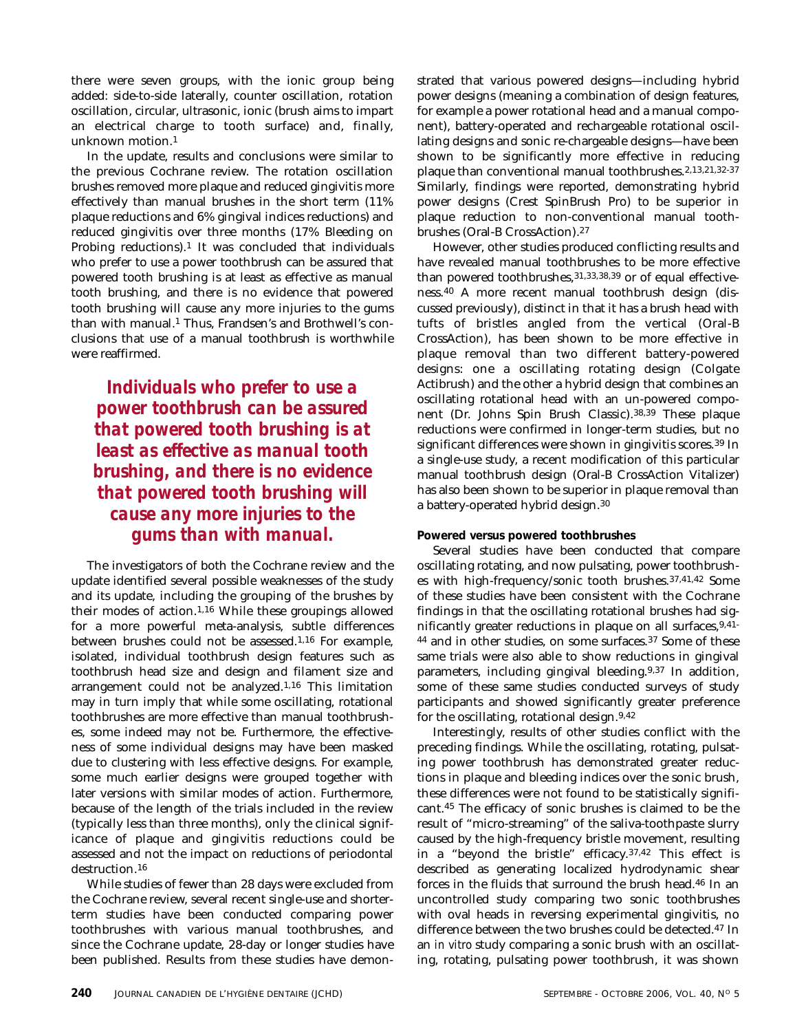there were seven groups, with the ionic group being added: side-to-side laterally, counter oscillation, rotation oscillation, circular, ultrasonic, ionic (brush aims to impart an electrical charge to tooth surface) and, finally, unknown motion.[1]

In the update, results and conclusions were similar to the previous Cochrane review. The rotation oscillation brushes removed more plaque and reduced gingivitis more effectively than manual brushes in the short term (11% plaque reductions and 6% gingival indices reductions) and reduced gingivitis over three months (17% Bleeding on Probing reductions).[1] It was concluded that individuals who prefer to use a power toothbrush can be assured that powered tooth brushing is at least as effective as manual tooth brushing, and there is no evidence that powered tooth brushing will cause any more injuries to the gums than with manual.[1] Thus, Frandsen's and Brothwell's conclusions that use of a manual toothbrush is worthwhile were reaffirmed.

***Individuals who prefer to use a power toothbrush can be assured that powered tooth brushing is at least as effective as manual tooth brushing, and there is no evidence that powered tooth brushing will cause any more injuries to the gums than with manual.***

The investigators of both the Cochrane review and the update identified several possible weaknesses of the study and its update, including the grouping of the brushes by their modes of action.[1,16] While these groupings allowed for a more powerful meta-analysis, subtle differences between brushes could not be assessed.[1,16] For example, isolated, individual toothbrush design features such as toothbrush head size and design and filament size and arrangement could not be analyzed.[1,16] This limitation may in turn imply that while some oscillating, rotational toothbrushes are more effective than manual toothbrushes, some indeed may not be. Furthermore, the effectiveness of some individual designs may have been masked due to clustering with less effective designs. For example, some much earlier designs were grouped together with later versions with similar modes of action. Furthermore, because of the length of the trials included in the review (typically less than three months), only the clinical significance of plaque and gingivitis reductions could be assessed and not the impact on reductions of periodontal destruction.[16]

While studies of fewer than 28 days were excluded from the Cochrane review, several recent single-use and shorter-term studies have been conducted comparing power toothbrushes with various manual toothbrushes, and since the Cochrane update, 28-day or longer studies have been published. Results from these studies have demonstrated that various powered designs—including hybrid power designs (meaning a combination of design features, for example a power rotational head and a manual component), battery-operated and rechargeable rotational oscillating designs and sonic re-chargeable designs—have been shown to be significantly more effective in reducing plaque than conventional manual toothbrushes.[2,13,21,32-37] Similarly, findings were reported, demonstrating hybrid power designs (Crest SpinBrush Pro) to be superior in plaque reduction to non-conventional manual toothbrushes (Oral-B CrossAction).[27]

However, other studies produced conflicting results and have revealed manual toothbrushes to be more effective than powered toothbrushes,[31,33,38,39] or of equal effectiveness.[40] A more recent manual toothbrush design (discussed previously), distinct in that it has a brush head with tufts of bristles angled from the vertical (Oral-B CrossAction), has been shown to be more effective in plaque removal than two different battery-powered designs: one a oscillating rotating design (Colgate Actibrush) and the other a hybrid design that combines an oscillating rotational head with an un-powered component (Dr. Johns Spin Brush Classic).[38,39] These plaque reductions were confirmed in longer-term studies, but no significant differences were shown in gingivitis scores.[39] In a single-use study, a recent modification of this particular manual toothbrush design (Oral-B CrossAction Vitalizer) has also been shown to be superior in plaque removal than a battery-operated hybrid design.[30]

**Powered versus powered toothbrushes**

Several studies have been conducted that compare oscillating rotating, and now pulsating, power toothbrushes with high-frequency/sonic tooth brushes.[37,41,42] Some of these studies have been consistent with the Cochrane findings in that the oscillating rotational brushes had significantly greater reductions in plaque on all surfaces,[9,41-44] and in other studies, on some surfaces.[37] Some of these same trials were also able to show reductions in gingival parameters, including gingival bleeding.[9,37] In addition, some of these same studies conducted surveys of study participants and showed significantly greater preference for the oscillating, rotational design.[9,42]

Interestingly, results of other studies conflict with the preceding findings. While the oscillating, rotating, pulsating power toothbrush has demonstrated greater reductions in plaque and bleeding indices over the sonic brush, these differences were not found to be statistically significant.[45] The efficacy of sonic brushes is claimed to be the result of "micro-streaming" of the saliva-toothpaste slurry caused by the high-frequency bristle movement, resulting in a "beyond the bristle" efficacy.[37,42] This effect is described as generating localized hydrodynamic shear forces in the fluids that surround the brush head.[46] In an uncontrolled study comparing two sonic toothbrushes with oval heads in reversing experimental gingivitis, no difference between the two brushes could be detected.[47] In an *in vitro* study comparing a sonic brush with an oscillating, rotating, pulsating power toothbrush, it was shown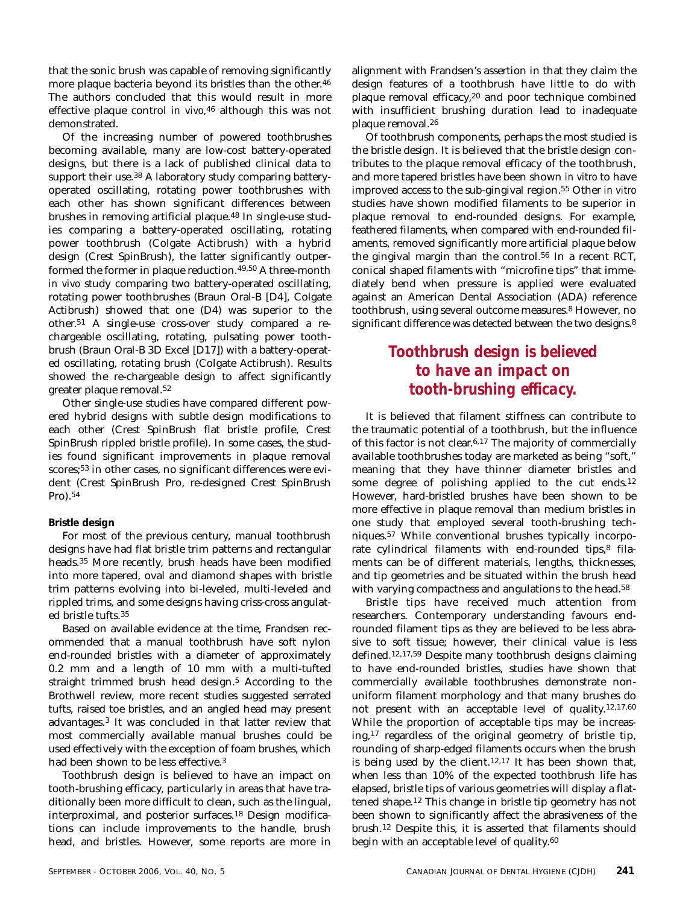that the sonic brush was capable of removing significantly more plaque bacteria beyond its bristles than the other.[46] The authors concluded that this would result in more effective plaque control *in vivo*,[46] although this was not demonstrated.

Of the increasing number of powered toothbrushes becoming available, many are low-cost battery-operated designs, but there is a lack of published clinical data to support their use.[38] A laboratory study comparing battery-operated oscillating, rotating power toothbrushes with each other has shown significant differences between brushes in removing artificial plaque.[48] In single-use studies comparing a battery-operated oscillating, rotating power toothbrush (Colgate Actibrush) with a hybrid design (Crest SpinBrush), the latter significantly outperformed the former in plaque reduction.[49,50] A three-month *in vivo* study comparing two battery-operated oscillating, rotating power toothbrushes (Braun Oral-B [D4], Colgate Actibrush) showed that one (D4) was superior to the other.[51] A single-use cross-over study compared a re-chargeable oscillating, rotating, pulsating power toothbrush (Braun Oral-B 3D Excel [D17]) with a battery-operated oscillating, rotating brush (Colgate Actibrush). Results showed the re-chargeable design to affect significantly greater plaque removal.[52]

Other single-use studies have compared different powered hybrid designs with subtle design modifications to each other (Crest SpinBrush flat bristle profile, Crest SpinBrush rippled bristle profile). In some cases, the studies found significant improvements in plaque removal scores;[53] in other cases, no significant differences were evident (Crest SpinBrush Pro, re-designed Crest SpinBrush Pro).[54]

**Bristle design**

For most of the previous century, manual toothbrush designs have had flat bristle trim patterns and rectangular heads.[35] More recently, brush heads have been modified into more tapered, oval and diamond shapes with bristle trim patterns evolving into bi-leveled, multi-leveled and rippled trims, and some designs having criss-cross angulated bristle tufts.[35]

Based on available evidence at the time, Frandsen recommended that a manual toothbrush have soft nylon end-rounded bristles with a diameter of approximately 0.2 mm and a length of 10 mm with a multi-tufted straight trimmed brush head design.[5] According to the Brothwell review, more recent studies suggested serrated tufts, raised toe bristles, and an angled head may present advantages.[3] It was concluded in that latter review that most commercially available manual brushes could be used effectively with the exception of foam brushes, which had been shown to be less effective.[3]

Toothbrush design is believed to have an impact on tooth-brushing efficacy, particularly in areas that have traditionally been more difficult to clean, such as the lingual, interproximal, and posterior surfaces.[18] Design modifications can include improvements to the handle, brush head, and bristles. However, some reports are more in alignment with Frandsen's assertion in that they claim the design features of a toothbrush have little to do with plaque removal efficacy,[20] and poor technique combined with insufficient brushing duration lead to inadequate plaque removal.[26]

Of toothbrush components, perhaps the most studied is the bristle design. It is believed that the bristle design contributes to the plaque removal efficacy of the toothbrush, and more tapered bristles have been shown *in vitro* to have improved access to the sub-gingival region.[55] Other *in vitro* studies have shown modified filaments to be superior in plaque removal to end-rounded designs. For example, feathered filaments, when compared with end-rounded filaments, removed significantly more artificial plaque below the gingival margin than the control.[56] In a recent RCT, conical shaped filaments with "microfine tips" that immediately bend when pressure is applied were evaluated against an American Dental Association (ADA) reference toothbrush, using several outcome measures.[8] However, no significant difference was detected between the two designs.[8]

> ***Toothbrush design is believed to have an impact on tooth-brushing efficacy.***

It is believed that filament stiffness can contribute to the traumatic potential of a toothbrush, but the influence of this factor is not clear.[6,17] The majority of commercially available toothbrushes today are marketed as being "soft," meaning that they have thinner diameter bristles and some degree of polishing applied to the cut ends.[12] However, hard-bristled brushes have been shown to be more effective in plaque removal than medium bristles in one study that employed several tooth-brushing techniques.[57] While conventional brushes typically incorporate cylindrical filaments with end-rounded tips,[8] filaments can be of different materials, lengths, thicknesses, and tip geometries and be situated within the brush head with varying compactness and angulations to the head.[58]

Bristle tips have received much attention from researchers. Contemporary understanding favours end-rounded filament tips as they are believed to be less abrasive to soft tissue; however, their clinical value is less defined.[12,17,59] Despite many toothbrush designs claiming to have end-rounded bristles, studies have shown that commercially available toothbrushes demonstrate non-uniform filament morphology and that many brushes do not present with an acceptable level of quality.[12,17,60] While the proportion of acceptable tips may be increasing,[17] regardless of the original geometry of bristle tip, rounding of sharp-edged filaments occurs when the brush is being used by the client.[12,17] It has been shown that, when less than 10% of the expected toothbrush life has elapsed, bristle tips of various geometries will display a flattened shape.[12] This change in bristle tip geometry has not been shown to significantly affect the abrasiveness of the brush.[12] Despite this, it is asserted that filaments should begin with an acceptable level of quality.[60]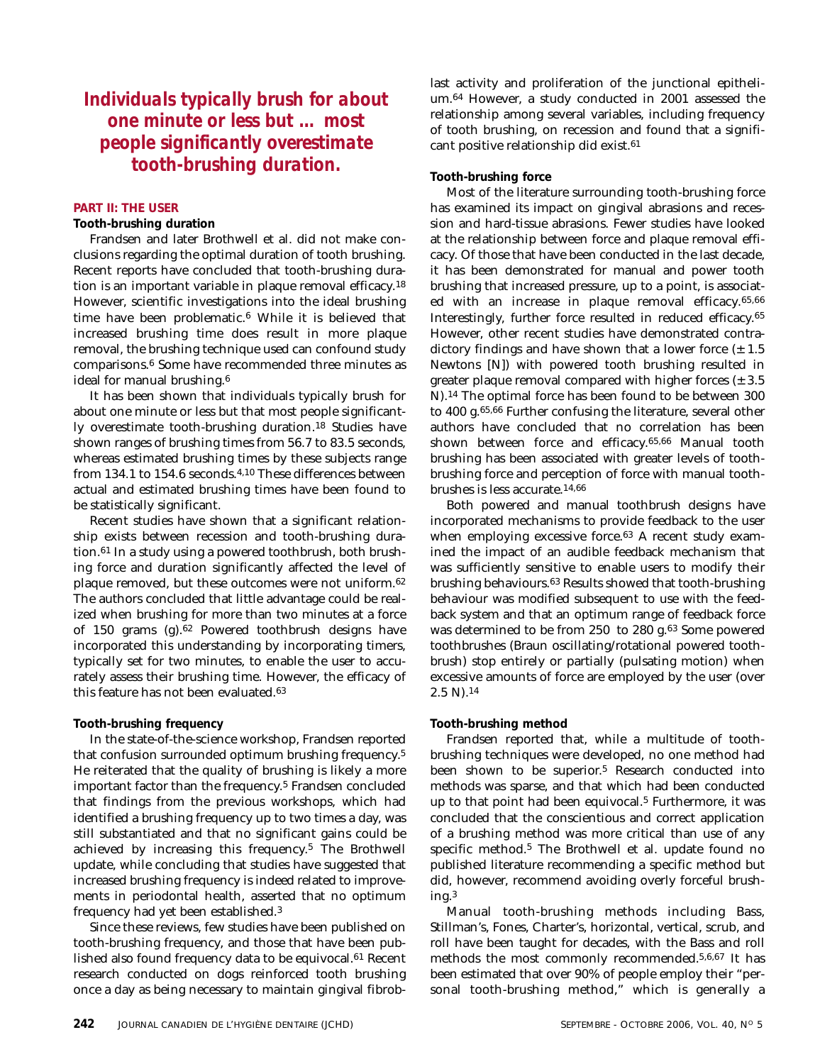*Individuals typically brush for about one minute or less but ... most people significantly overestimate tooth-brushing duration.*

**PART II: THE USER**

**Tooth-brushing duration**

Frandsen and later Brothwell et al. did not make conclusions regarding the optimal duration of tooth brushing. Recent reports have concluded that tooth-brushing duration is an important variable in plaque removal efficacy.[18] However, scientific investigations into the ideal brushing time have been problematic.[6] While it is believed that increased brushing time does result in more plaque removal, the brushing technique used can confound study comparisons.[6] Some have recommended three minutes as ideal for manual brushing.[6]

It has been shown that individuals typically brush for about one minute or less but that most people significantly overestimate tooth-brushing duration.[18] Studies have shown ranges of brushing times from 56.7 to 83.5 seconds, whereas estimated brushing times by these subjects range from 134.1 to 154.6 seconds.[4,10] These differences between actual and estimated brushing times have been found to be statistically significant.

Recent studies have shown that a significant relationship exists between recession and tooth-brushing duration.[61] In a study using a powered toothbrush, both brushing force and duration significantly affected the level of plaque removed, but these outcomes were not uniform.[62] The authors concluded that little advantage could be realized when brushing for more than two minutes at a force of 150 grams (g).[62] Powered toothbrush designs have incorporated this understanding by incorporating timers, typically set for two minutes, to enable the user to accurately assess their brushing time. However, the efficacy of this feature has not been evaluated.[63]

**Tooth-brushing frequency**

In the state-of-the-science workshop, Frandsen reported that confusion surrounded optimum brushing frequency.[5] He reiterated that the quality of brushing is likely a more important factor than the frequency.[5] Frandsen concluded that findings from the previous workshops, which had identified a brushing frequency up to two times a day, was still substantiated and that no significant gains could be achieved by increasing this frequency.[5] The Brothwell update, while concluding that studies have suggested that increased brushing frequency is indeed related to improvements in periodontal health, asserted that no optimum frequency had yet been established.[3]

Since these reviews, few studies have been published on tooth-brushing frequency, and those that have been published also found frequency data to be equivocal.[61] Recent research conducted on dogs reinforced tooth brushing once a day as being necessary to maintain gingival fibroblast activity and proliferation of the junctional epithelium.[64] However, a study conducted in 2001 assessed the relationship among several variables, including frequency of tooth brushing, on recession and found that a significant positive relationship did exist.[61]

**Tooth-brushing force**

Most of the literature surrounding tooth-brushing force has examined its impact on gingival abrasions and recession and hard-tissue abrasions. Fewer studies have looked at the relationship between force and plaque removal efficacy. Of those that have been conducted in the last decade, it has been demonstrated for manual and power tooth brushing that increased pressure, up to a point, is associated with an increase in plaque removal efficacy.[65,66] Interestingly, further force resulted in reduced efficacy.[65] However, other recent studies have demonstrated contradictory findings and have shown that a lower force ($\pm$ 1.5 Newtons [N]) with powered tooth brushing resulted in greater plaque removal compared with higher forces ($\pm$ 3.5 N).[14] The optimal force has been found to be between 300 to 400 g.[65,66] Further confusing the literature, several other authors have concluded that no correlation has been shown between force and efficacy.[65,66] Manual tooth brushing has been associated with greater levels of tooth-brushing force and perception of force with manual toothbrushes is less accurate.[14,66]

Both powered and manual toothbrush designs have incorporated mechanisms to provide feedback to the user when employing excessive force.[63] A recent study examined the impact of an audible feedback mechanism that was sufficiently sensitive to enable users to modify their brushing behaviours.[63] Results showed that tooth-brushing behaviour was modified subsequent to use with the feedback system and that an optimum range of feedback force was determined to be from 250 to 280 g.[63] Some powered toothbrushes (Braun oscillating/rotational powered toothbrush) stop entirely or partially (pulsating motion) when excessive amounts of force are employed by the user (over 2.5 N).[14]

**Tooth-brushing method**

Frandsen reported that, while a multitude of tooth-brushing techniques were developed, no one method had been shown to be superior.[5] Research conducted into methods was sparse, and that which had been conducted up to that point had been equivocal.[5] Furthermore, it was concluded that the conscientious and correct application of a brushing method was more critical than use of any specific method.[5] The Brothwell et al. update found no published literature recommending a specific method but did, however, recommend avoiding overly forceful brushing.[3]

Manual tooth-brushing methods including Bass, Stillman's, Fones, Charter's, horizontal, vertical, scrub, and roll have been taught for decades, with the Bass and roll methods the most commonly recommended.[5,6,67] It has been estimated that over 90% of people employ their "personal tooth-brushing method," which is generally a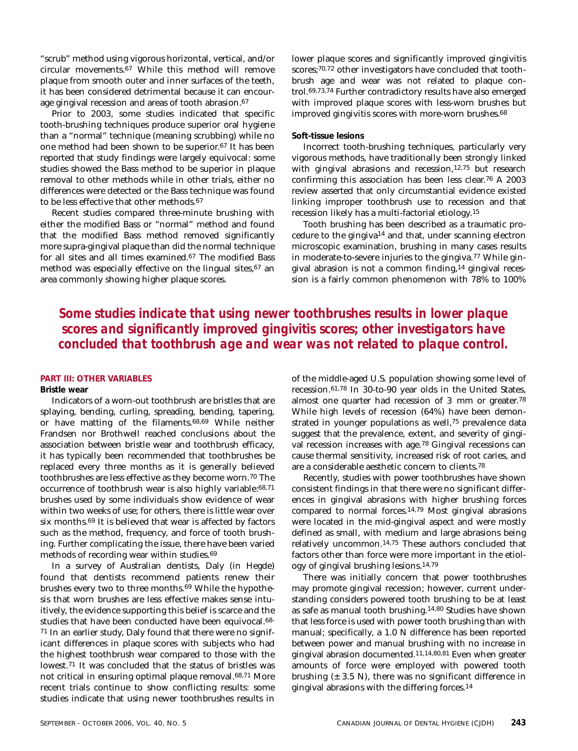"scrub" method using vigorous horizontal, vertical, and/or circular movements.[67] While this method will remove plaque from smooth outer and inner surfaces of the teeth, it has been considered detrimental because it can encourage gingival recession and areas of tooth abrasion.[67]

Prior to 2003, some studies indicated that specific tooth-brushing techniques produce superior oral hygiene than a "normal" technique (meaning scrubbing) while no one method had been shown to be superior.[67] It has been reported that study findings were largely equivocal: some studies showed the Bass method to be superior in plaque removal to other methods while in other trials, either no differences were detected or the Bass technique was found to be less effective that other methods.[67]

Recent studies compared three-minute brushing with either the modified Bass or "normal" method and found that the modified Bass method removed significantly more supra-gingival plaque than did the normal technique for all sites and all times examined.[67] The modified Bass method was especially effective on the lingual sites,[67] an area commonly showing higher plaque scores.

## PART III: OTHER VARIABLES

### Bristle wear

Indicators of a worn-out toothbrush are bristles that are splaying, bending, curling, spreading, bending, tapering, or have matting of the filaments.[68,69] While neither Frandsen nor Brothwell reached conclusions about the association between bristle wear and toothbrush efficacy, it has typically been recommended that toothbrushes be replaced every three months as it is generally believed toothbrushes are less effective as they become worn.[70] The occurrence of toothbrush wear is also highly variable:[68,71] brushes used by some individuals show evidence of wear within two weeks of use; for others, there is little wear over six months.[69] It is believed that wear is affected by factors such as the method, frequency, and force of tooth brushing. Further complicating the issue, there have been varied methods of recording wear within studies.[69]

In a survey of Australian dentists, Daly (in Hegde) found that dentists recommend patients renew their brushes every two to three months.[69] While the hypothesis that worn brushes are less effective makes sense intuitively, the evidence supporting this belief is scarce and the studies that have been conducted have been equivocal.[68-71] In an earlier study, Daly found that there were no significant differences in plaque scores with subjects who had the highest toothbrush wear compared to those with the lowest.[71] It was concluded that the status of bristles was not critical in ensuring optimal plaque removal.[68,71] More recent trials continue to show conflicting results: some studies indicate that using newer toothbrushes results in lower plaque scores and significantly improved gingivitis scores;[70,72] other investigators have concluded that toothbrush age and wear was not related to plaque control.[69,73,74] Further contradictory results have also emerged with improved plaque scores with less-worn brushes but improved gingivitis scores with more-worn brushes.[68]

***Some studies indicate that using newer toothbrushes results in lower plaque scores and significantly improved gingivitis scores; other investigators have concluded that toothbrush age and wear was not related to plaque control.***

### Soft-tissue lesions

Incorrect tooth-brushing techniques, particularly very vigorous methods, have traditionally been strongly linked with gingival abrasions and recession,[12,75] but research confirming this association has been less clear.[76] A 2003 review asserted that only circumstantial evidence existed linking improper toothbrush use to recession and that recession likely has a multi-factorial etiology.[15]

Tooth brushing has been described as a traumatic procedure to the gingiva[14] and that, under scanning electron microscopic examination, brushing in many cases results in moderate-to-severe injuries to the gingiva.[77] While gingival abrasion is not a common finding,[14] gingival recession is a fairly common phenomenon with 78% to 100% of the middle-aged U.S. population showing some level of recession.[61,78] In 30-to-90 year olds in the United States, almost one quarter had recession of 3 mm or greater.[78] While high levels of recession (64%) have been demonstrated in younger populations as well,[75] prevalence data suggest that the prevalence, extent, and severity of gingival recession increases with age.[78] Gingival recessions can cause thermal sensitivity, increased risk of root caries, and are a considerable aesthetic concern to clients.[78]

Recently, studies with power toothbrushes have shown consistent findings in that there were no significant differences in gingival abrasions with higher brushing forces compared to normal forces.[14,79] Most gingival abrasions were located in the mid-gingival aspect and were mostly defined as small, with medium and large abrasions being relatively uncommon.[14,75] These authors concluded that factors other than force were more important in the etiology of gingival brushing lesions.[14,79]

There was initially concern that power toothbrushes may promote gingival recession; however, current understanding considers powered tooth brushing to be at least as safe as manual tooth brushing.[14,80] Studies have shown that less force is used with power tooth brushing than with manual; specifically, a 1.0 N difference has been reported between power and manual brushing with no increase in gingival abrasion documented.[11,14,80,81] Even when greater amounts of force were employed with powered tooth brushing ($\pm$ 3.5 N), there was no significant difference in gingival abrasions with the differing forces.[14]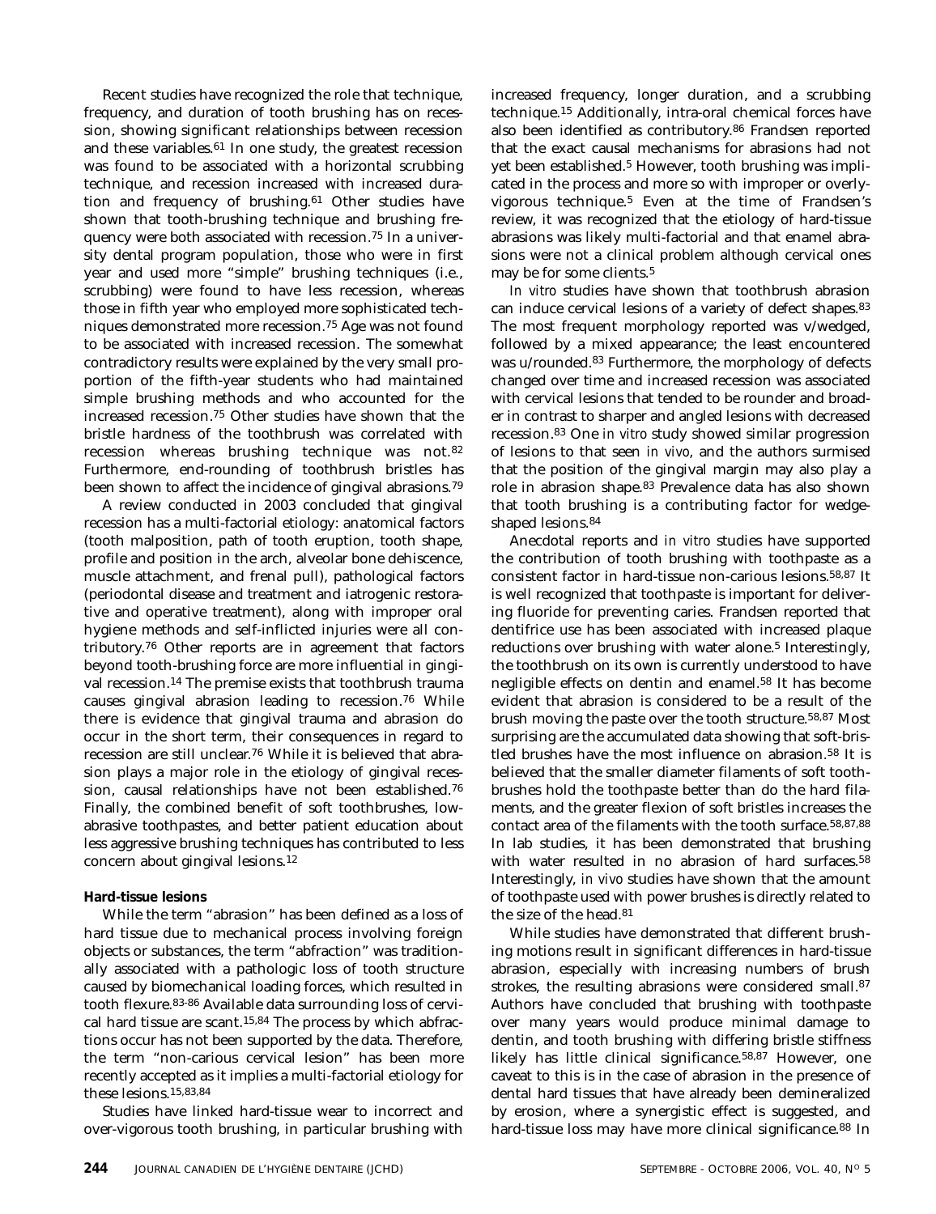Recent studies have recognized the role that technique, frequency, and duration of tooth brushing has on recession, showing significant relationships between recession and these variables.[61] In one study, the greatest recession was found to be associated with a horizontal scrubbing technique, and recession increased with increased duration and frequency of brushing.[61] Other studies have shown that tooth-brushing technique and brushing frequency were both associated with recession.[75] In a university dental program population, those who were in first year and used more "simple" brushing techniques (i.e., scrubbing) were found to have less recession, whereas those in fifth year who employed more sophisticated techniques demonstrated more recession.[75] Age was not found to be associated with increased recession. The somewhat contradictory results were explained by the very small proportion of the fifth-year students who had maintained simple brushing methods and who accounted for the increased recession.[75] Other studies have shown that the bristle hardness of the toothbrush was correlated with recession whereas brushing technique was not.[82] Furthermore, end-rounding of toothbrush bristles has been shown to affect the incidence of gingival abrasions.[79]

A review conducted in 2003 concluded that gingival recession has a multi-factorial etiology: anatomical factors (tooth malposition, path of tooth eruption, tooth shape, profile and position in the arch, alveolar bone dehiscence, muscle attachment, and frenal pull), pathological factors (periodontal disease and treatment and iatrogenic restorative and operative treatment), along with improper oral hygiene methods and self-inflicted injuries were all contributory.[76] Other reports are in agreement that factors beyond tooth-brushing force are more influential in gingival recession.[14] The premise exists that toothbrush trauma causes gingival abrasion leading to recession.[76] While there is evidence that gingival trauma and abrasion do occur in the short term, their consequences in regard to recession are still unclear.[76] While it is believed that abrasion plays a major role in the etiology of gingival recession, causal relationships have not been established.[76] Finally, the combined benefit of soft toothbrushes, low-abrasive toothpastes, and better patient education about less aggressive brushing techniques has contributed to less concern about gingival lesions.[12]

**Hard-tissue lesions**

While the term "abrasion" has been defined as a loss of hard tissue due to mechanical process involving foreign objects or substances, the term "abfraction" was traditionally associated with a pathologic loss of tooth structure caused by biomechanical loading forces, which resulted in tooth flexure.[83-86] Available data surrounding loss of cervical hard tissue are scant.[15,84] The process by which abfractions occur has not been supported by the data. Therefore, the term "non-carious cervical lesion" has been more recently accepted as it implies a multi-factorial etiology for these lesions.[15,83,84]

Studies have linked hard-tissue wear to incorrect and over-vigorous tooth brushing, in particular brushing with increased frequency, longer duration, and a scrubbing technique.[15] Additionally, intra-oral chemical forces have also been identified as contributory.[86] Frandsen reported that the exact causal mechanisms for abrasions had not yet been established.[5] However, tooth brushing was implicated in the process and more so with improper or overly-vigorous technique.[5] Even at the time of Frandsen's review, it was recognized that the etiology of hard-tissue abrasions was likely multi-factorial and that enamel abrasions were not a clinical problem although cervical ones may be for some clients.[5]

*In vitro* studies have shown that toothbrush abrasion can induce cervical lesions of a variety of defect shapes.[83] The most frequent morphology reported was v/wedged, followed by a mixed appearance; the least encountered was u/rounded.[83] Furthermore, the morphology of defects changed over time and increased recession was associated with cervical lesions that tended to be rounder and broader in contrast to sharper and angled lesions with decreased recession.[83] One *in vitro* study showed similar progression of lesions to that seen *in vivo*, and the authors surmised that the position of the gingival margin may also play a role in abrasion shape.[83] Prevalence data has also shown that tooth brushing is a contributing factor for wedge-shaped lesions.[84]

Anecdotal reports and *in vitro* studies have supported the contribution of tooth brushing with toothpaste as a consistent factor in hard-tissue non-carious lesions.[58,87] It is well recognized that toothpaste is important for delivering fluoride for preventing caries. Frandsen reported that dentifrice use has been associated with increased plaque reductions over brushing with water alone.[5] Interestingly, the toothbrush on its own is currently understood to have negligible effects on dentin and enamel.[58] It has become evident that abrasion is considered to be a result of the brush moving the paste over the tooth structure.[58,87] Most surprising are the accumulated data showing that soft-bristled brushes have the most influence on abrasion.[58] It is believed that the smaller diameter filaments of soft toothbrushes hold the toothpaste better than do the hard filaments, and the greater flexion of soft bristles increases the contact area of the filaments with the tooth surface.[58,87,88] In lab studies, it has been demonstrated that brushing with water resulted in no abrasion of hard surfaces.[58] Interestingly, *in vivo* studies have shown that the amount of toothpaste used with power brushes is directly related to the size of the head.[81]

While studies have demonstrated that different brushing motions result in significant differences in hard-tissue abrasion, especially with increasing numbers of brush strokes, the resulting abrasions were considered small.[87] Authors have concluded that brushing with toothpaste over many years would produce minimal damage to dentin, and tooth brushing with differing bristle stiffness likely has little clinical significance.[58,87] However, one caveat to this is in the case of abrasion in the presence of dental hard tissues that have already been demineralized by erosion, where a synergistic effect is suggested, and hard-tissue loss may have more clinical significance.[88] In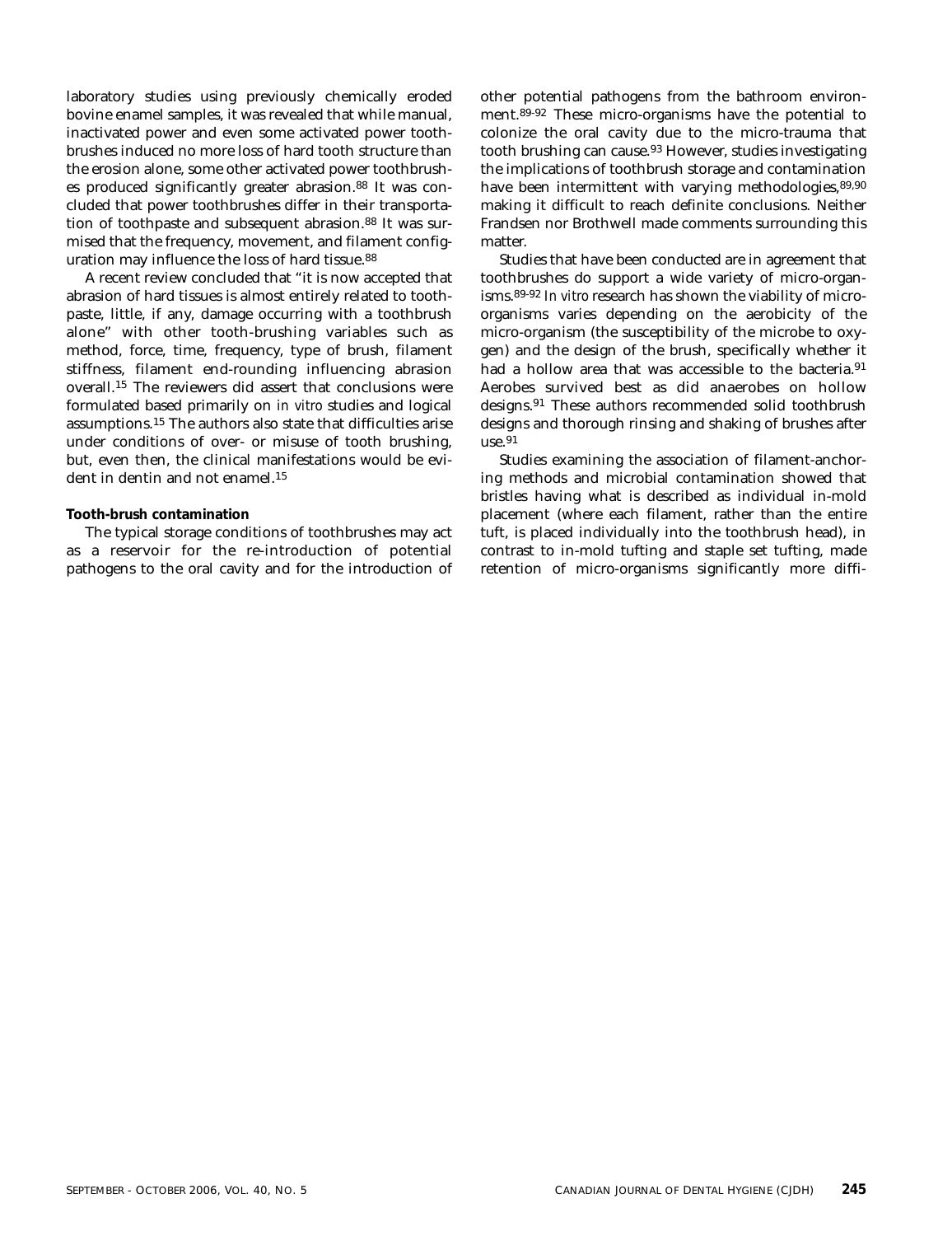laboratory studies using previously chemically eroded bovine enamel samples, it was revealed that while manual, inactivated power and even some activated power toothbrushes induced no more loss of hard tooth structure than the erosion alone, some other activated power toothbrushes produced significantly greater abrasion.[88] It was concluded that power toothbrushes differ in their transportation of toothpaste and subsequent abrasion.[88] It was surmised that the frequency, movement, and filament configuration may influence the loss of hard tissue.[88]

A recent review concluded that "it is now accepted that abrasion of hard tissues is almost entirely related to toothpaste, little, if any, damage occurring with a toothbrush alone" with other tooth-brushing variables such as method, force, time, frequency, type of brush, filament stiffness, filament end-rounding influencing abrasion overall.[15] The reviewers did assert that conclusions were formulated based primarily on *in vitro* studies and logical assumptions.[15] The authors also state that difficulties arise under conditions of over- or misuse of tooth brushing, but, even then, the clinical manifestations would be evident in dentin and not enamel.[15]

**Tooth-brush contamination**

The typical storage conditions of toothbrushes may act as a reservoir for the re-introduction of potential pathogens to the oral cavity and for the introduction of other potential pathogens from the bathroom environment.[89-92] These micro-organisms have the potential to colonize the oral cavity due to the micro-trauma that tooth brushing can cause.[93] However, studies investigating the implications of toothbrush storage and contamination have been intermittent with varying methodologies,[89,90] making it difficult to reach definite conclusions. Neither Frandsen nor Brothwell made comments surrounding this matter.

Studies that have been conducted are in agreement that toothbrushes do support a wide variety of micro-organisms.[89-92] *In vitro* research has shown the viability of micro-organisms varies depending on the aerobicity of the micro-organism (the susceptibility of the microbe to oxygen) and the design of the brush, specifically whether it had a hollow area that was accessible to the bacteria.[91] Aerobes survived best as did anaerobes on hollow designs.[91] These authors recommended solid toothbrush designs and thorough rinsing and shaking of brushes after use.[91]

Studies examining the association of filament-anchoring methods and microbial contamination showed that bristles having what is described as individual in-mold placement (where each filament, rather than the entire tuft, is placed individually into the toothbrush head), in contrast to in-mold tufting and staple set tufting, made retention of micro-organisms significantly more diffi-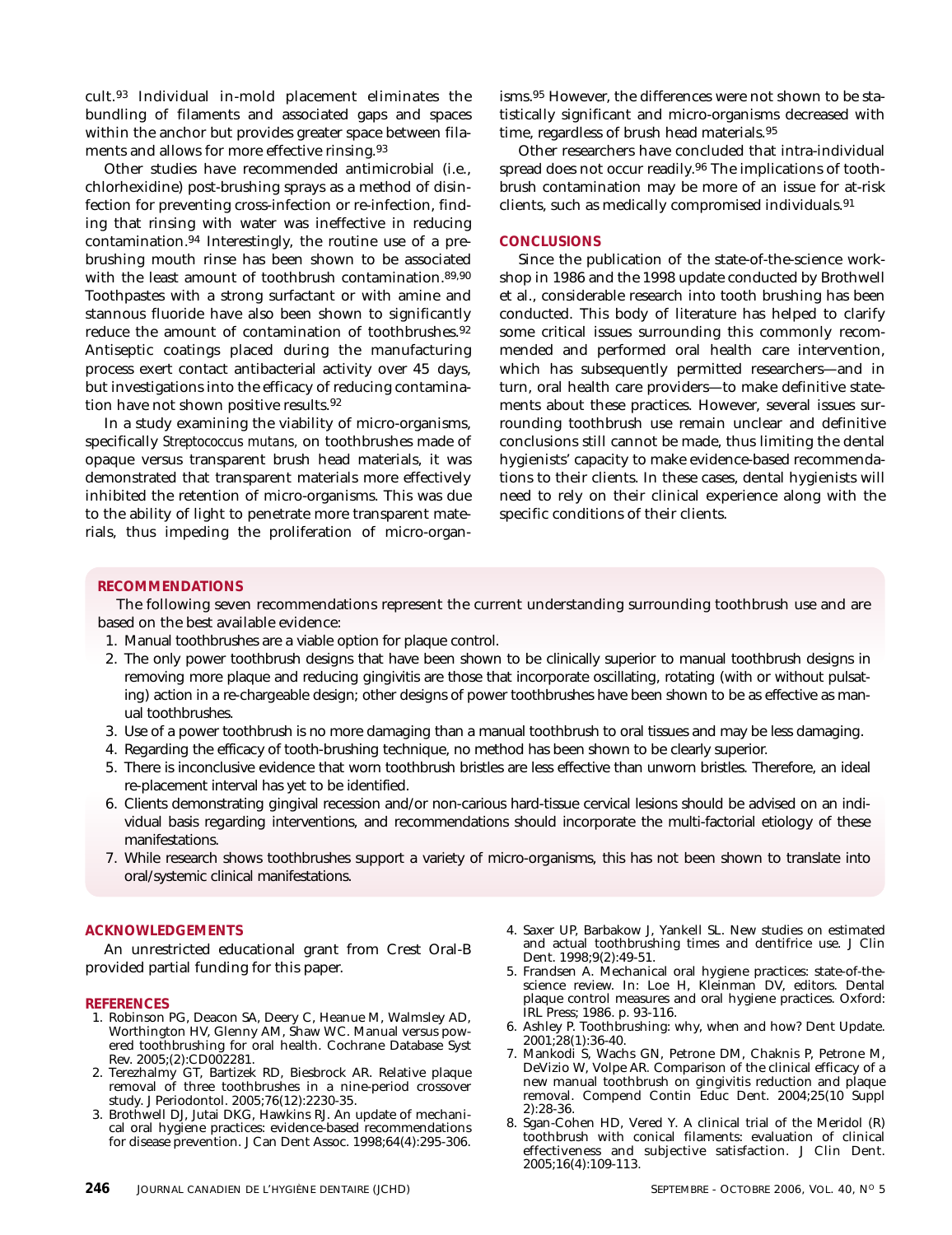cult.[93] Individual in-mold placement eliminates the bundling of filaments and associated gaps and spaces within the anchor but provides greater space between filaments and allows for more effective rinsing.[93]

Other studies have recommended antimicrobial (i.e., chlorhexidine) post-brushing sprays as a method of disinfection for preventing cross-infection or re-infection, finding that rinsing with water was ineffective in reducing contamination.[94] Interestingly, the routine use of a pre-brushing mouth rinse has been shown to be associated with the least amount of toothbrush contamination.[89,90] Toothpastes with a strong surfactant or with amine and stannous fluoride have also been shown to significantly reduce the amount of contamination of toothbrushes.[92] Antiseptic coatings placed during the manufacturing process exert contact antibacterial activity over 45 days, but investigations into the efficacy of reducing contamination have not shown positive results.[92]

In a study examining the viability of micro-organisms, specifically *Streptococcus mutans*, on toothbrushes made of opaque versus transparent brush head materials, it was demonstrated that transparent materials more effectively inhibited the retention of micro-organisms. This was due to the ability of light to penetrate more transparent materials, thus impeding the proliferation of micro-organisms.[95] However, the differences were not shown to be statistically significant and micro-organisms decreased with time, regardless of brush head materials.[95]

Other researchers have concluded that intra-individual spread does not occur readily.[96] The implications of toothbrush contamination may be more of an issue for at-risk clients, such as medically compromised individuals.[91]

## CONCLUSIONS

Since the publication of the state-of-the-science workshop in 1986 and the 1998 update conducted by Brothwell et al., considerable research into tooth brushing has been conducted. This body of literature has helped to clarify some critical issues surrounding this commonly recommended and performed oral health care intervention, which has subsequently permitted researchers—and in turn, oral health care providers—to make definitive statements about these practices. However, several issues surrounding toothbrush use remain unclear and definitive conclusions still cannot be made, thus limiting the dental hygienists' capacity to make evidence-based recommendations to their clients. In these cases, dental hygienists will need to rely on their clinical experience along with the specific conditions of their clients.

## RECOMMENDATIONS

The following seven recommendations represent the current understanding surrounding toothbrush use and are based on the best available evidence:

1. Manual toothbrushes are a viable option for plaque control.
2. The only power toothbrush designs that have been shown to be clinically superior to manual toothbrush designs in removing more plaque and reducing gingivitis are those that incorporate oscillating, rotating (with or without pulsating) action in a re-chargeable design; other designs of power toothbrushes have been shown to be as effective as manual toothbrushes.
3. Use of a power toothbrush is no more damaging than a manual toothbrush to oral tissues and may be less damaging.
4. Regarding the efficacy of tooth-brushing technique, no method has been shown to be clearly superior.
5. There is inconclusive evidence that worn toothbrush bristles are less effective than unworn bristles. Therefore, an ideal re-placement interval has yet to be identified.
6. Clients demonstrating gingival recession and/or non-carious hard-tissue cervical lesions should be advised on an individual basis regarding interventions, and recommendations should incorporate the multi-factorial etiology of these manifestations.
7. While research shows toothbrushes support a variety of micro-organisms, this has not been shown to translate into oral/systemic clinical manifestations.

## ACKNOWLEDGEMENTS

An unrestricted educational grant from Crest Oral-B provided partial funding for this paper.

## REFERENCES

1. Robinson PG, Deacon SA, Deery C, Heanue M, Walmsley AD, Worthington HV, Glenny AM, Shaw WC. Manual versus powered toothbrushing for oral health. Cochrane Database Syst Rev. 2005;(2):CD002281.
2. Terezhalmy GT, Bartizek RD, Biesbrock AR. Relative plaque removal of three toothbrushes in a nine-period crossover study. J Periodontol. 2005;76(12):2230-35.
3. Brothwell DJ, Jutai DKG, Hawkins RJ. An update of mechanical oral hygiene practices: evidence-based recommendations for disease prevention. J Can Dent Assoc. 1998;64(4):295-306.
4. Saxer UP, Barbakow J, Yankell SL. New studies on estimated and actual toothbrushing times and dentifrice use. J Clin Dent. 1998;9(2):49-51.
5. Frandsen A. Mechanical oral hygiene practices: state-of-the-science review. In: Loe H, Kleinman DV, editors. Dental plaque control measures and oral hygiene practices. Oxford: IRL Press; 1986. p. 93-116.
6. Ashley P. Toothbrushing: why, when and how? Dent Update. 2001;28(1):36-40.
7. Mankodi S, Wachs GN, Petrone DM, Chaknis P, Petrone M, DeVizio W, Volpe AR. Comparison of the clinical efficacy of a new manual toothbrush on gingivitis reduction and plaque removal. Compend Contin Educ Dent. 2004;25(10 Suppl 2):28-36.
8. Sgan-Cohen HD, Vered Y. A clinical trial of the Meridol (R) toothbrush with conical filaments: evaluation of clinical effectiveness and subjective satisfaction. J Clin Dent. 2005;16(4):109-113.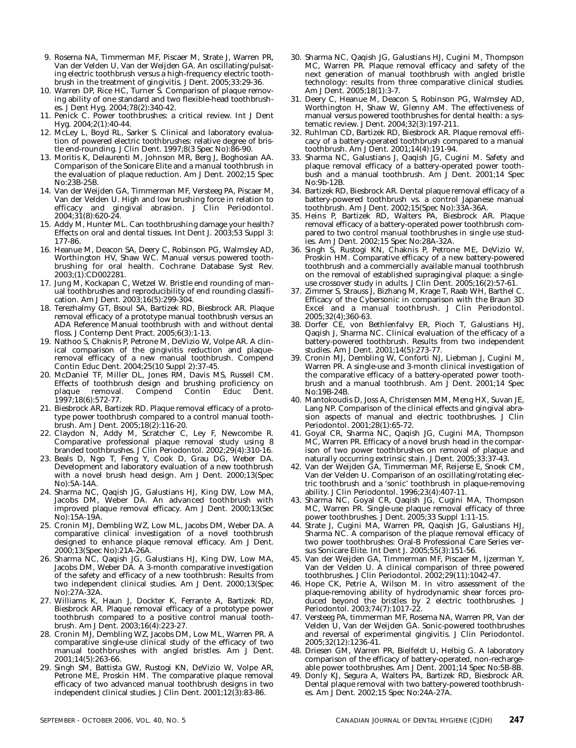9. Rosema NA, Timmerman MF, Piscaer M, Strate J, Warren PR, Van der Velden U, Van der Weijden GA. An oscillating/pulsating electric toothbrush versus a high-frequency electric toothbrush in the treatment of gingivitis. J Dent. 2005;33:29-36.
10. Warren DP, Rice HC, Turner S. Comparison of plaque removing ability of one standard and two flexible-head toothbrushes. J Dent Hyg. 2004;78(2):340-42.
11. Penick C. Power toothbrushes: a critical review. Int J Dent Hyg. 2004;2(1):40-44.
12. McLey L, Boyd RL, Sarker S. Clinical and laboratory evaluation of powered electric toothbrushes: relative degree of bristle end-rounding. J Clin Dent. 1997;8(3 Spec No):86-90.
13. Moritis K, Delaurenti M, Johnson MR, Berg J, Boghosian AA. Comparison of the Sonicare Elite and a manual toothbrush in the evaluation of plaque reduction. Am J Dent. 2002;15 Spec No:23B-25B.
14. Van der Weijden GA, Timmerman MF, Versteeg PA, Piscaer M, Van der Velden U. High and low brushing force in relation to efficacy and gingival abrasion. J Clin Periodontol. 2004;31(8):620-24.
15. Addy M, Hunter ML. Can toothbrushing damage your health? Effects on oral and dental tissues. Int Dent J. 2003;53 Suppl 3: 177-86.
16. Heanue M, Deacon SA, Deery C, Robinson PG, Walmsley AD, Worthington HV, Shaw WC. Manual versus powered toothbrushing for oral health. Cochrane Database Syst Rev. 2003;(1):CD002281.
17. Jung M, Kockapan C, Wetzel W. Bristle end rounding of manual toothbrushes and reproducibility of end rounding classification. Am J Dent. 2003;16(5):299-304.
18. Terezhalmy GT, Bsoul SA, Bartizek RD, Biesbrock AR. Plaque removal efficacy of a prototype manual toothbrush versus an ADA Reference Manual toothbrush with and without dental floss. J Contemp Dent Pract. 2005;6(3):1-13.
19. Nathoo S, Chaknis P, Petrone M, DeVizio W, Volpe AR. A clinical comparison of the gingivitis reduction and plaque-removal efficacy of a new manual toothbrush. Compend Contin Educ Dent. 2004;25(10 Suppl 2):37-45.
20. McDaniel TF, Miller DL, Jones RM, Davis MS, Russell CM. Effects of toothbrush design and brushing proficiency on plaque removal. Compend Contin Educ Dent. 1997;18(6):572-77.
21. Biesbrock AR, Bartizek RD. Plaque removal efficacy of a prototype power toothbrush compared to a control manual toothbrush. Am J Dent. 2005;18(2):116-20.
22. Claydon N, Addy M, Scratcher C, Ley F, Newcombe R. Comparative professional plaque removal study using 8 branded toothbrushes. J Clin Periodontol. 2002;29(4):310-16.
23. Beals D, Ngo T, Feng Y, Cook D, Grau DG, Weber DA. Development and laboratory evaluation of a new toothbrush with a novel brush head design. Am J Dent. 2000;13(Spec No):5A-14A.
24. Sharma NC, Qaqish JG, Galustians HJ, King DW, Low MA, Jacobs DM, Weber DA. An advanced toothbrush with improved plaque removal efficacy. Am J Dent. 2000;13(Sec No):15A-19A.
25. Cronin MJ, Dembling WZ, Low ML, Jacobs DM, Weber DA. A comparative clinical investigation of a novel toothbrush designed to enhance plaque removal efficacy. Am J Dent. 2000;13(Spec No):21A-26A.
26. Sharma NC, Qaqish JG, Galustians HJ, King DW, Low MA, Jacobs DM, Weber DA. A 3-month comparative investigation of the safety and efficacy of a new toothbrush: Results from two independent clinical studies. Am J Dent. 2000;13(Spec No):27A-32A.
27. Williams K, Haun J, Dockter K, Ferrante A, Bartizek RD, Biesbrock AR. Plaque removal efficacy of a prototype power toothbrush compared to a positive control manual toothbrush. Am J Dent. 2003;16(4):223-27.
28. Cronin MJ, Dembling WZ, Jacobs DM, Low ML, Warren PR. A comparative single-use clinical study of the efficacy of two manual toothbrushes with angled bristles. Am J Dent. 2001;14(5):263-66.
29. Singh SM, Battista GW, Rustogi KN, DeVizio W, Volpe AR, Petrone ME, Proskin HM. The comparative plaque removal efficacy of two advanced manual toothbrush designs in two independent clinical studies. J Clin Dent. 2001;12(3):83-86.
30. Sharma NC, Qaqish JG, Galustians HJ, Cugini M, Thompson MC, Warren PR. Plaque removal efficacy and safety of the next generation of manual toothbrush with angled bristle technology: results from three comparative clinical studies. Am J Dent. 2005;18(1):3-7.
31. Deery C, Heanue M, Deacon S, Robinson PG, Walmsley AD, Worthington H, Shaw W, Glenny AM. The effectiveness of manual versus powered toothbrushes for dental health: a systematic review. J Dent. 2004;32(3):197-211.
32. Ruhlman CD, Bartizek RD, Biesbrock AR. Plaque removal efficacy of a battery-operated toothbrush compared to a manual toothbrush. Am J Dent. 2001;14(4):191-94.
33. Sharma NC, Galustians J, Qaqish JG, Cugini M. Safety and plaque removal efficacy of a battery-operated power toothbush and a manual toothbrush. Am J Dent. 2001;14 Spec No:9b-12B.
34. Bartizek RD, Biesbrock AR. Dental plaque removal efficacy of a battery-powered toothbrush vs. a control Japanese manual toothbrush. Am J Dent. 2002;15(Spec No):33A-36A.
35. Heins P, Bartizek RD, Walters PA, Biesbrock AR. Plaque removal efficacy of a battery-operated power toothbrush compared to two control manual toothbrushes in single use studies. Am J Dent. 2002;15 Spec No:28A-32A.
36. Singh S, Rustogi KN, Chaknis P, Petrone ME, DeVizio W, Proskin HM. Comparative efficacy of a new battery-powered toothbrush and a commercially available manual toothbrush on the removal of established supragingival plaque: a single-use crossover study in adults. J Clin Dent. 2005;16(2):57-61.
37. Zimmer S, Strauss J, Bizhang M, Krage T, Raab WH, Barthel C. Efficacy of the Cybersonic in comparison with the Braun 3D Excel and a manual toothbrush. J Clin Periodontol. 2005;32(4);360-63.
38. Dorfer CE, von Bethlenfalvy ER, Pioch T, Galustians HJ, Qaqish J, Sharma NC. Clinical evaluation of the efficacy of a battery-powered toothbrush. Results from two independent studies. Am J Dent. 2001;14(5):273-77.
39. Cronin MJ, Dembling W, Conforti NJ, Liebman J, Cugini M, Warren PR. A single-use and 3-month clinical investigation of the comparative efficacy of a battery-operated power toothbrush and a manual toothbrush. Am J Dent. 2001;14 Spec No:19B-24B.
40. Mantokoudis D, Joss A, Christensen MM, Meng HX, Suvan JE, Lang NP. Comparison of the clinical effects and gingival abrasion aspects of manual and electric toothbrushes. J Clin Periodontol. 2001;28(1):65-72.
41. Goyal CR, Sharma NC, Qaqish JG, Cugini MA, Thompson MC, Warren PR. Efficacy of a novel brush head in the comparison of two power toothbrushes on removal of plaque and naturally occurring extrinsic stain. J Dent. 2005;33:37-43.
42. Van der Weijden GA, Timmerman MF, Reijerse E, Snoek CM, Van der Velden U. Comparison of an oscillating/rotating electric toothbrush and a 'sonic' toothbrush in plaque-removing ability. J Clin Periodontol. 1996;23(4):407-11.
43. Sharma NC, Goyal CR, Qaqish JG, Cugini MA, Thompson MC, Warren PR. Single-use plaque removal efficacy of three power toothbrushes. J Dent. 2005;33 Suppl 1:11-15.
44. Strate J, Cugini MA, Warren PR, Qaqish JG, Galustians HJ, Sharma NC. A comparison of the plaque removal efficacy of two power toothbrushes: Oral-B Professional Care Series versus Sonicare Elite. Int Dent J. 2005;55(3):151-56.
45. Van der Weijden GA, Timmerman MF, Piscaer M, Ijzerman Y, Van der Velden U. A clinical comparison of three powered toothbrushes. J Clin Periodontol. 2002;29(11):1042-47.
46. Hope CK, Petrie A, Wilson M. In vitro assessment of the plaque-removing ability of hydrodynamic shear forces produced beyond the bristles by 2 electric toothbrushes. J Periodontol. 2003;74(7):1017-22.
47. Versteeg PA, timmerman MF, Rosema NA, Warren PR, Van der Velden U, Van der Weijden GA. Sonic-powered toothbrushes and reversal of experimental gingivitis. J Clin Periodontol. 2005;32(12):1236-41.
48. Driesen GM, Warren PR, Bielfeldt U, Helbig G. A laboratory comparison of the efficacy of battery-operated, non-rechargeable power toothbrushes. Am J Dent. 2001;14 Spec No:5B-8B.
49. Donly KJ, Segura A, Walters PA, Bartizek RD, Biesbrock AR. Dental plaque removal with two battery-powered toothbrushes. Am J Dent. 2002;15 Spec No:24A-27A.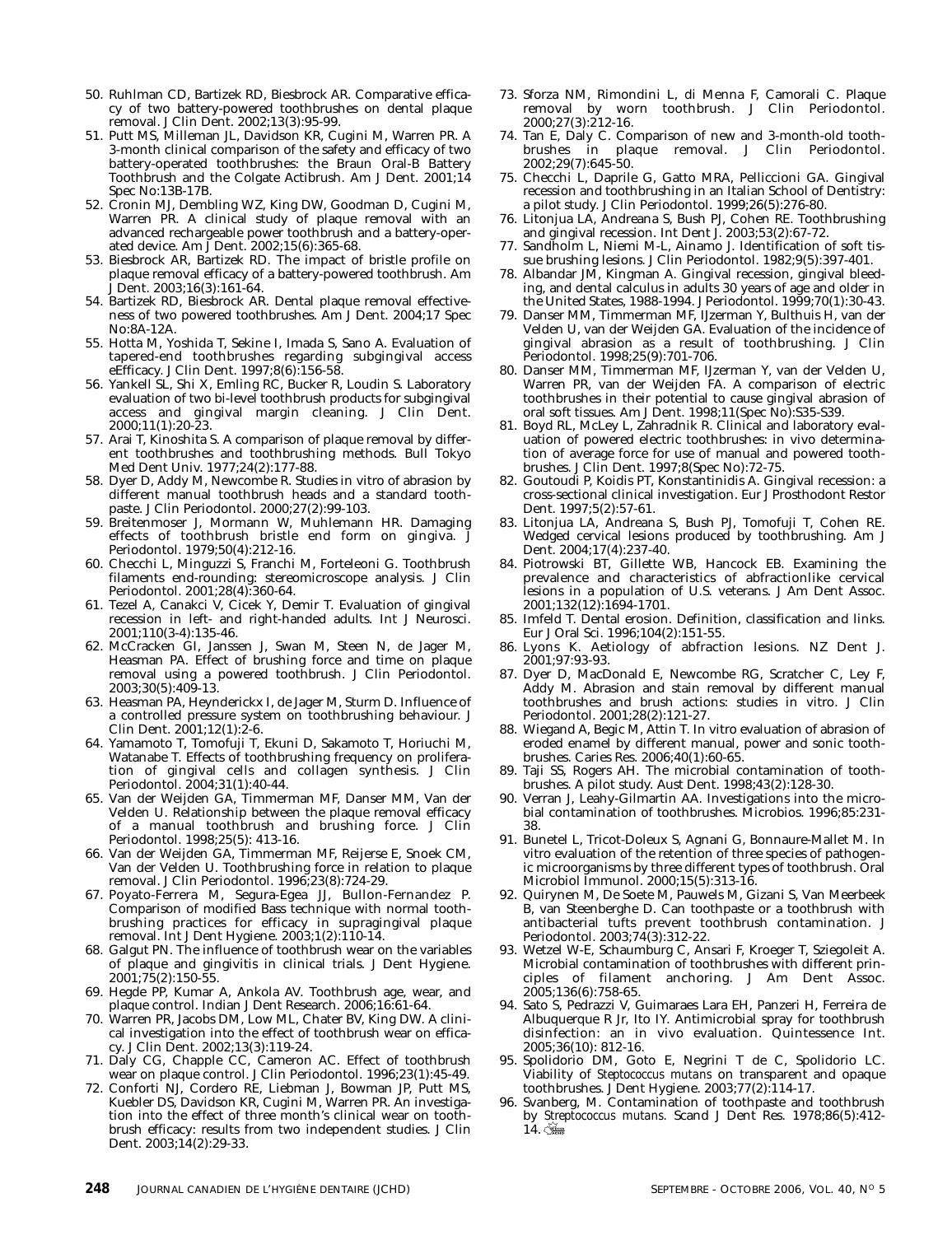50. Ruhlman CD, Bartizek RD, Biesbrock AR. Comparative efficacy of two battery-powered toothbrushes on dental plaque removal. J Clin Dent. 2002;13(3):95-99.
51. Putt MS, Milleman JL, Davidson KR, Cugini M, Warren PR. A 3-month clinical comparison of the safety and efficacy of two battery-operated toothbrushes: the Braun Oral-B Battery Toothbrush and the Colgate Actibrush. Am J Dent. 2001;14 Spec No:13B-17B.
52. Cronin MJ, Dembling WZ, King DW, Goodman D, Cugini M, Warren PR. A clinical study of plaque removal with an advanced rechargeable power toothbrush and a battery-operated device. Am J Dent. 2002;15(6):365-68.
53. Biesbrock AR, Bartizek RD. The impact of bristle profile on plaque removal efficacy of a battery-powered toothbrush. Am J Dent. 2003;16(3):161-64.
54. Bartizek RD, Biesbrock AR. Dental plaque removal effectiveness of two powered toothbrushes. Am J Dent. 2004;17 Spec No:8A-12A.
55. Hotta M, Yoshida T, Sekine I, Imada S, Sano A. Evaluation of tapered-end toothbrushes regarding subgingival access eEfficacy. J Clin Dent. 1997;8(6):156-58.
56. Yankell SL, Shi X, Emling RC, Bucker R, Loudin S. Laboratory evaluation of two bi-level toothbrush products for subgingival access and gingival margin cleaning. J Clin Dent. 2000;11(1):20-23.
57. Arai T, Kinoshita S. A comparison of plaque removal by different toothbrushes and toothbrushing methods. Bull Tokyo Med Dent Univ. 1977;24(2):177-88.
58. Dyer D, Addy M, Newcombe R. Studies in vitro of abrasion by different manual toothbrush heads and a standard toothpaste. J Clin Periodontol. 2000;27(2):99-103.
59. Breitenmoser J, Mormann W, Muhlemann HR. Damaging effects of toothbrush bristle end form on gingiva. J Periodontol. 1979;50(4):212-16.
60. Checchi L, Minguzzi S, Franchi M, Forteleoni G. Toothbrush filaments end-rounding: stereomicroscope analysis. J Clin Periodontol. 2001;28(4):360-64.
61. Tezel A, Canakci V, Cicek Y, Demir T. Evaluation of gingival recession in left- and right-handed adults. Int J Neurosci. 2001;110(3-4):135-46.
62. McCracken GI, Janssen J, Swan M, Steen N, de Jager M, Heasman PA. Effect of brushing force and time on plaque removal using a powered toothbrush. J Clin Periodontol. 2003;30(5):409-13.
63. Heasman PA, Heynderickx I, de Jager M, Sturm D. Influence of a controlled pressure system on toothbrushing behaviour. J Clin Dent. 2001;12(1):2-6.
64. Yamamoto T, Tomofuji T, Ekuni D, Sakamoto T, Horiuchi M, Watanabe T. Effects of toothbrushing frequency on proliferation of gingival cells and collagen synthesis. J Clin Periodontol. 2004;31(1):40-44.
65. Van der Weijden GA, Timmerman MF, Danser MM, Van der Velden U. Relationship between the plaque removal efficacy of a manual toothbrush and brushing force. J Clin Periodontol. 1998;25(5): 413-16.
66. Van der Weijden GA, Timmerman MF, Reijerse E, Snoek CM, Van der Velden U. Toothbrushing force in relation to plaque removal. J Clin Periodontol. 1996;23(8):724-29.
67. Poyato-Ferrera M, Segura-Egea JJ, Bullon-Fernandez P. Comparison of modified Bass technique with normal toothbrushing practices for efficacy in supragingival plaque removal. Int J Dent Hygiene. 2003;1(2):110-14.
68. Galgut PN. The influence of toothbrush wear on the variables of plaque and gingivitis in clinical trials. J Dent Hygiene. 2001;75(2):150-55.
69. Hegde PP, Kumar A, Ankola AV. Toothbrush age, wear, and plaque control. Indian J Dent Research. 2006;16:61-64.
70. Warren PR, Jacobs DM, Low ML, Chater BV, King DW. A clinical investigation into the effect of toothbrush wear on efficacy. J Clin Dent. 2002;13(3):119-24.
71. Daly CG, Chapple CC, Cameron AC. Effect of toothbrush wear on plaque control. J Clin Periodontol. 1996;23(1):45-49.
72. Conforti NJ, Cordero RE, Liebman J, Bowman JP, Putt MS, Kuebler DS, Davidson KR, Cugini M, Warren PR. An investigation into the effect of three month's clinical wear on toothbrush efficacy: results from two independent studies. J Clin Dent. 2003;14(2):29-33.
73. Sforza NM, Rimondini L, di Menna F, Camorali C. Plaque removal by worn toothbrush. J Clin Periodontol. 2000;27(3):212-16.
74. Tan E, Daly C. Comparison of new and 3-month-old toothbrushes in plaque removal. J Clin Periodontol. 2002;29(7):645-50.
75. Checchi L, Daprile G, Gatto MRA, Pelliccioni GA. Gingival recession and toothbrushing in an Italian School of Dentistry: a pilot study. J Clin Periodontol. 1999;26(5):276-80.
76. Litonjua LA, Andreana S, Bush PJ, Cohen RE. Toothbrushing and gingival recession. Int Dent J. 2003;53(2):67-72.
77. Sandholm L, Niemi M-L, Ainamo J. Identification of soft tissue brushing lesions. J Clin Periodontol. 1982;9(5):397-401.
78. Albandar JM, Kingman A. Gingival recession, gingival bleeding, and dental calculus in adults 30 years of age and older in the United States, 1988-1994. J Periodontol. 1999;70(1):30-43.
79. Danser MM, Timmerman MF, IJzerman Y, Bulthuis H, van der Velden U, van der Weijden GA. Evaluation of the incidence of gingival abrasion as a result of toothbrushing. J Clin Periodontol. 1998;25(9):701-706.
80. Danser MM, Timmerman MF, IJzerman Y, van der Velden U, Warren PR, van der Weijden FA. A comparison of electric toothbrushes in their potential to cause gingival abrasion of oral soft tissues. Am J Dent. 1998;11(Spec No):S35-S39.
81. Boyd RL, McLey L, Zahradnik R. Clinical and laboratory evaluation of powered electric toothbrushes: in vivo determination of average force for use of manual and powered toothbrushes. J Clin Dent. 1997;8(Spec No):72-75.
82. Goutoudi P, Koidis PT, Konstantinidis A. Gingival recession: a cross-sectional clinical investigation. Eur J Prosthodont Restor Dent. 1997;5(2):57-61.
83. Litonjua LA, Andreana S, Bush PJ, Tomofuji T, Cohen RE. Wedged cervical lesions produced by toothbrushing. Am J Dent. 2004;17(4):237-40.
84. Piotrowski BT, Gillette WB, Hancock EB. Examining the prevalence and characteristics of abfractionlike cervical lesions in a population of U.S. veterans. J Am Dent Assoc. 2001;132(12):1694-1701.
85. Imfeld T. Dental erosion. Definition, classification and links. Eur J Oral Sci. 1996;104(2):151-55.
86. Lyons K. Aetiology of abfraction lesions. NZ Dent J. 2001;97:93-93.
87. Dyer D, MacDonald E, Newcombe RG, Scratcher C, Ley F, Addy M. Abrasion and stain removal by different manual toothbrushes and brush actions: studies in vitro. J Clin Periodontol. 2001;28(2):121-27.
88. Wiegand A, Begic M, Attin T. In vitro evaluation of abrasion of eroded enamel by different manual, power and sonic toothbrushes. Caries Res. 2006;40(1):60-65.
89. Taji SS, Rogers AH. The microbial contamination of toothbrushes. A pilot study. Aust Dent. 1998;43(2):128-30.
90. Verran J, Leahy-Gilmartin AA. Investigations into the microbial contamination of toothbrushes. Microbios. 1996;85:231-38.
91. Bunetel L, Tricot-Doleux S, Agnani G, Bonnaure-Mallet M. In vitro evaluation of the retention of three species of pathogenic microorganisms by three different types of toothbrush. Oral Microbiol Immunol. 2000;15(5):313-16.
92. Quirynen M, De Soete M, Pauwels M, Gizani S, Van Meerbeek B, van Steenberghe D. Can toothpaste or a toothbrush with antibacterial tufts prevent toothbrush contamination. J Periodontol. 2003;74(3):312-22.
93. Wetzel W-E, Schaumburg C, Ansari F, Kroeger T, Sziegoleit A. Microbial contamination of toothbrushes with different principles of filament anchoring. J Am Dent Assoc. 2005;136(6):758-65.
94. Sato S, Pedrazzi V, Guimaraes Lara EH, Panzeri H, Ferreira de Albuquerque R Jr, Ito IY. Antimicrobial spray for toothbrush disinfection: an in vivo evaluation. Quintessence Int. 2005;36(10): 812-16.
95. Spolidorio DM, Goto E, Negrini T de C, Spolidorio LC. Viability of *Steptococcus mutans* on transparent and opaque toothbrushes. J Dent Hygiene. 2003;77(2):114-17.
96. Svanberg, M. Contamination of toothpaste and toothbrush by *Streptococcus mutans*. Scand J Dent Res. 1978;86(5):412-14.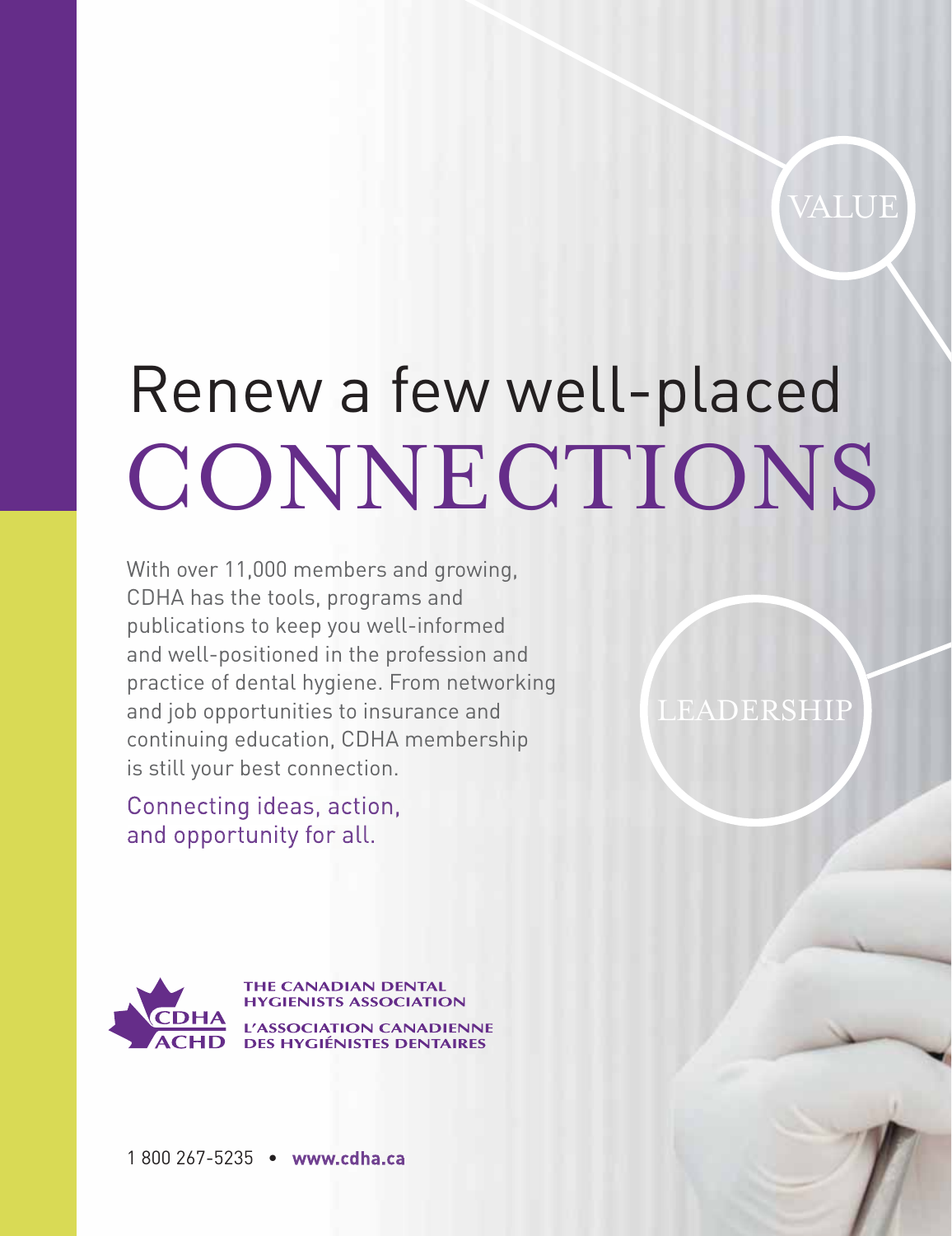VALUE

# Renew a few well-placed CONNECTIONS

With over 11,000 members and growing, CDHA has the tools, programs and publications to keep you well-informed and well-positioned in the profession and practice of dental hygiene. From networking and job opportunities to insurance and continuing education, CDHA membership is still your best connection.

LEADERSHIP

Connecting ideas, action, and opportunity for all.

CDHA ACHD

**THE CANADIAN DENTAL HYGIENISTS ASSOCIATION**

**L'ASSOCIATION CANADIENNE DES HYGIÉNISTES DENTAIRES**

1 800 267-5235 • **www.cdha.ca**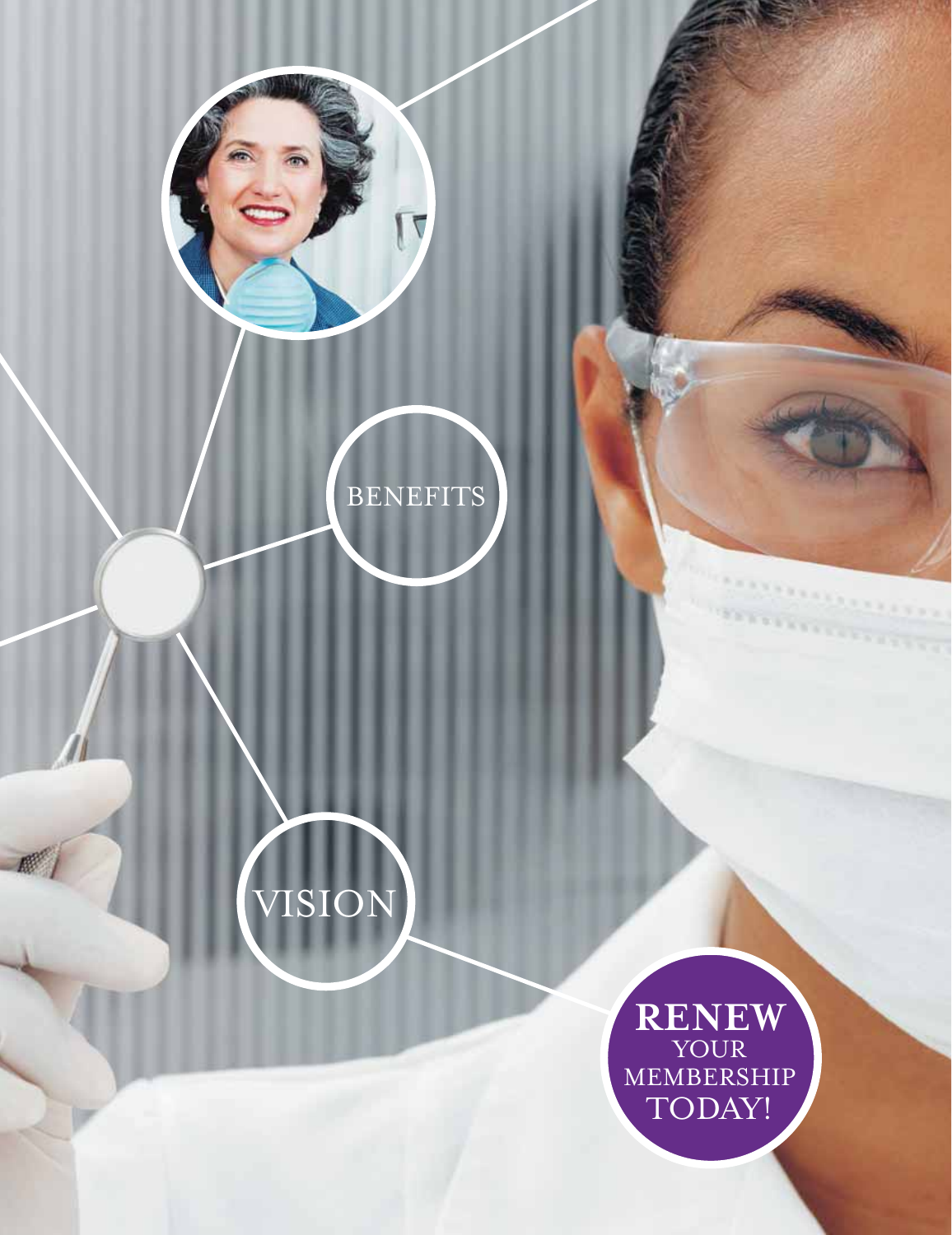BENEFITS

VISION

**RENEW** YOUR MEMBERSHIP TODAY!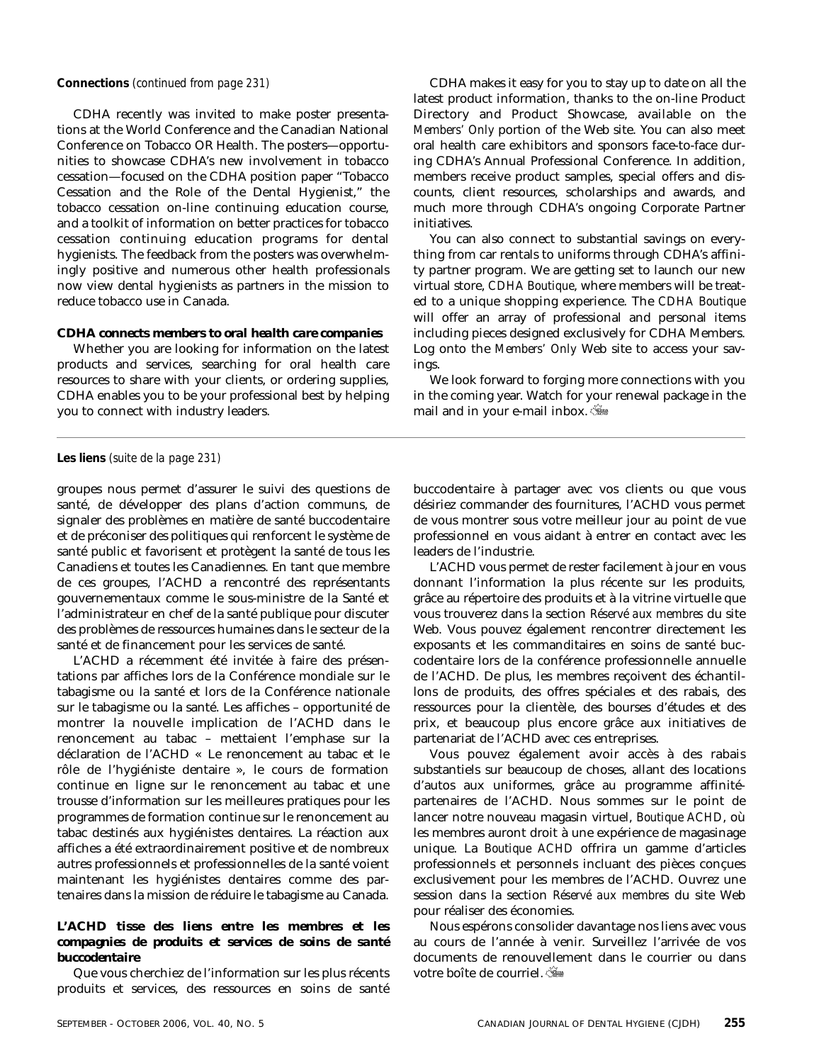**Connections** *(continued from page 231)*

CDHA recently was invited to make poster presentations at the World Conference and the Canadian National Conference on Tobacco OR Health. The posters—opportunities to showcase CDHA's new involvement in tobacco cessation—focused on the CDHA position paper "Tobacco Cessation and the Role of the Dental Hygienist," the tobacco cessation on-line continuing education course, and a toolkit of information on better practices for tobacco cessation continuing education programs for dental hygienists. The feedback from the posters was overwhelmingly positive and numerous other health professionals now view dental hygienists as partners in the mission to reduce tobacco use in Canada.

**CDHA connects members to oral health care companies**

Whether you are looking for information on the latest products and services, searching for oral health care resources to share with your clients, or ordering supplies, CDHA enables you to be your professional best by helping you to connect with industry leaders.

CDHA makes it easy for you to stay up to date on all the latest product information, thanks to the on-line Product Directory and Product Showcase, available on the *Members' Only* portion of the Web site. You can also meet oral health care exhibitors and sponsors face-to-face during CDHA's Annual Professional Conference. In addition, members receive product samples, special offers and discounts, client resources, scholarships and awards, and much more through CDHA's ongoing Corporate Partner initiatives.

You can also connect to substantial savings on everything from car rentals to uniforms through CDHA's affinity partner program. We are getting set to launch our new virtual store, *CDHA Boutique*, where members will be treated to a unique shopping experience. The *CDHA Boutique* will offer an array of professional and personal items including pieces designed exclusively for CDHA Members. Log onto the *Members' Only* Web site to access your savings.

We look forward to forging more connections with you in the coming year. Watch for your renewal package in the mail and in your e-mail inbox.

---

**Les liens** *(suite de la page 231)*

groupes nous permet d'assurer le suivi des questions de santé, de développer des plans d'action communs, de signaler des problèmes en matière de santé buccodentaire et de préconiser des politiques qui renforcent le système de santé public et favorisent et protègent la santé de tous les Canadiens et toutes les Canadiennes. En tant que membre de ces groupes, l'ACHD a rencontré des représentants gouvernementaux comme le sous-ministre de la Santé et l'administrateur en chef de la santé publique pour discuter des problèmes de ressources humaines dans le secteur de la santé et de financement pour les services de santé.

L'ACHD a récemment été invitée à faire des présentations par affiches lors de la Conférence mondiale sur le tabagisme ou la santé et lors de la Conférence nationale sur le tabagisme ou la santé. Les affiches – opportunité de montrer la nouvelle implication de l'ACHD dans le renoncement au tabac – mettaient l'emphase sur la déclaration de l'ACHD « Le renoncement au tabac et le rôle de l'hygiéniste dentaire », le cours de formation continue en ligne sur le renoncement au tabac et une trousse d'information sur les meilleures pratiques pour les programmes de formation continue sur le renoncement au tabac destinés aux hygiénistes dentaires. La réaction aux affiches a été extraordinairement positive et de nombreux autres professionnels et professionnelles de la santé voient maintenant les hygiénistes dentaires comme des partenaires dans la mission de réduire le tabagisme au Canada.

**L'ACHD tisse des liens entre les membres et les compagnies de produits et services de soins de santé buccodentaire**

Que vous cherchiez de l'information sur les plus récents produits et services, des ressources en soins de santé buccodentaire à partager avec vos clients ou que vous désiriez commander des fournitures, l'ACHD vous permet de vous montrer sous votre meilleur jour au point de vue professionnel en vous aidant à entrer en contact avec les leaders de l'industrie.

L'ACHD vous permet de rester facilement à jour en vous donnant l'information la plus récente sur les produits, grâce au répertoire des produits et à la vitrine virtuelle que vous trouverez dans la section *Réservé aux membres* du site Web. Vous pouvez également rencontrer directement les exposants et les commanditaires en soins de santé buccodentaire lors de la conférence professionnelle annuelle de l'ACHD. De plus, les membres reçoivent des échantillons de produits, des offres spéciales et des rabais, des ressources pour la clientèle, des bourses d'études et des prix, et beaucoup plus encore grâce aux initiatives de partenariat de l'ACHD avec ces entreprises.

Vous pouvez également avoir accès à des rabais substantiels sur beaucoup de choses, allant des locations d'autos aux uniformes, grâce au programme affinité-partenaires de l'ACHD. Nous sommes sur le point de lancer notre nouveau magasin virtuel, *Boutique ACHD*, où les membres auront droit à une expérience de magasinage unique. La *Boutique ACHD* offrira un gamme d'articles professionnels et personnels incluant des pièces conçues exclusivement pour les membres de l'ACHD. Ouvrez une session dans la section *Réservé aux membres* du site Web pour réaliser des économies.

Nous espérons consolider davantage nos liens avec vous au cours de l'année à venir. Surveillez l'arrivée de vos documents de renouvellement dans le courrier ou dans votre boîte de courriel.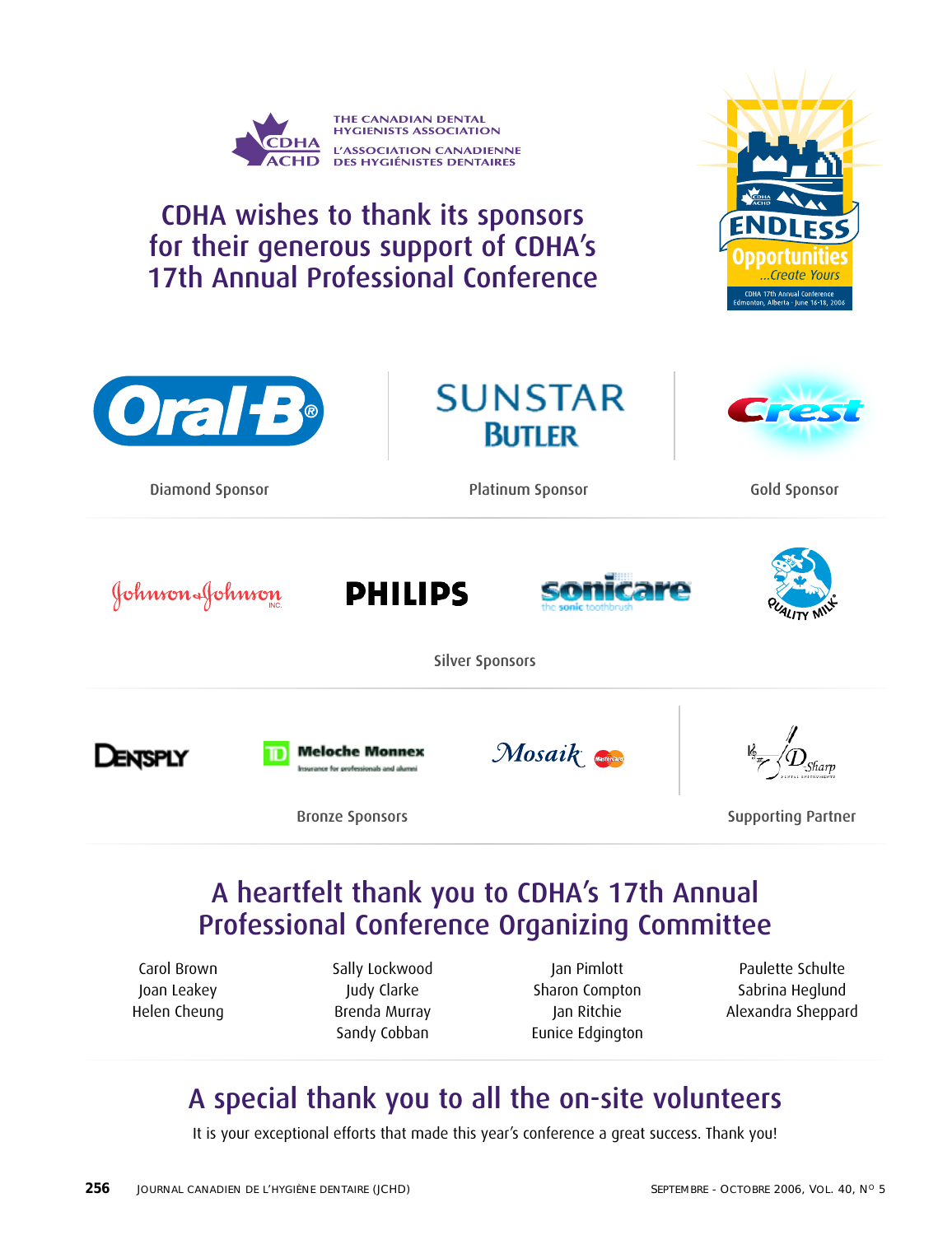THE CANADIAN DENTAL HYGIENISTS ASSOCIATION
L'ASSOCIATION CANADIENNE DES HYGIÉNISTES DENTAIRES

# CDHA wishes to thank its sponsors for their generous support of CDHA's 17th Annual Professional Conference

ENDLESS Opportunities ...Create Yours
CDHA 17th Annual Conference
Edmonton, Alberta · June 16-18, 2006

Oral-B — Diamond Sponsor

SUNSTAR BUTLER — Platinum Sponsor

Crest — Gold Sponsor

Johnson & Johnson INC.
PHILIPS
sonicare the sonic toothbrush
Quality Milk

Silver Sponsors

Dentsply
TD Meloche Monnex — Insurance for professionals and alumni
Mosaik MasterCard

Bronze Sponsors

D-Sharp Dental Instruments

Supporting Partner

## A heartfelt thank you to CDHA's 17th Annual Professional Conference Organizing Committee

Carol Brown
Joan Leakey
Helen Cheung

Sally Lockwood
Judy Clarke
Brenda Murray
Sandy Cobban

Jan Pimlott
Sharon Compton
Jan Ritchie
Eunice Edgington

Paulette Schulte
Sabrina Heglund
Alexandra Sheppard

## A special thank you to all the on-site volunteers

It is your exceptional efforts that made this year's conference a great success. Thank you!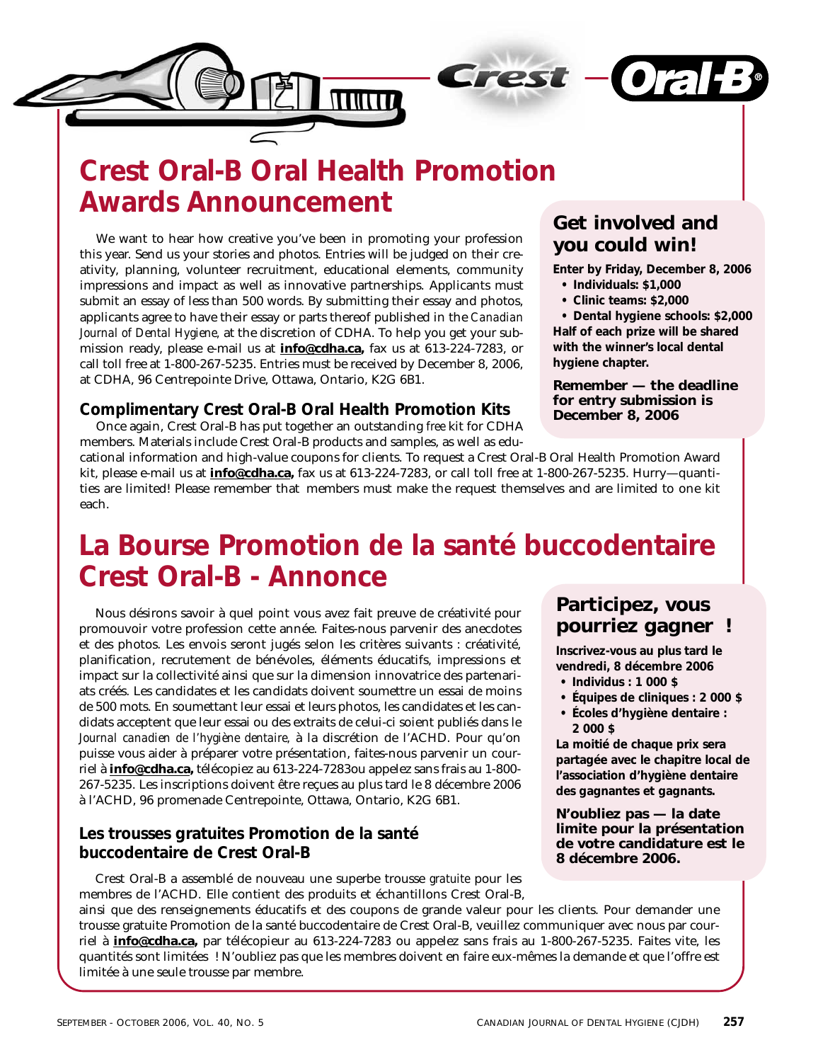# Crest Oral-B Oral Health Promotion Awards Announcement

We want to hear how creative you've been in promoting your profession this year. Send us your stories and photos. Entries will be judged on their creativity, planning, volunteer recruitment, educational elements, community impressions and impact as well as innovative partnerships. Applicants must submit an essay of less than 500 words. By submitting their essay and photos, applicants agree to have their essay or parts thereof published in the *Canadian Journal of Dental Hygiene*, at the discretion of CDHA. To help you get your submission ready, please e-mail us at **info@cdha.ca,** fax us at 613-224-7283, or call toll free at 1-800-267-5235. Entries must be received by December 8, 2006, at CDHA, 96 Centrepointe Drive, Ottawa, Ontario, K2G 6B1.

## Get involved and you could win!

**Enter by Friday, December 8, 2006**

- **Individuals: $1,000**
- **Clinic teams: $2,000**
- **Dental hygiene schools: $2,000**

**Half of each prize will be shared with the winner's local dental hygiene chapter.**

**Remember — the deadline for entry submission is December 8, 2006**

### Complimentary Crest Oral-B Oral Health Promotion Kits

Once again, Crest Oral-B has put together an outstanding *free* kit for CDHA members. Materials include Crest Oral-B products and samples, as well as educational information and high-value coupons for clients. To request a Crest Oral-B Oral Health Promotion Award kit, please e-mail us at **info@cdha.ca,** fax us at 613-224-7283, or call toll free at 1-800-267-5235. Hurry—quantities are limited! Please remember that members must make the request themselves and are limited to one kit each.

# La Bourse Promotion de la santé buccodentaire Crest Oral-B - Annonce

Nous désirons savoir à quel point vous avez fait preuve de créativité pour promouvoir votre profession cette année. Faites-nous parvenir des anecdotes et des photos. Les envois seront jugés selon les critères suivants : créativité, planification, recrutement de bénévoles, éléments éducatifs, impressions et impact sur la collectivité ainsi que sur la dimension innovatrice des partenariats créés. Les candidates et les candidats doivent soumettre un essai de moins de 500 mots. En soumettant leur essai et leurs photos, les candidates et les candidats acceptent que leur essai ou des extraits de celui-ci soient publiés dans le *Journal canadien de l'hygiène dentaire,* à la discrétion de l'ACHD. Pour qu'on puisse vous aider à préparer votre présentation, faites-nous parvenir un courriel à **info@cdha.ca,** télécopiez au 613-224-7283ou appelez sans frais au 1-800-267-5235. Les inscriptions doivent être reçues au plus tard le 8 décembre 2006 à l'ACHD, 96 promenade Centrepointe, Ottawa, Ontario, K2G 6B1.

## Participez, vous pourriez gagner !

**Inscrivez-vous au plus tard le vendredi, 8 décembre 2006**

- **Individus : 1 000 $**
- **Équipes de cliniques : 2 000 $**
- **Écoles d'hygiène dentaire : 2 000 $**

**La moitié de chaque prix sera partagée avec le chapitre local de l'association d'hygiène dentaire des gagnantes et gagnants.**

**N'oubliez pas — la date limite pour la présentation de votre candidature est le 8 décembre 2006.**

### Les trousses gratuites Promotion de la santé buccodentaire de Crest Oral-B

Crest Oral-B a assemblé de nouveau une superbe trousse *gratuite* pour les membres de l'ACHD. Elle contient des produits et échantillons Crest Oral-B, ainsi que des renseignements éducatifs et des coupons de grande valeur pour les clients. Pour demander une trousse gratuite Promotion de la santé buccodentaire de Crest Oral-B, veuillez communiquer avec nous par courriel à **info@cdha.ca,** par télécopieur au 613-224-7283 ou appelez sans frais au 1-800-267-5235. Faites vite, les quantités sont limitées ! N'oubliez pas que les membres doivent en faire eux-mêmes la demande et que l'offre est limitée à une seule trousse par membre.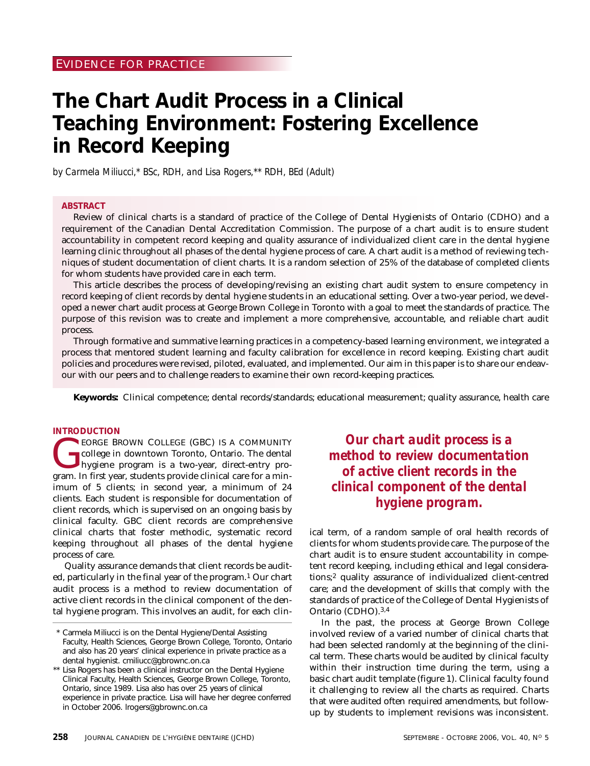EVIDENCE FOR PRACTICE

# The Chart Audit Process in a Clinical Teaching Environment: Fostering Excellence in Record Keeping

*by Carmela Miliucci,* BSc, RDH, and Lisa Rogers,** RDH, BEd (Adult)*

## ABSTRACT

Review of clinical charts is a standard of practice of the College of Dental Hygienists of Ontario (CDHO) and a requirement of the Canadian Dental Accreditation Commission. The purpose of a chart audit is to ensure student accountability in competent record keeping and quality assurance of individualized client care in the dental hygiene learning clinic throughout all phases of the dental hygiene process of care. A chart audit is a method of reviewing techniques of student documentation of client charts. It is a random selection of 25% of the database of completed clients for whom students have provided care in each term.

This article describes the process of developing/revising an existing chart audit system to ensure competency in record keeping of client records by dental hygiene students in an educational setting. Over a two-year period, we developed a newer chart audit process at George Brown College in Toronto with a goal to meet the standards of practice. The purpose of this revision was to create and implement a more comprehensive, accountable, and reliable chart audit process.

Through formative and summative learning practices in a competency-based learning environment, we integrated a process that mentored student learning and faculty calibration for excellence in record keeping. Existing chart audit policies and procedures were revised, piloted, evaluated, and implemented. Our aim in this paper is to share our endeavour with our peers and to challenge readers to examine their own record-keeping practices.

**Keywords:** Clinical competence; dental records/standards; educational measurement; quality assurance, health care

## INTRODUCTION

George Brown College (GBC) is a community college in downtown Toronto, Ontario. The dental hygiene program is a two-year, direct-entry program. In first year, students provide clinical care for a minimum of 5 clients; in second year, a minimum of 24 clients. Each student is responsible for documentation of client records, which is supervised on an ongoing basis by clinical faculty. GBC client records are comprehensive clinical charts that foster methodic, systematic record keeping throughout all phases of the dental hygiene process of care.

Quality assurance demands that client records be audited, particularly in the final year of the program.[1] Our chart audit process is a method to review documentation of active client records in the clinical component of the dental hygiene program. This involves an audit, for each clinical term, of a random sample of oral health records of clients for whom students provide care. The purpose of the chart audit is to ensure student accountability in competent record keeping, including ethical and legal considerations;[2] quality assurance of individualized client-centred care; and the development of skills that comply with the standards of practice of the College of Dental Hygienists of Ontario (CDHO).[3,4]

> ***Our chart audit process is a method to review documentation of active client records in the clinical component of the dental hygiene program.***

In the past, the process at George Brown College involved review of a varied number of clinical charts that had been selected randomly at the beginning of the clinical term. These charts would be audited by clinical faculty within their instruction time during the term, using a basic chart audit template (figure 1). Clinical faculty found it challenging to review all the charts as required. Charts that were audited often required amendments, but follow-up by students to implement revisions was inconsistent.

\* Carmela Miliucci is on the Dental Hygiene/Dental Assisting Faculty, Health Sciences, George Brown College, Toronto, Ontario and also has 20 years' clinical experience in private practice as a dental hygienist. cmiliucc@gbrownc.on.ca

\** Lisa Rogers has been a clinical instructor on the Dental Hygiene Clinical Faculty, Health Sciences, George Brown College, Toronto, Ontario, since 1989. Lisa also has over 25 years of clinical experience in private practice. Lisa will have her degree conferred in October 2006. lrogers@gbrownc.on.ca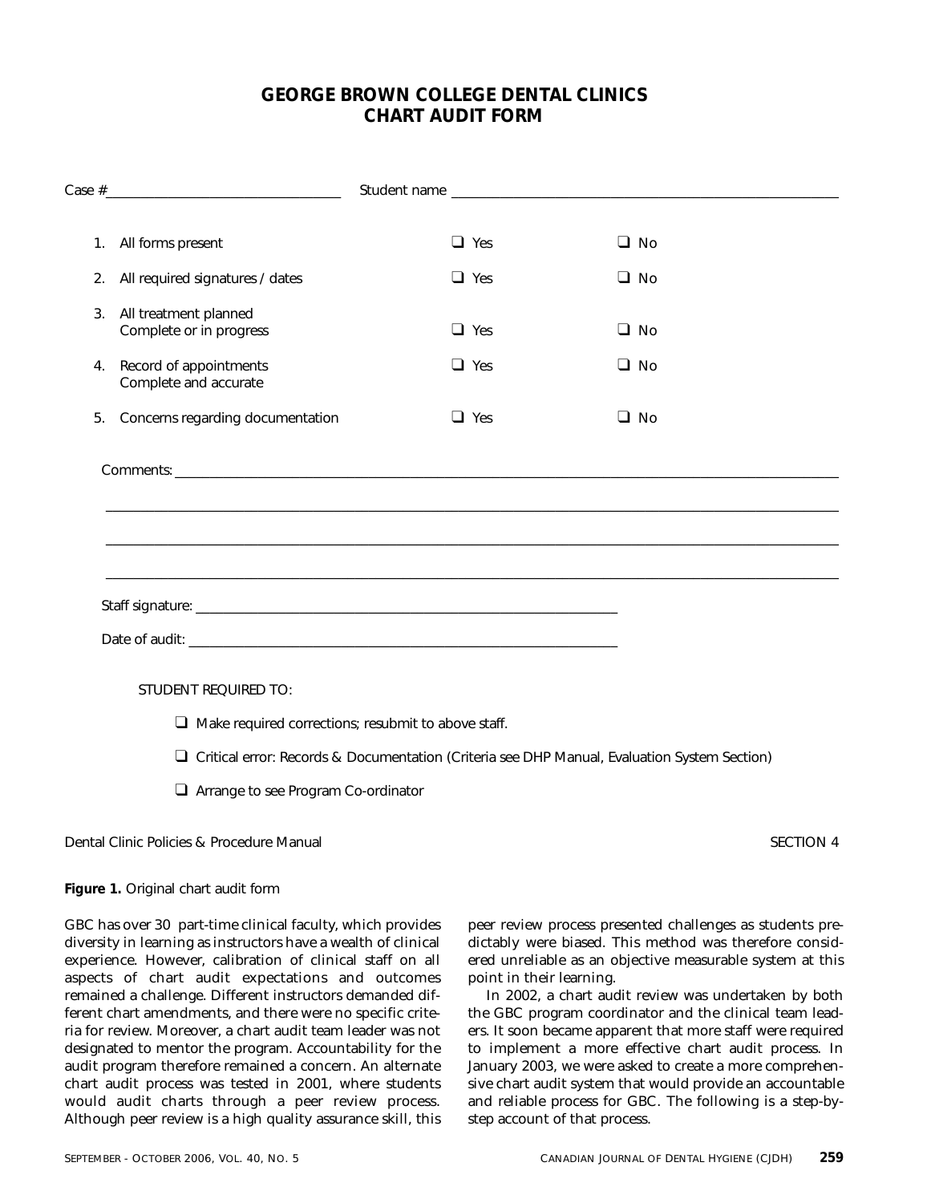## GEORGE BROWN COLLEGE DENTAL CLINICS
## CHART AUDIT FORM

Case #________________________________ Student name ______________________________________________________

| | | | |
|---|---|---|---|
| 1. | All forms present | ❑ Yes | ❑ No |
| 2. | All required signatures / dates | ❑ Yes | ❑ No |
| 3. | All treatment planned Complete or in progress | ❑ Yes | ❑ No |
| 4. | Record of appointments Complete and accurate | ❑ Yes | ❑ No |
| 5. | Concerns regarding documentation | ❑ Yes | ❑ No |

Comments: ____________________________________________________________________________________________

____________________________________________________________________________________________________

____________________________________________________________________________________________________

____________________________________________________________________________________________________

Staff signature: ____________________________________________________________

Date of audit: ______________________________________________________________

STUDENT REQUIRED TO:

- ❑ Make required corrections; resubmit to above staff.
- ❑ Critical error: Records & Documentation (Criteria see DHP Manual, Evaluation System Section)
- ❑ Arrange to see Program Co-ordinator

Dental Clinic Policies & Procedure Manual SECTION 4

**Figure 1.** Original chart audit form

GBC has over 30 part-time clinical faculty, which provides diversity in learning as instructors have a wealth of clinical experience. However, calibration of clinical staff on all aspects of chart audit expectations and outcomes remained a challenge. Different instructors demanded different chart amendments, and there were no specific criteria for review. Moreover, a chart audit team leader was not designated to mentor the program. Accountability for the audit program therefore remained a concern. An alternate chart audit process was tested in 2001, where students would audit charts through a peer review process. Although peer review is a high quality assurance skill, this peer review process presented challenges as students predictably were biased. This method was therefore considered unreliable as an objective measurable system at this point in their learning.

In 2002, a chart audit review was undertaken by both the GBC program coordinator and the clinical team leaders. It soon became apparent that more staff were required to implement a more effective chart audit process. In January 2003, we were asked to create a more comprehensive chart audit system that would provide an accountable and reliable process for GBC. The following is a step-by-step account of that process.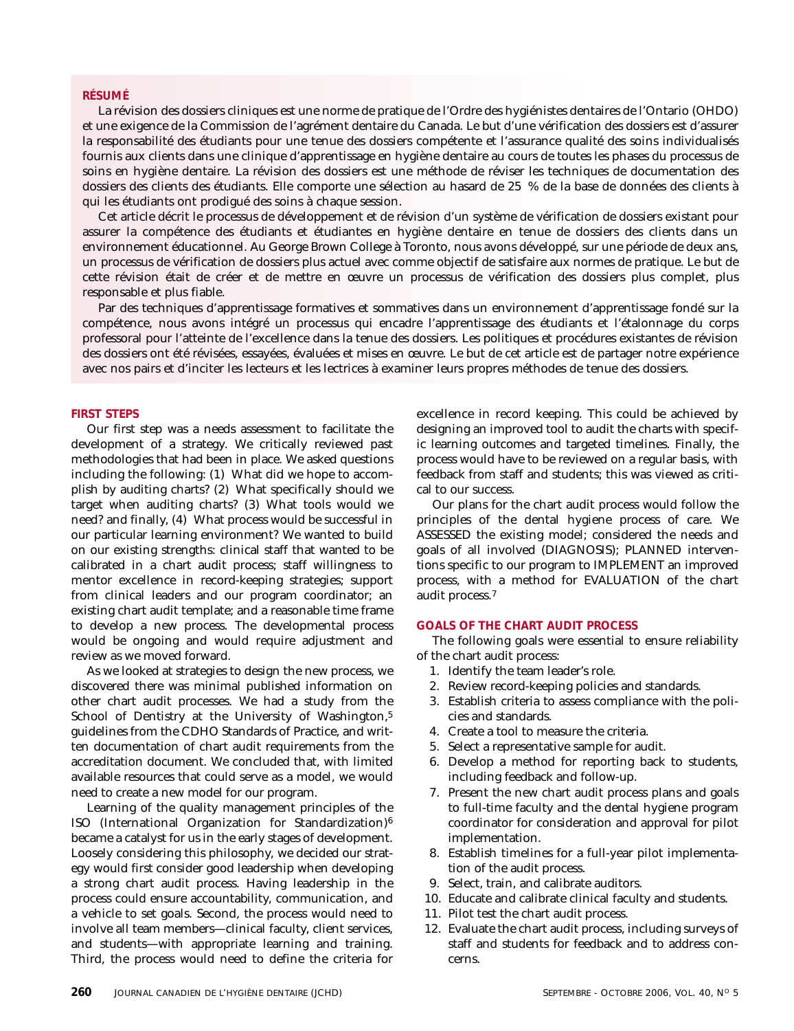## RÉSUMÉ

La révision des dossiers cliniques est une norme de pratique de l'Ordre des hygiénistes dentaires de l'Ontario (OHDO) et une exigence de la Commission de l'agrément dentaire du Canada. Le but d'une vérification des dossiers est d'assurer la responsabilité des étudiants pour une tenue des dossiers compétente et l'assurance qualité des soins individualisés fournis aux clients dans une clinique d'apprentissage en hygiène dentaire au cours de toutes les phases du processus de soins en hygiène dentaire. La révision des dossiers est une méthode de réviser les techniques de documentation des dossiers des clients des étudiants. Elle comporte une sélection au hasard de 25 % de la base de données des clients à qui les étudiants ont prodigué des soins à chaque session.

Cet article décrit le processus de développement et de révision d'un système de vérification de dossiers existant pour assurer la compétence des étudiants et étudiantes en hygiène dentaire en tenue de dossiers des clients dans un environnement éducationnel. Au George Brown College à Toronto, nous avons développé, sur une période de deux ans, un processus de vérification de dossiers plus actuel avec comme objectif de satisfaire aux normes de pratique. Le but de cette révision était de créer et de mettre en œuvre un processus de vérification des dossiers plus complet, plus responsable et plus fiable.

Par des techniques d'apprentissage formatives et sommatives dans un environnement d'apprentissage fondé sur la compétence, nous avons intégré un processus qui encadre l'apprentissage des étudiants et l'étalonnage du corps professoral pour l'atteinte de l'excellence dans la tenue des dossiers. Les politiques et procédures existantes de révision des dossiers ont été révisées, essayées, évaluées et mises en œuvre. Le but de cet article est de partager notre expérience avec nos pairs et d'inciter les lecteurs et les lectrices à examiner leurs propres méthodes de tenue des dossiers.

## FIRST STEPS

Our first step was a needs assessment to facilitate the development of a strategy. We critically reviewed past methodologies that had been in place. We asked questions including the following: (1) What did we hope to accomplish by auditing charts? (2) What specifically should we target when auditing charts? (3) What tools would we need? and finally, (4) What process would be successful in our particular learning environment? We wanted to build on our existing strengths: clinical staff that wanted to be calibrated in a chart audit process; staff willingness to mentor excellence in record-keeping strategies; support from clinical leaders and our program coordinator; an existing chart audit template; and a reasonable time frame to develop a new process. The developmental process would be ongoing and would require adjustment and review as we moved forward.

As we looked at strategies to design the new process, we discovered there was minimal published information on other chart audit processes. We had a study from the School of Dentistry at the University of Washington,[5] guidelines from the CDHO Standards of Practice, and written documentation of chart audit requirements from the accreditation document. We concluded that, with limited available resources that could serve as a model, we would need to create a new model for our program.

Learning of the quality management principles of the ISO (International Organization for Standardization)[6] became a catalyst for us in the early stages of development. Loosely considering this philosophy, we decided our strategy would first consider good leadership when developing a strong chart audit process. Having leadership in the process could ensure accountability, communication, and a vehicle to set goals. Second, the process would need to involve all team members—clinical faculty, client services, and students—with appropriate learning and training. Third, the process would need to define the criteria for excellence in record keeping. This could be achieved by designing an improved tool to audit the charts with specific learning outcomes and targeted timelines. Finally, the process would have to be reviewed on a regular basis, with feedback from staff and students; this was viewed as critical to our success.

Our plans for the chart audit process would follow the principles of the dental hygiene process of care. We ASSESSED the existing model; considered the needs and goals of all involved (DIAGNOSIS); PLANNED interventions specific to our program to IMPLEMENT an improved process, with a method for EVALUATION of the chart audit process.[7]

## GOALS OF THE CHART AUDIT PROCESS

The following goals were essential to ensure reliability of the chart audit process:

1. Identify the team leader's role.
2. Review record-keeping policies and standards.
3. Establish criteria to assess compliance with the policies and standards.
4. Create a tool to measure the criteria.
5. Select a representative sample for audit.
6. Develop a method for reporting back to students, including feedback and follow-up.
7. Present the new chart audit process plans and goals to full-time faculty and the dental hygiene program coordinator for consideration and approval for pilot implementation.
8. Establish timelines for a full-year pilot implementation of the audit process.
9. Select, train, and calibrate auditors.
10. Educate and calibrate clinical faculty and students.
11. Pilot test the chart audit process.
12. Evaluate the chart audit process, including surveys of staff and students for feedback and to address concerns.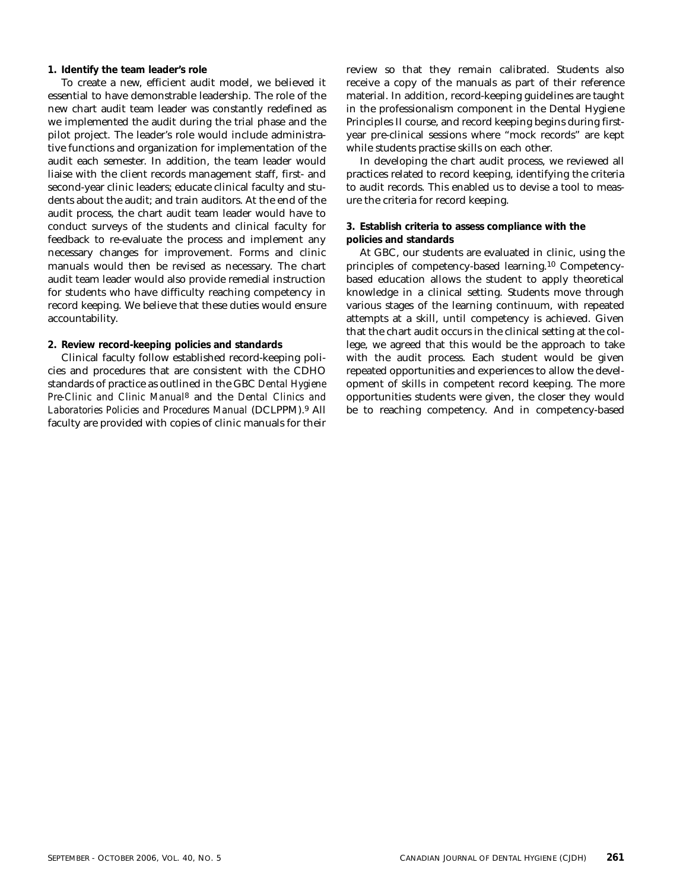**1. Identify the team leader's role**

To create a new, efficient audit model, we believed it essential to have demonstrable leadership. The role of the new chart audit team leader was constantly redefined as we implemented the audit during the trial phase and the pilot project. The leader's role would include administrative functions and organization for implementation of the audit each semester. In addition, the team leader would liaise with the client records management staff, first- and second-year clinic leaders; educate clinical faculty and students about the audit; and train auditors. At the end of the audit process, the chart audit team leader would have to conduct surveys of the students and clinical faculty for feedback to re-evaluate the process and implement any necessary changes for improvement. Forms and clinic manuals would then be revised as necessary. The chart audit team leader would also provide remedial instruction for students who have difficulty reaching competency in record keeping. We believe that these duties would ensure accountability.

**2. Review record-keeping policies and standards**

Clinical faculty follow established record-keeping policies and procedures that are consistent with the CDHO standards of practice as outlined in the GBC *Dental Hygiene Pre-Clinic and Clinic Manual*[8] and the *Dental Clinics and Laboratories Policies and Procedures Manual* (DCLPPM).[9] All faculty are provided with copies of clinic manuals for their review so that they remain calibrated. Students also receive a copy of the manuals as part of their reference material. In addition, record-keeping guidelines are taught in the professionalism component in the Dental Hygiene Principles II course, and record keeping begins during first-year pre-clinical sessions where "mock records" are kept while students practise skills on each other.

In developing the chart audit process, we reviewed all practices related to record keeping, identifying the criteria to audit records. This enabled us to devise a tool to measure the criteria for record keeping.

**3. Establish criteria to assess compliance with the policies and standards**

At GBC, our students are evaluated in clinic, using the principles of competency-based learning.[10] Competency-based education allows the student to apply theoretical knowledge in a clinical setting. Students move through various stages of the learning continuum, with repeated attempts at a skill, until competency is achieved. Given that the chart audit occurs in the clinical setting at the college, we agreed that this would be the approach to take with the audit process. Each student would be given repeated opportunities and experiences to allow the development of skills in competent record keeping. The more opportunities students were given, the closer they would be to reaching competency. And in competency-based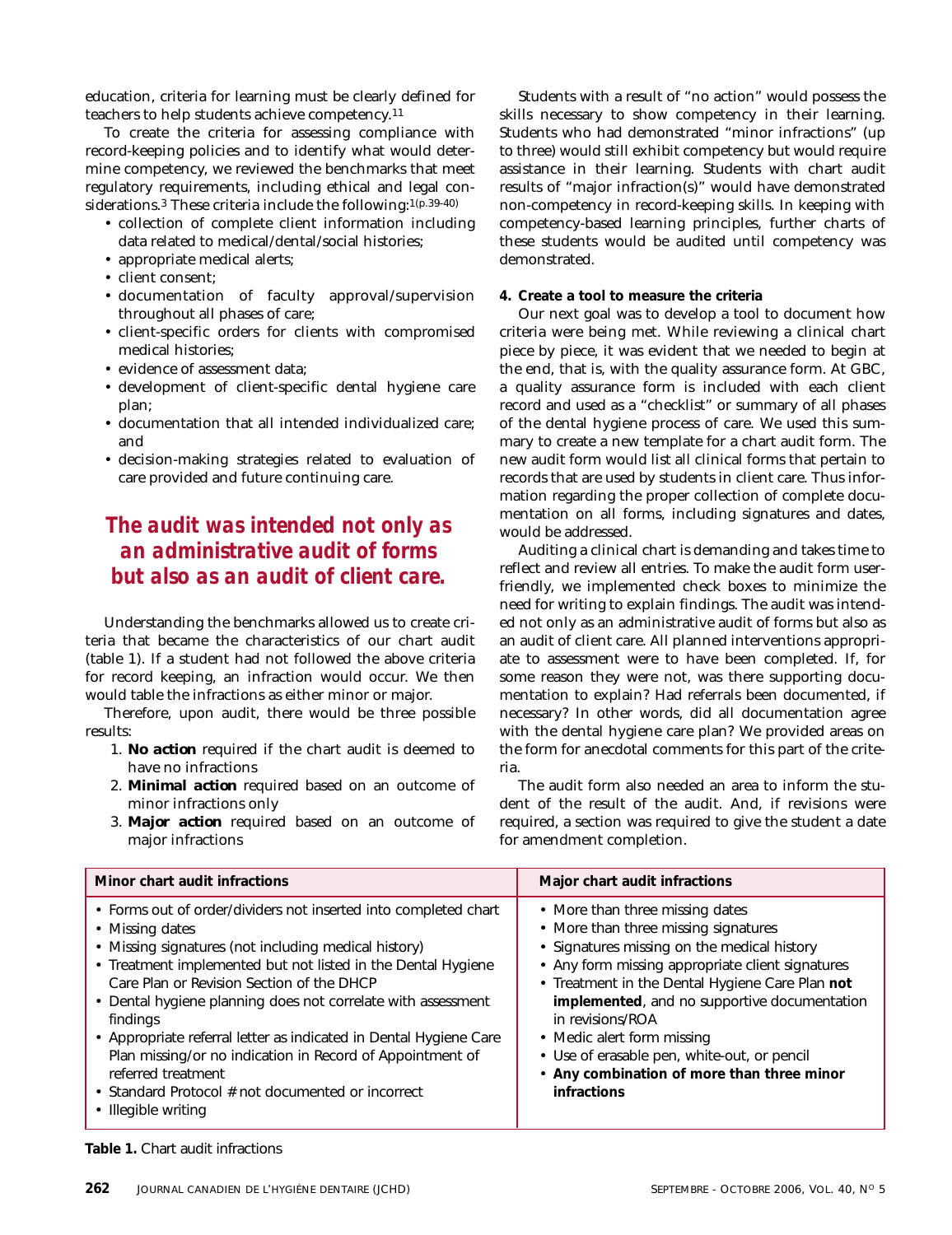education, criteria for learning must be clearly defined for teachers to help students achieve competency.[11]

To create the criteria for assessing compliance with record-keeping policies and to identify what would determine competency, we reviewed the benchmarks that meet regulatory requirements, including ethical and legal considerations.[3] These criteria include the following:[1(p.39-40)]

- collection of complete client information including data related to medical/dental/social histories;
- appropriate medical alerts;
- client consent;
- documentation of faculty approval/supervision throughout all phases of care;
- client-specific orders for clients with compromised medical histories;
- evidence of assessment data;
- development of client-specific dental hygiene care plan;
- documentation that all intended individualized care; and
- decision-making strategies related to evaluation of care provided and future continuing care.

***The audit was intended not only as an administrative audit of forms but also as an audit of client care.***

Understanding the benchmarks allowed us to create criteria that became the characteristics of our chart audit (table 1). If a student had not followed the above criteria for record keeping, an infraction would occur. We then would table the infractions as either minor or major.

Therefore, upon audit, there would be three possible results:

1. **No action** required if the chart audit is deemed to have no infractions
2. **Minimal action** required based on an outcome of minor infractions only
3. **Major action** required based on an outcome of major infractions

Students with a result of "no action" would possess the skills necessary to show competency in their learning. Students who had demonstrated "minor infractions" (up to three) would still exhibit competency but would require assistance in their learning. Students with chart audit results of "major infraction(s)" would have demonstrated non-competency in record-keeping skills. In keeping with competency-based learning principles, further charts of these students would be audited until competency was demonstrated.

**4. Create a tool to measure the criteria**

Our next goal was to develop a tool to document how criteria were being met. While reviewing a clinical chart piece by piece, it was evident that we needed to begin at the end, that is, with the quality assurance form. At GBC, a quality assurance form is included with each client record and used as a "checklist" or summary of all phases of the dental hygiene process of care. We used this summary to create a new template for a chart audit form. The new audit form would list all clinical forms that pertain to records that are used by students in client care. Thus information regarding the proper collection of complete documentation on all forms, including signatures and dates, would be addressed.

Auditing a clinical chart is demanding and takes time to reflect and review all entries. To make the audit form user-friendly, we implemented check boxes to minimize the need for writing to explain findings. The audit was intended not only as an administrative audit of forms but also as an audit of client care. All planned interventions appropriate to assessment were to have been completed. If, for some reason they were not, was there supporting documentation to explain? Had referrals been documented, if necessary? In other words, did all documentation agree with the dental hygiene care plan? We provided areas on the form for anecdotal comments for this part of the criteria.

The audit form also needed an area to inform the student of the result of the audit. And, if revisions were required, a section was required to give the student a date for amendment completion.

| Minor chart audit infractions | Major chart audit infractions |
|---|---|
| • Forms out of order/dividers not inserted into completed chart<br>• Missing dates<br>• Missing signatures (not including medical history)<br>• Treatment implemented but not listed in the Dental Hygiene Care Plan or Revision Section of the DHCP<br>• Dental hygiene planning does not correlate with assessment findings<br>• Appropriate referral letter as indicated in Dental Hygiene Care Plan missing/or no indication in Record of Appointment of referred treatment<br>• Standard Protocol # not documented or incorrect<br>• Illegible writing | • More than three missing dates<br>• More than three missing signatures<br>• Signatures missing on the medical history<br>• Any form missing appropriate client signatures<br>• Treatment in the Dental Hygiene Care Plan **not implemented**, and no supportive documentation in revisions/ROA<br>• Medic alert form missing<br>• Use of erasable pen, white-out, or pencil<br>• **Any combination of more than three minor infractions** |

**Table 1.** Chart audit infractions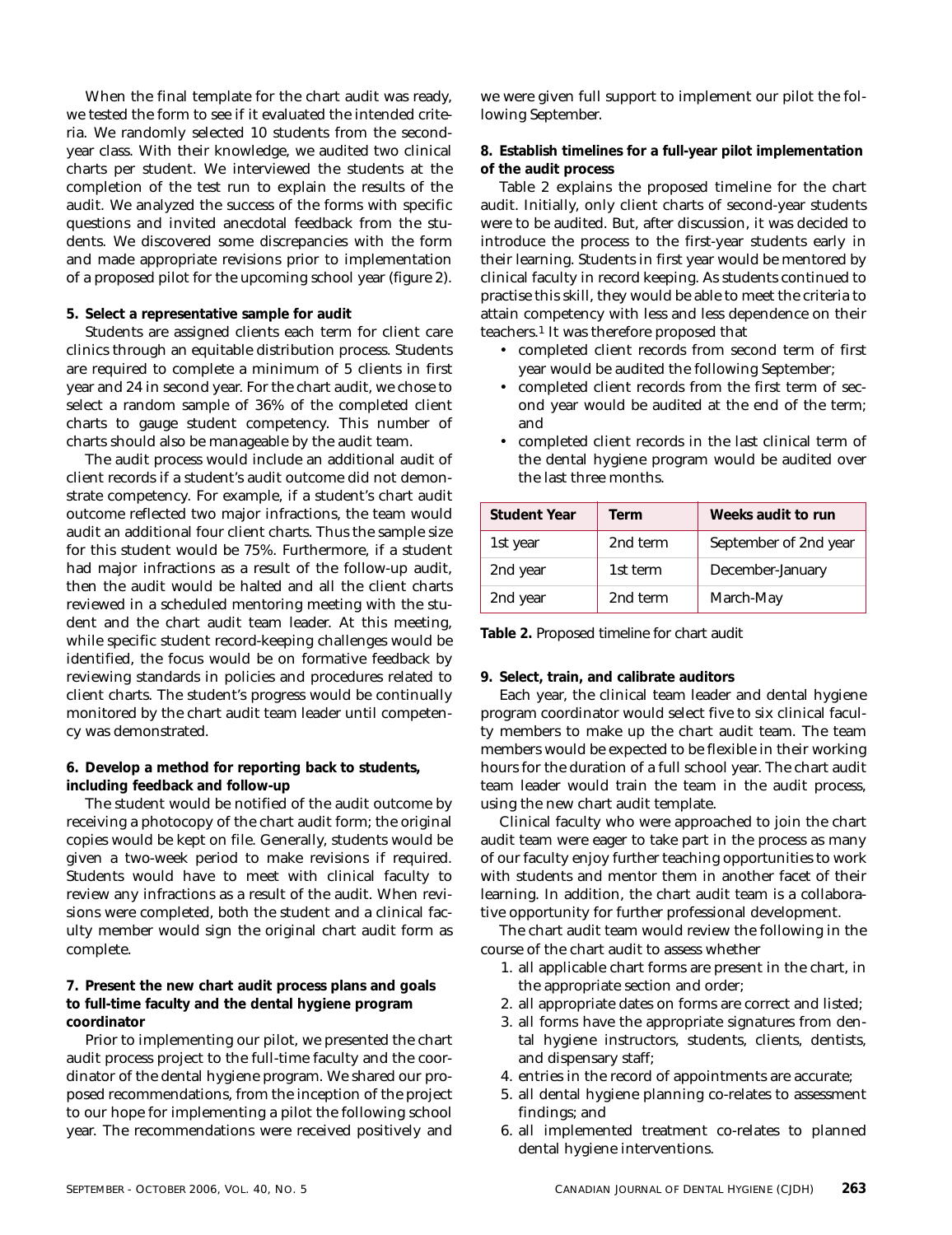When the final template for the chart audit was ready, we tested the form to see if it evaluated the intended criteria. We randomly selected 10 students from the second-year class. With their knowledge, we audited two clinical charts per student. We interviewed the students at the completion of the test run to explain the results of the audit. We analyzed the success of the forms with specific questions and invited anecdotal feedback from the students. We discovered some discrepancies with the form and made appropriate revisions prior to implementation of a proposed pilot for the upcoming school year (figure 2).

**5. Select a representative sample for audit**

Students are assigned clients each term for client care clinics through an equitable distribution process. Students are required to complete a minimum of 5 clients in first year and 24 in second year. For the chart audit, we chose to select a random sample of 36% of the completed client charts to gauge student competency. This number of charts should also be manageable by the audit team.

The audit process would include an additional audit of client records if a student's audit outcome did not demonstrate competency. For example, if a student's chart audit outcome reflected two major infractions, the team would audit an additional four client charts. Thus the sample size for this student would be 75%. Furthermore, if a student had major infractions as a result of the follow-up audit, then the audit would be halted and all the client charts reviewed in a scheduled mentoring meeting with the student and the chart audit team leader. At this meeting, while specific student record-keeping challenges would be identified, the focus would be on formative feedback by reviewing standards in policies and procedures related to client charts. The student's progress would be continually monitored by the chart audit team leader until competency was demonstrated.

**6. Develop a method for reporting back to students, including feedback and follow-up**

The student would be notified of the audit outcome by receiving a photocopy of the chart audit form; the original copies would be kept on file. Generally, students would be given a two-week period to make revisions if required. Students would have to meet with clinical faculty to review any infractions as a result of the audit. When revisions were completed, both the student and a clinical faculty member would sign the original chart audit form as complete.

**7. Present the new chart audit process plans and goals to full-time faculty and the dental hygiene program coordinator**

Prior to implementing our pilot, we presented the chart audit process project to the full-time faculty and the coordinator of the dental hygiene program. We shared our proposed recommendations, from the inception of the project to our hope for implementing a pilot the following school year. The recommendations were received positively and we were given full support to implement our pilot the following September.

**8. Establish timelines for a full-year pilot implementation of the audit process**

Table 2 explains the proposed timeline for the chart audit. Initially, only client charts of second-year students were to be audited. But, after discussion, it was decided to introduce the process to the first-year students early in their learning. Students in first year would be mentored by clinical faculty in record keeping. As students continued to practise this skill, they would be able to meet the criteria to attain competency with less and less dependence on their teachers.[1] It was therefore proposed that

- completed client records from second term of first year would be audited the following September;
- completed client records from the first term of second year would be audited at the end of the term; and
- completed client records in the last clinical term of the dental hygiene program would be audited over the last three months.

| Student Year | Term | Weeks audit to run |
|---|---|---|
| 1st year | 2nd term | September of 2nd year |
| 2nd year | 1st term | December-January |
| 2nd year | 2nd term | March-May |

**Table 2.** Proposed timeline for chart audit

**9. Select, train, and calibrate auditors**

Each year, the clinical team leader and dental hygiene program coordinator would select five to six clinical faculty members to make up the chart audit team. The team members would be expected to be flexible in their working hours for the duration of a full school year. The chart audit team leader would train the team in the audit process, using the new chart audit template.

Clinical faculty who were approached to join the chart audit team were eager to take part in the process as many of our faculty enjoy further teaching opportunities to work with students and mentor them in another facet of their learning. In addition, the chart audit team is a collaborative opportunity for further professional development.

The chart audit team would review the following in the course of the chart audit to assess whether

1. all applicable chart forms are present in the chart, in the appropriate section and order;
2. all appropriate dates on forms are correct and listed;
3. all forms have the appropriate signatures from dental hygiene instructors, students, clients, dentists, and dispensary staff;
4. entries in the record of appointments are accurate;
5. all dental hygiene planning co-relates to assessment findings; and
6. all implemented treatment co-relates to planned dental hygiene interventions.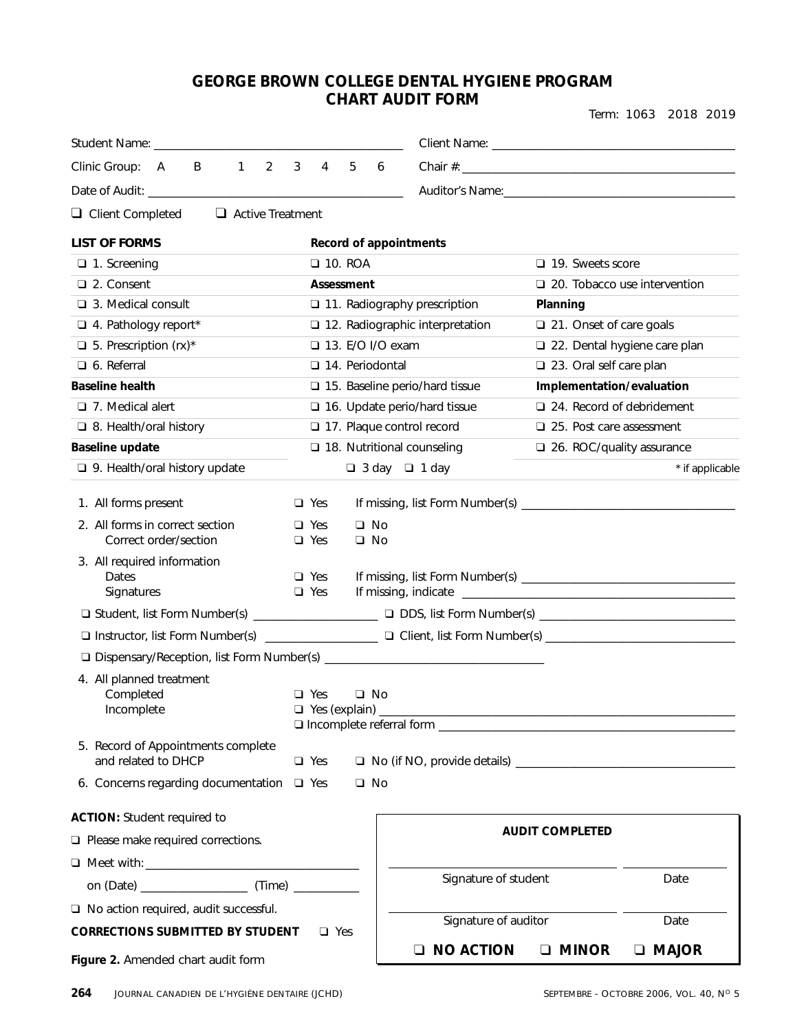# GEORGE BROWN COLLEGE DENTAL HYGIENE PROGRAM
# CHART AUDIT FORM

Term: 1063 2018 2019

Student Name: ______________________ Client Name: ______________________

Clinic Group: A B 1 2 3 4 5 6 Chair #: ______________________

Date of Audit: ______________________ Auditor's Name: ______________________

❑ Client Completed ❑ Active Treatment

| **LIST OF FORMS** | **Record of appointments** | |
|---|---|---|
| ❑ 1. Screening | ❑ 10. ROA | ❑ 19. Sweets score |
| ❑ 2. Consent | **Assessment** | ❑ 20. Tobacco use intervention |
| ❑ 3. Medical consult | ❑ 11. Radiography prescription | **Planning** |
| ❑ 4. Pathology report* | ❑ 12. Radiographic interpretation | ❑ 21. Onset of care goals |
| ❑ 5. Prescription (rx)* | ❑ 13. E/O I/O exam | ❑ 22. Dental hygiene care plan |
| ❑ 6. Referral | ❑ 14. Periodontal | ❑ 23. Oral self care plan |
| **Baseline health** | ❑ 15. Baseline perio/hard tissue | **Implementation/evaluation** |
| ❑ 7. Medical alert | ❑ 16. Update perio/hard tissue | ❑ 24. Record of debridement |
| ❑ 8. Health/oral history | ❑ 17. Plaque control record | ❑ 25. Post care assessment |
| **Baseline update** | ❑ 18. Nutritional counseling | ❑ 26. ROC/quality assurance |
| ❑ 9. Health/oral history update | ❑ 3 day ❑ 1 day | * if applicable |

1. All forms present ❑ Yes If missing, list Form Number(s) ______________________
2. All forms in correct section ❑ Yes ❑ No
   Correct order/section ❑ Yes ❑ No
3. All required information
   Dates ❑ Yes If missing, list Form Number(s) ______________________
   Signatures ❑ Yes If missing, indicate ______________________

❑ Student, list Form Number(s) ____________ ❑ DDS, list Form Number(s) ____________

❑ Instructor, list Form Number(s) ____________ ❑ Client, list Form Number(s) ____________

❑ Dispensary/Reception, list Form Number(s) ______________________

4. All planned treatment
   Completed ❑ Yes ❑ No
   Incomplete ❑ Yes (explain) ______________________
   ❑ Incomplete referral form ______________________
5. Record of Appointments complete and related to DHCP ❑ Yes ❑ No (if NO, provide details) ______________________
6. Concerns regarding documentation ❑ Yes ❑ No

**ACTION:** Student required to

❑ Please make required corrections.

❑ Meet with: ______________________

on (Date) ____________ (Time) ____________

❑ No action required, audit successful.

**CORRECTIONS SUBMITTED BY STUDENT** ❑ Yes

**AUDIT COMPLETED**

______________________ Signature of student ____________ Date

______________________ Signature of auditor ____________ Date

❑ **NO ACTION** ❑ **MINOR** ❑ **MAJOR**

**Figure 2.** Amended chart audit form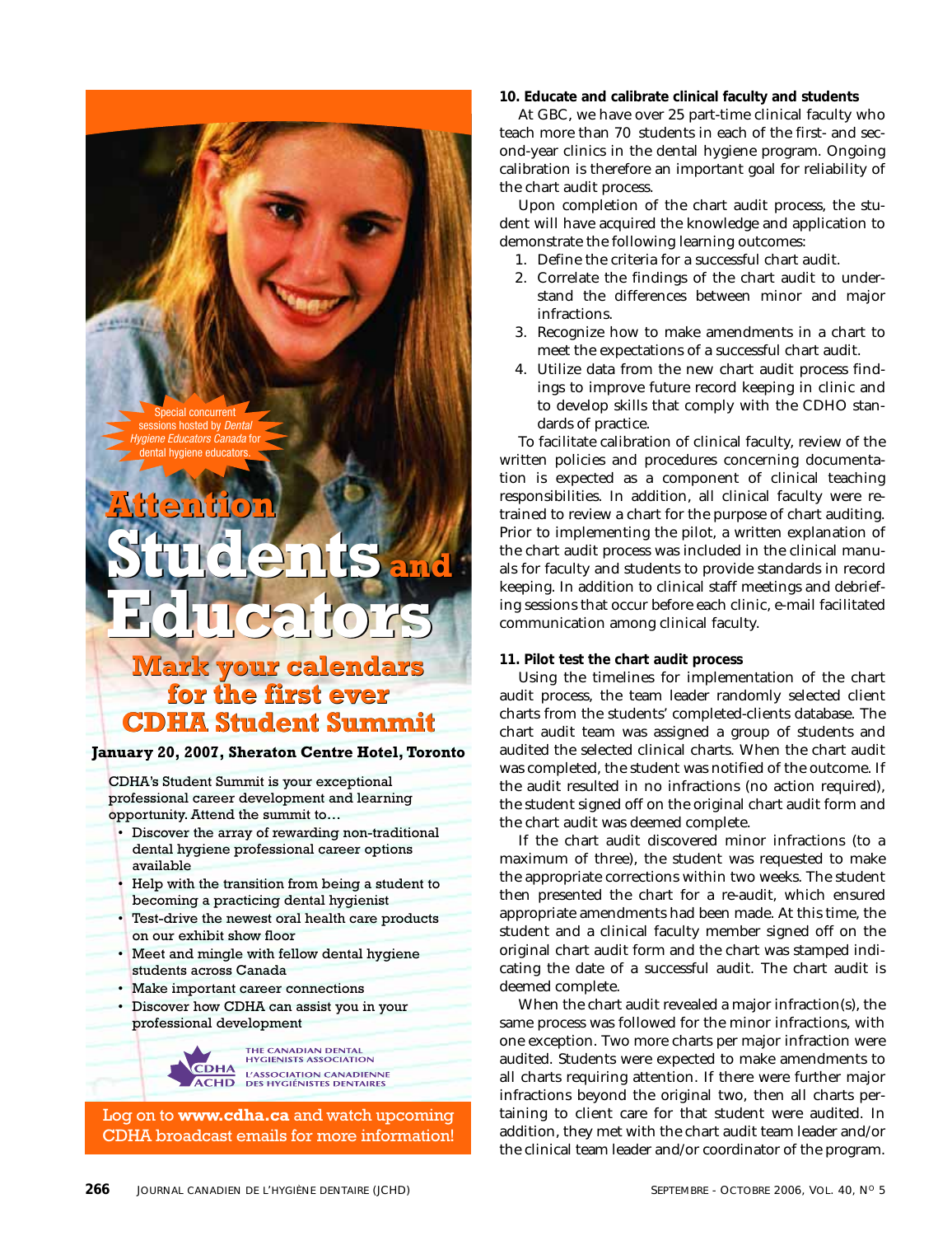Special concurrent sessions hosted by *Dental Hygiene Educators Canada* for dental hygiene educators.

# Attention Students and Educators

## Mark your calendars for the first ever CDHA Student Summit

**January 20, 2007, Sheraton Centre Hotel, Toronto**

CDHA's Student Summit is your exceptional professional career development and learning opportunity. Attend the summit to…

- Discover the array of rewarding non-traditional dental hygiene professional career options available
- Help with the transition from being a student to becoming a practicing dental hygienist
- Test-drive the newest oral health care products on our exhibit show floor
- Meet and mingle with fellow dental hygiene students across Canada
- Make important career connections
- Discover how CDHA can assist you in your professional development

CDHA ACHD — THE CANADIAN DENTAL HYGIENISTS ASSOCIATION — L'ASSOCIATION CANADIENNE DES HYGIÉNISTES DENTAIRES

Log on to **www.cdha.ca** and watch upcoming CDHA broadcast emails for more information!

**10. Educate and calibrate clinical faculty and students**

At GBC, we have over 25 part-time clinical faculty who teach more than 70 students in each of the first- and second-year clinics in the dental hygiene program. Ongoing calibration is therefore an important goal for reliability of the chart audit process.

Upon completion of the chart audit process, the student will have acquired the knowledge and application to demonstrate the following learning outcomes:

1. Define the criteria for a successful chart audit.
2. Correlate the findings of the chart audit to understand the differences between minor and major infractions.
3. Recognize how to make amendments in a chart to meet the expectations of a successful chart audit.
4. Utilize data from the new chart audit process findings to improve future record keeping in clinic and to develop skills that comply with the CDHO standards of practice.

To facilitate calibration of clinical faculty, review of the written policies and procedures concerning documentation is expected as a component of clinical teaching responsibilities. In addition, all clinical faculty were retrained to review a chart for the purpose of chart auditing. Prior to implementing the pilot, a written explanation of the chart audit process was included in the clinical manuals for faculty and students to provide standards in record keeping. In addition to clinical staff meetings and debriefing sessions that occur before each clinic, e-mail facilitated communication among clinical faculty.

**11. Pilot test the chart audit process**

Using the timelines for implementation of the chart audit process, the team leader randomly selected client charts from the students' completed-clients database. The chart audit team was assigned a group of students and audited the selected clinical charts. When the chart audit was completed, the student was notified of the outcome. If the audit resulted in no infractions (no action required), the student signed off on the original chart audit form and the chart audit was deemed complete.

If the chart audit discovered minor infractions (to a maximum of three), the student was requested to make the appropriate corrections within two weeks. The student then presented the chart for a re-audit, which ensured appropriate amendments had been made. At this time, the student and a clinical faculty member signed off on the original chart audit form and the chart was stamped indicating the date of a successful audit. The chart audit is deemed complete.

When the chart audit revealed a major infraction(s), the same process was followed for the minor infractions, with one exception. Two more charts per major infraction were audited. Students were expected to make amendments to all charts requiring attention. If there were further major infractions beyond the original two, then all charts pertaining to client care for that student were audited. In addition, they met with the chart audit team leader and/or the clinical team leader and/or coordinator of the program.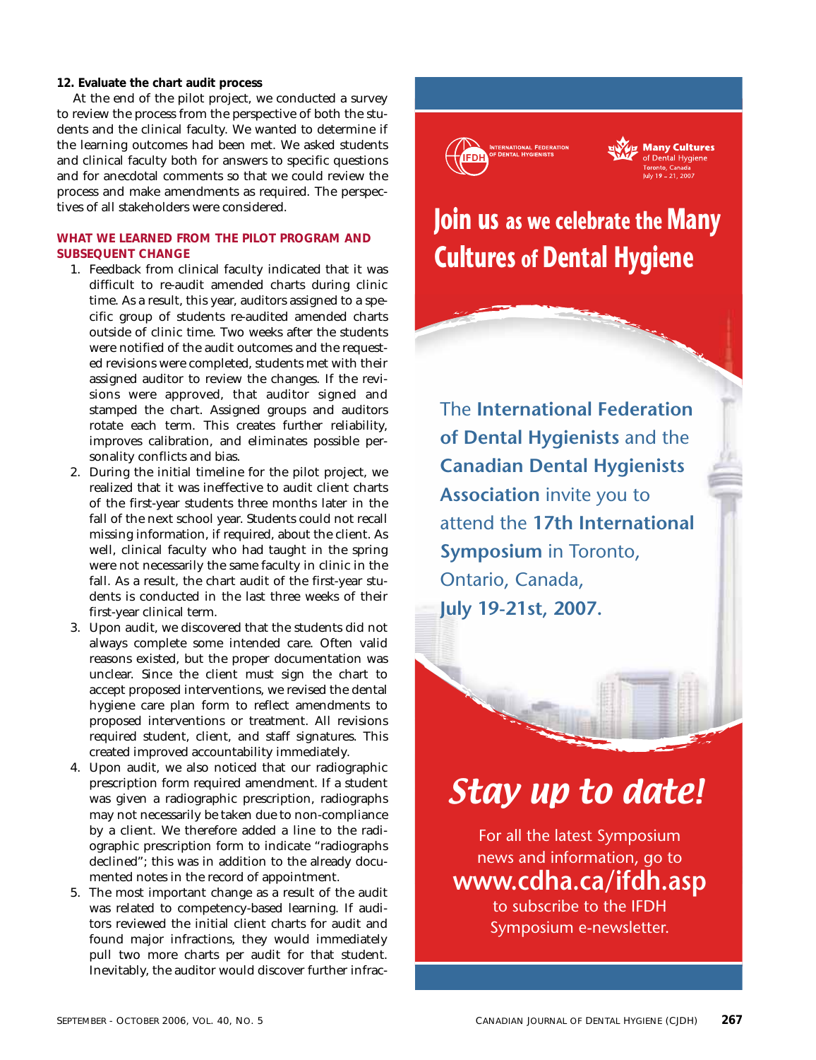**12. Evaluate the chart audit process**

At the end of the pilot project, we conducted a survey to review the process from the perspective of both the students and the clinical faculty. We wanted to determine if the learning outcomes had been met. We asked students and clinical faculty both for answers to specific questions and for anecdotal comments so that we could review the process and make amendments as required. The perspectives of all stakeholders were considered.

### WHAT WE LEARNED FROM THE PILOT PROGRAM AND SUBSEQUENT CHANGE

1. Feedback from clinical faculty indicated that it was difficult to re-audit amended charts during clinic time. As a result, this year, auditors assigned to a specific group of students re-audited amended charts outside of clinic time. Two weeks after the students were notified of the audit outcomes and the requested revisions were completed, students met with their assigned auditor to review the changes. If the revisions were approved, that auditor signed and stamped the chart. Assigned groups and auditors rotate each term. This creates further reliability, improves calibration, and eliminates possible personality conflicts and bias.
2. During the initial timeline for the pilot project, we realized that it was ineffective to audit client charts of the first-year students three months later in the fall of the next school year. Students could not recall missing information, if required, about the client. As well, clinical faculty who had taught in the spring were not necessarily the same faculty in clinic in the fall. As a result, the chart audit of the first-year students is conducted in the last three weeks of their first-year clinical term.
3. Upon audit, we discovered that the students did not always complete some intended care. Often valid reasons existed, but the proper documentation was unclear. Since the client must sign the chart to accept proposed interventions, we revised the dental hygiene care plan form to reflect amendments to proposed interventions or treatment. All revisions required student, client, and staff signatures. This created improved accountability immediately.
4. Upon audit, we also noticed that our radiographic prescription form required amendment. If a student was given a radiographic prescription, radiographs may not necessarily be taken due to non-compliance by a client. We therefore added a line to the radiographic prescription form to indicate "radiographs declined"; this was in addition to the already documented notes in the record of appointment.
5. The most important change as a result of the audit was related to competency-based learning. If auditors reviewed the initial client charts for audit and found major infractions, they would immediately pull two more charts per audit for that student. Inevitably, the auditor would discover further infrac-

International Federation of Dental Hygienists

Many Cultures of Dental Hygiene
Toronto, Canada
July 19 – 21, 2007

## Join us as we celebrate the Many Cultures of Dental Hygiene

The **International Federation of Dental Hygienists** and the **Canadian Dental Hygienists Association** invite you to attend the **17th International Symposium** in Toronto, Ontario, Canada, **July 19-21st, 2007.**

## *Stay up to date!*

For all the latest Symposium news and information, go to
**www.cdha.ca/ifdh.asp**
to subscribe to the IFDH Symposium e-newsletter.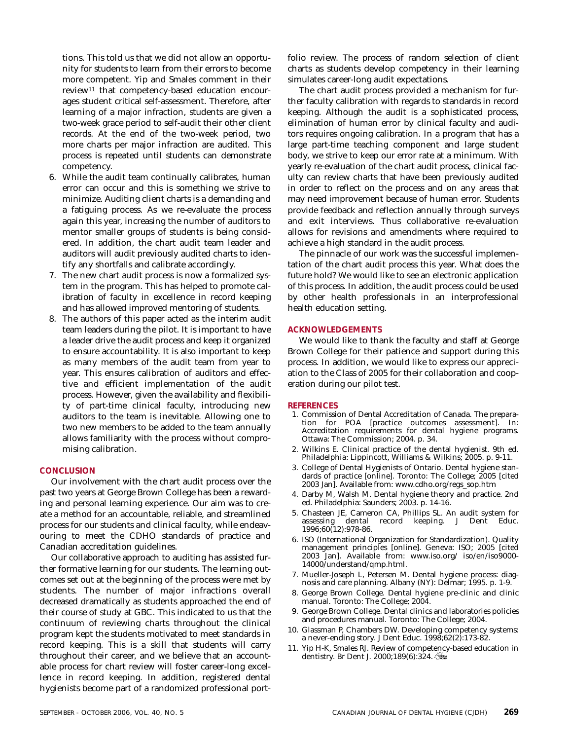tions. This told us that we did not allow an opportunity for students to learn from their errors to become more competent. Yip and Smales comment in their review[11] that competency-based education encourages student critical self-assessment. Therefore, after learning of a major infraction, students are given a two-week grace period to self-audit their other client records. At the end of the two-week period, two more charts per major infraction are audited. This process is repeated until students can demonstrate competency.

6. While the audit team continually calibrates, human error can occur and this is something we strive to minimize. Auditing client charts is a demanding and a fatiguing process. As we re-evaluate the process again this year, increasing the number of auditors to mentor smaller groups of students is being considered. In addition, the chart audit team leader and auditors will audit previously audited charts to identify any shortfalls and calibrate accordingly.
7. The new chart audit process is now a formalized system in the program. This has helped to promote calibration of faculty in excellence in record keeping and has allowed improved mentoring of students.
8. The authors of this paper acted as the interim audit team leaders during the pilot. It is important to have a leader drive the audit process and keep it organized to ensure accountability. It is also important to keep as many members of the audit team from year to year. This ensures calibration of auditors and effective and efficient implementation of the audit process. However, given the availability and flexibility of part-time clinical faculty, introducing new auditors to the team is inevitable. Allowing one to two new members to be added to the team annually allows familiarity with the process without compromising calibration.

## CONCLUSION

Our involvement with the chart audit process over the past two years at George Brown College has been a rewarding and personal learning experience. Our aim was to create a method for an accountable, reliable, and streamlined process for our students and clinical faculty, while endeavouring to meet the CDHO standards of practice and Canadian accreditation guidelines.

Our collaborative approach to auditing has assisted further formative learning for our students. The learning outcomes set out at the beginning of the process were met by students. The number of major infractions overall decreased dramatically as students approached the end of their course of study at GBC. This indicated to us that the continuum of reviewing charts throughout the clinical program kept the students motivated to meet standards in record keeping. This is a skill that students will carry throughout their career, and we believe that an accountable process for chart review will foster career-long excellence in record keeping. In addition, registered dental hygienists become part of a randomized professional portfolio review. The process of random selection of client charts as students develop competency in their learning simulates career-long audit expectations.

The chart audit process provided a mechanism for further faculty calibration with regards to standards in record keeping. Although the audit is a sophisticated process, elimination of human error by clinical faculty and auditors requires ongoing calibration. In a program that has a large part-time teaching component and large student body, we strive to keep our error rate at a minimum. With yearly re-evaluation of the chart audit process, clinical faculty can review charts that have been previously audited in order to reflect on the process and on any areas that may need improvement because of human error. Students provide feedback and reflection annually through surveys and exit interviews. Thus collaborative re-evaluation allows for revisions and amendments where required to achieve a high standard in the audit process.

The pinnacle of our work was the successful implementation of the chart audit process this year. What does the future hold? We would like to see an electronic application of this process. In addition, the audit process could be used by other health professionals in an interprofessional health education setting.

## ACKNOWLEDGEMENTS

We would like to thank the faculty and staff at George Brown College for their patience and support during this process. In addition, we would like to express our appreciation to the Class of 2005 for their collaboration and cooperation during our pilot test.

## REFERENCES

1. Commission of Dental Accreditation of Canada. The preparation for POA [practice outcomes assessment]. In: Accreditation requirements for dental hygiene programs. Ottawa: The Commission; 2004. p. 34.
2. Wilkins E. Clinical practice of the dental hygienist. 9th ed. Philadelphia: Lippincott, Williams & Wilkins; 2005. p. 9-11.
3. College of Dental Hygienists of Ontario. Dental hygiene standards of practice [online]. Toronto: The College; 2005 [cited 2003 Jan]. Available from: www.cdho.org/regs_sop.htm
4. Darby M, Walsh M. Dental hygiene theory and practice. 2nd ed. Philadelphia: Saunders; 2003. p. 14-16.
5. Chasteen JE, Cameron CA, Phillips SL. An audit system for assessing dental record keeping. J Dent Educ. 1996;60(12):978-86.
6. ISO (International Organization for Standardization). Quality management principles [online]. Geneva: ISO; 2005 [cited 2003 Jan]. Available from: www.iso.org/ iso/en/iso9000-14000/understand/qmp.html.
7. Mueller-Joseph L, Petersen M. Dental hygiene process: diagnosis and care planning. Albany (NY): Delmar; 1995. p. 1-9.
8. George Brown College. Dental hygiene pre-clinic and clinic manual. Toronto: The College; 2004.
9. George Brown College. Dental clinics and laboratories policies and procedures manual. Toronto: The College; 2004.
10. Glassman P, Chambers DW. Developing competency systems: a never-ending story. J Dent Educ. 1998;62(2):173-82.
11. Yip H-K, Smales RJ. Review of competency-based education in dentistry. Br Dent J. 2000;189(6):324.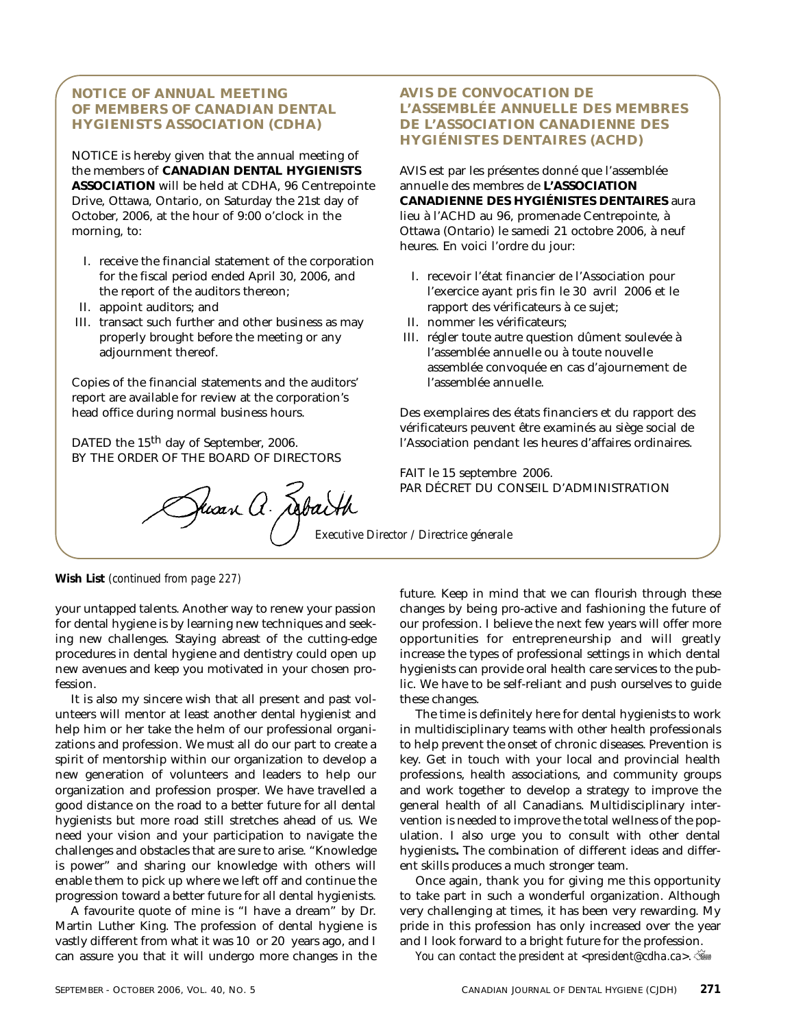## NOTICE OF ANNUAL MEETING OF MEMBERS OF CANADIAN DENTAL HYGIENISTS ASSOCIATION (CDHA)

NOTICE is hereby given that the annual meeting of the members of **CANADIAN DENTAL HYGIENISTS ASSOCIATION** will be held at CDHA, 96 Centrepointe Drive, Ottawa, Ontario, on Saturday the 21st day of October, 2006, at the hour of 9:00 o'clock in the morning, to:

I. receive the financial statement of the corporation for the fiscal period ended April 30, 2006, and the report of the auditors thereon;
II. appoint auditors; and
III. transact such further and other business as may properly brought before the meeting or any adjournment thereof.

Copies of the financial statements and the auditors' report are available for review at the corporation's head office during normal business hours.

DATED the 15th day of September, 2006.
BY THE ORDER OF THE BOARD OF DIRECTORS

## AVIS DE CONVOCATION DE L'ASSEMBLÉE ANNUELLE DES MEMBRES DE L'ASSOCIATION CANADIENNE DES HYGIÉNISTES DENTAIRES (ACHD)

AVIS est par les présentes donné que l'assemblée annuelle des membres de **L'ASSOCIATION CANADIENNE DES HYGIÉNISTES DENTAIRES** aura lieu à l'ACHD au 96, promenade Centrepointe, à Ottawa (Ontario) le samedi 21 octobre 2006, à neuf heures. En voici l'ordre du jour:

I. recevoir l'état financier de l'Association pour l'exercice ayant pris fin le 30 avril 2006 et le rapport des vérificateurs à ce sujet;
II. nommer les vérificateurs;
III. régler toute autre question dûment soulevée à l'assemblée annuelle ou à toute nouvelle assemblée convoquée en cas d'ajournement de l'assemblée annuelle.

Des exemplaires des états financiers et du rapport des vérificateurs peuvent être examinés au siège social de l'Association pendant les heures d'affaires ordinaires.

FAIT le 15 septembre 2006.
PAR DÉCRET DU CONSEIL D'ADMINISTRATION

Susan A. Ziebarth

*Executive Director / Directrice génerale*

**Wish List** *(continued from page 227)*

your untapped talents. Another way to renew your passion for dental hygiene is by learning new techniques and seeking new challenges. Staying abreast of the cutting-edge procedures in dental hygiene and dentistry could open up new avenues and keep you motivated in your chosen profession.

It is also my sincere wish that all present and past volunteers will mentor at least another dental hygienist and help him or her take the helm of our professional organizations and profession. We must all do our part to create a spirit of mentorship within our organization to develop a new generation of volunteers and leaders to help our organization and profession prosper. We have travelled a good distance on the road to a better future for all dental hygienists but more road still stretches ahead of us. We need your vision and your participation to navigate the challenges and obstacles that are sure to arise. "Knowledge is power" and sharing our knowledge with others will enable them to pick up where we left off and continue the progression toward a better future for all dental hygienists.

A favourite quote of mine is "I have a dream" by Dr. Martin Luther King. The profession of dental hygiene is vastly different from what it was 10 or 20 years ago, and I can assure you that it will undergo more changes in the future. Keep in mind that we can flourish through these changes by being pro-active and fashioning the future of our profession. I believe the next few years will offer more opportunities for entrepreneurship and will greatly increase the types of professional settings in which dental hygienists can provide oral health care services to the public. We have to be self-reliant and push ourselves to guide these changes.

The time is definitely here for dental hygienists to work in multidisciplinary teams with other health professionals to help prevent the onset of chronic diseases. Prevention is key. Get in touch with your local and provincial health professions, health associations, and community groups and work together to develop a strategy to improve the general health of all Canadians. Multidisciplinary intervention is needed to improve the total wellness of the population. I also urge you to consult with other dental hygienists. The combination of different ideas and different skills produces a much stronger team.

Once again, thank you for giving me this opportunity to take part in such a wonderful organization. Although very challenging at times, it has been very rewarding. My pride in this profession has only increased over the year and I look forward to a bright future for the profession.

*You can contact the president at <president@cdha.ca>.*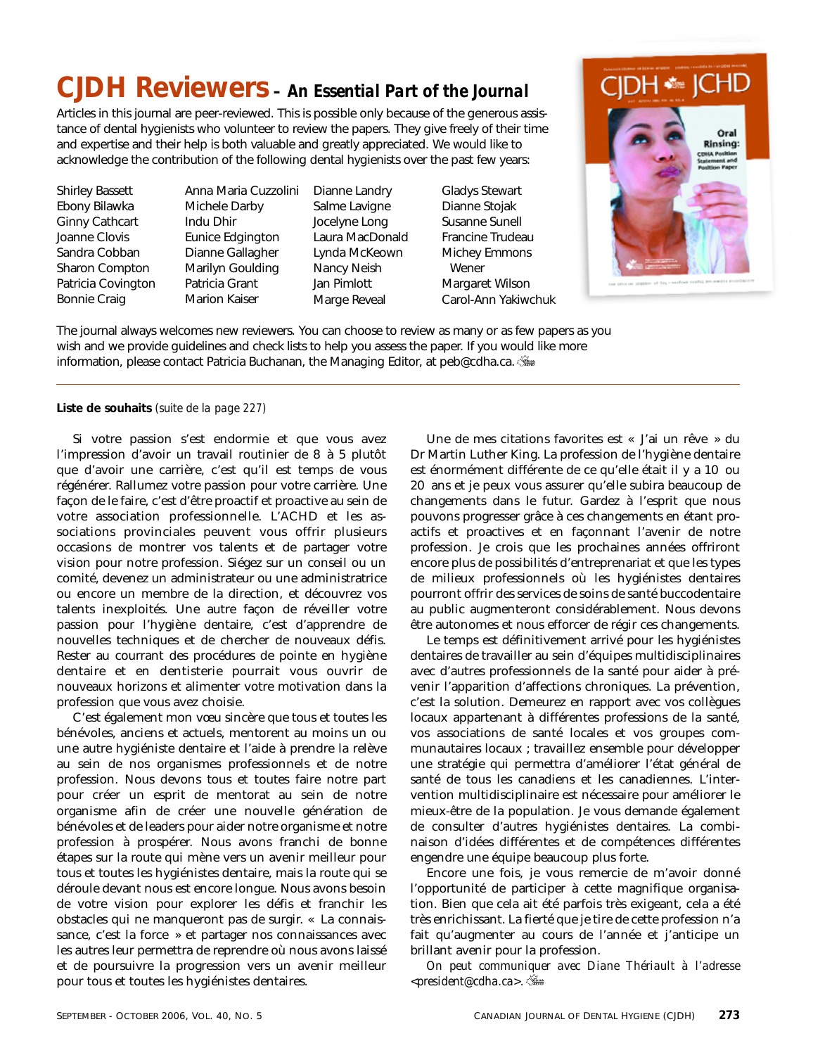# CJDH Reviewers – *An Essential Part of the Journal*

Articles in this journal are peer-reviewed. This is possible only because of the generous assistance of dental hygienists who volunteer to review the papers. They give freely of their time and expertise and their help is both valuable and greatly appreciated. We would like to acknowledge the contribution of the following dental hygienists over the past few years:

Shirley Bassett
Ebony Bilawka
Ginny Cathcart
Joanne Clovis
Sandra Cobban
Sharon Compton
Patricia Covington
Bonnie Craig
Anna Maria Cuzzolini
Michele Darby
Indu Dhir
Eunice Edgington
Dianne Gallagher
Marilyn Goulding
Patricia Grant
Marion Kaiser
Dianne Landry
Salme Lavigne
Jocelyne Long
Laura MacDonald
Lynda McKeown
Nancy Neish
Jan Pimlott
Marge Reveal
Gladys Stewart
Dianne Stojak
Susanne Sunell
Francine Trudeau
Michey Emmons Wener
Margaret Wilson
Carol-Ann Yakiwchuk

The journal always welcomes new reviewers. You can choose to review as many or as few papers as you wish and we provide guidelines and check lists to help you assess the paper. If you would like more information, please contact Patricia Buchanan, the Managing Editor, at peb@cdha.ca.

---

**Liste de souhaits** *(suite de la page 227)*

Si votre passion s'est endormie et que vous avez l'impression d'avoir un travail routinier de 8 à 5 plutôt que d'avoir une carrière, c'est qu'il est temps de vous régénérer. Rallumez votre passion pour votre carrière. Une façon de le faire, c'est d'être proactif et proactive au sein de votre association professionnelle. L'ACHD et les associations provinciales peuvent vous offrir plusieurs occasions de montrer vos talents et de partager votre vision pour notre profession. Siégez sur un conseil ou un comité, devenez un administrateur ou une administratrice ou encore un membre de la direction, et découvrez vos talents inexploités. Une autre façon de réveiller votre passion pour l'hygiène dentaire, c'est d'apprendre de nouvelles techniques et de chercher de nouveaux défis. Rester au courrant des procédures de pointe en hygiène dentaire et en dentisterie pourrait vous ouvrir de nouveaux horizons et alimenter votre motivation dans la profession que vous avez choisie.

C'est également mon vœu sincère que tous et toutes les bénévoles, anciens et actuels, mentorent au moins un ou une autre hygiéniste dentaire et l'aide à prendre la relève au sein de nos organismes professionnels et de notre profession. Nous devons tous et toutes faire notre part pour créer un esprit de mentorat au sein de notre organisme afin de créer une nouvelle génération de bénévoles et de leaders pour aider notre organisme et notre profession à prospérer. Nous avons franchi de bonne étapes sur la route qui mène vers un avenir meilleur pour tous et toutes les hygiénistes dentaire, mais la route qui se déroule devant nous est encore longue. Nous avons besoin de votre vision pour explorer les défis et franchir les obstacles qui ne manqueront pas de surgir. « La connaissance, c'est la force » et partager nos connaissances avec les autres leur permettra de reprendre où nous avons laissé et de poursuivre la progression vers un avenir meilleur pour tous et toutes les hygiénistes dentaires.

Une de mes citations favorites est « J'ai un rêve » du Dr Martin Luther King. La profession de l'hygiène dentaire est énormément différente de ce qu'elle était il y a 10 ou 20 ans et je peux vous assurer qu'elle subira beaucoup de changements dans le futur. Gardez à l'esprit que nous pouvons progresser grâce à ces changements en étant proactifs et proactives et en façonnant l'avenir de notre profession. Je crois que les prochaines années offriront encore plus de possibilités d'entreprenariat et que les types de milieux professionnels où les hygiénistes dentaires pourront offrir des services de soins de santé buccodentaire au public augmenteront considérablement. Nous devons être autonomes et nous efforcer de régir ces changements.

Le temps est définitivement arrivé pour les hygiénistes dentaires de travailler au sein d'équipes multidisciplinaires avec d'autres professionnels de la santé pour aider à prévenir l'apparition d'affections chroniques. La prévention, c'est la solution. Demeurez en rapport avec vos collègues locaux appartenant à différentes professions de la santé, vos associations de santé locales et vos groupes communautaires locaux ; travaillez ensemble pour développer une stratégie qui permettra d'améliorer l'état général de santé de tous les canadiens et les canadiennes. L'intervention multidisciplinaire est nécessaire pour améliorer le mieux-être de la population. Je vous demande également de consulter d'autres hygiénistes dentaires. La combinaison d'idées différentes et de compétences différentes engendre une équipe beaucoup plus forte.

Encore une fois, je vous remercie de m'avoir donné l'opportunité de participer à cette magnifique organisation. Bien que cela ait été parfois très exigeant, cela a été très enrichissant. La fierté que je tire de cette profession n'a fait qu'augmenter au cours de l'année et j'anticipe un brillant avenir pour la profession.

*On peut communiquer avec Diane Thériault à l'adresse <president@cdha.ca>.*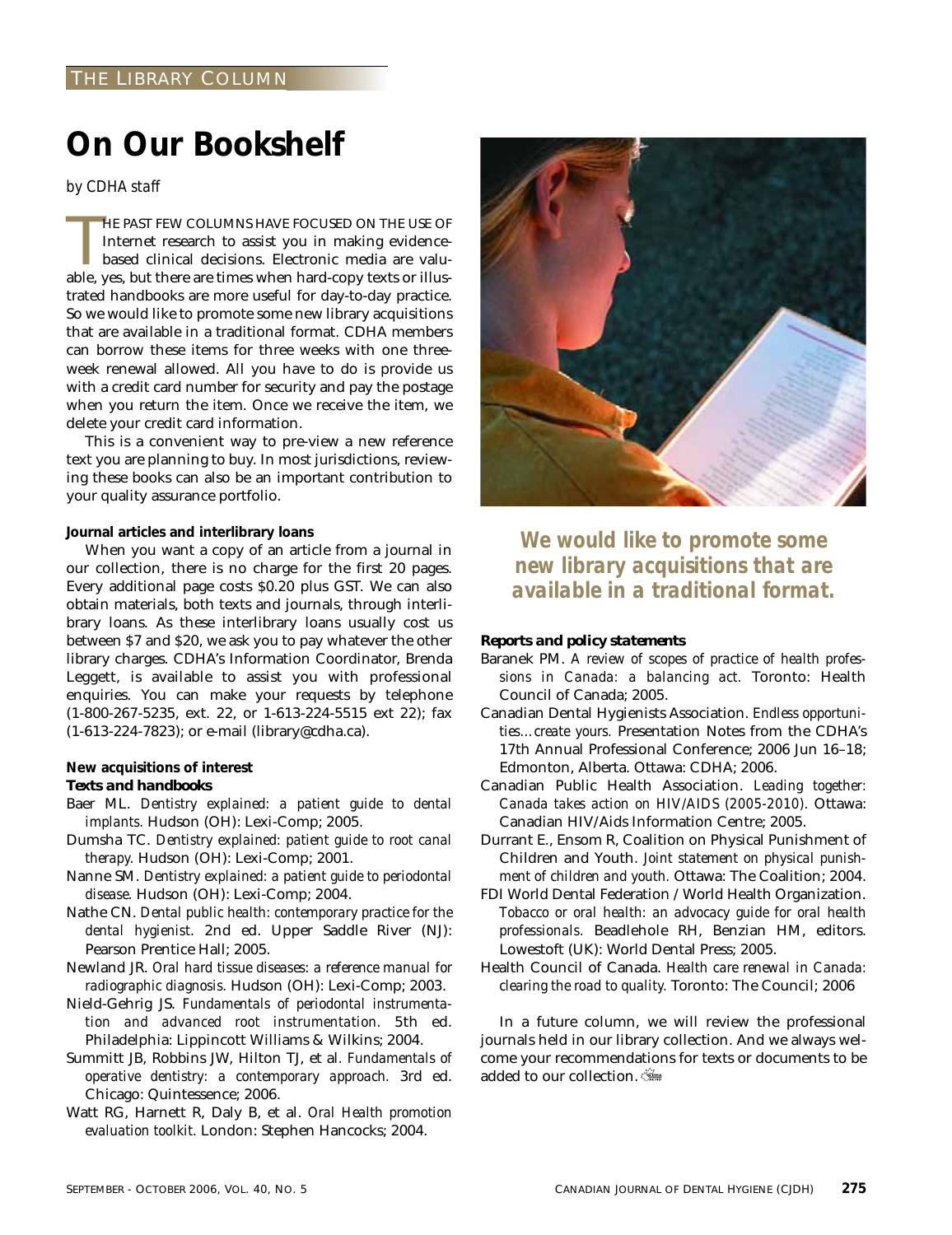THE LIBRARY COLUMN

# On Our Bookshelf

*by CDHA staff*

THE PAST FEW COLUMNS HAVE FOCUSED ON THE USE OF Internet research to assist you in making evidence-based clinical decisions. Electronic media are valuable, yes, but there are times when hard-copy texts or illustrated handbooks are more useful for day-to-day practice. So we would like to promote some new library acquisitions that are available in a traditional format. CDHA members can borrow these items for three weeks with one three-week renewal allowed. All you have to do is provide us with a credit card number for security and pay the postage when you return the item. Once we receive the item, we delete your credit card information.

This is a convenient way to pre-view a new reference text you are planning to buy. In most jurisdictions, reviewing these books can also be an important contribution to your quality assurance portfolio.

**Journal articles and interlibrary loans**

When you want a copy of an article from a journal in our collection, there is no charge for the first 20 pages. Every additional page costs $0.20 plus GST. We can also obtain materials, both texts and journals, through interlibrary loans. As these interlibrary loans usually cost us between $7 and $20, we ask you to pay whatever the other library charges. CDHA's Information Coordinator, Brenda Leggett, is available to assist you with professional enquiries. You can make your requests by telephone (1-800-267-5235, ext. 22, or 1-613-224-5515 ext 22); fax (1-613-224-7823); or e-mail (library@cdha.ca).

**New acquisitions of interest**

***Texts and handbooks***

Baer ML. *Dentistry explained: a patient guide to dental implants.* Hudson (OH): Lexi-Comp; 2005.

Dumsha TC. *Dentistry explained: patient guide to root canal therapy.* Hudson (OH): Lexi-Comp; 2001.

Nanne SM. *Dentistry explained: a patient guide to periodontal disease.* Hudson (OH): Lexi-Comp; 2004.

Nathe CN. *Dental public health: contemporary practice for the dental hygienist.* 2nd ed. Upper Saddle River (NJ): Pearson Prentice Hall; 2005.

Newland JR. *Oral hard tissue diseases: a reference manual for radiographic diagnosis.* Hudson (OH): Lexi-Comp; 2003.

Nield-Gehrig JS. *Fundamentals of periodontal instrumentation and advanced root instrumentation.* 5th ed. Philadelphia: Lippincott Williams & Wilkins; 2004.

Summitt JB, Robbins JW, Hilton TJ, et al. *Fundamentals of operative dentistry: a contemporary approach.* 3rd ed. Chicago: Quintessence; 2006.

Watt RG, Harnett R, Daly B, et al. *Oral Health promotion evaluation toolkit.* London: Stephen Hancocks; 2004.

***We would like to promote some new library acquisitions that are available in a traditional format.***

***Reports and policy statements***

Baranek PM. *A review of scopes of practice of health professions in Canada: a balancing act.* Toronto: Health Council of Canada; 2005.

Canadian Dental Hygienists Association. *Endless opportunities…create yours.* Presentation Notes from the CDHA's 17th Annual Professional Conference; 2006 Jun 16–18; Edmonton, Alberta. Ottawa: CDHA; 2006.

Canadian Public Health Association. *Leading together: Canada takes action on HIV/AIDS (2005-2010).* Ottawa: Canadian HIV/Aids Information Centre; 2005.

Durrant E., Ensom R, Coalition on Physical Punishment of Children and Youth. *Joint statement on physical punishment of children and youth.* Ottawa: The Coalition; 2004.

FDI World Dental Federation / World Health Organization. *Tobacco or oral health: an advocacy guide for oral health professionals.* Beadlehole RH, Benzian HM, editors. Lowestoft (UK): World Dental Press; 2005.

Health Council of Canada. *Health care renewal in Canada: clearing the road to quality.* Toronto: The Council; 2006

In a future column, we will review the professional journals held in our library collection. And we always welcome your recommendations for texts or documents to be added to our collection.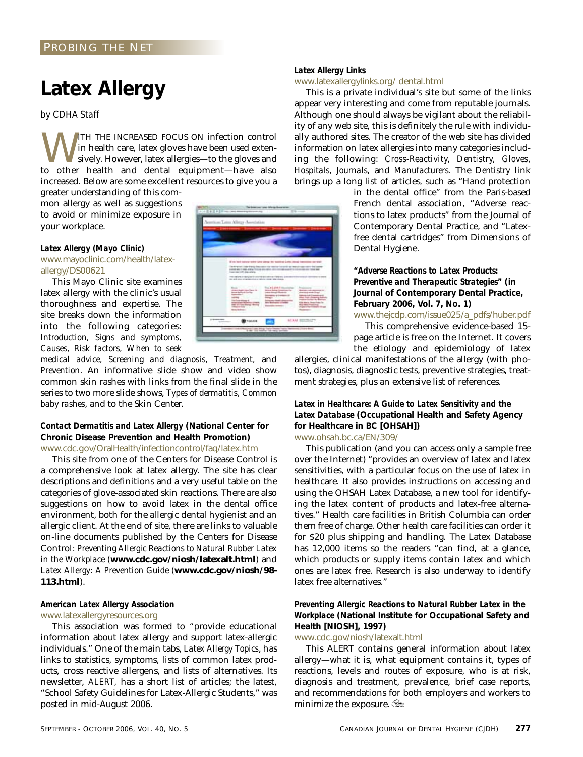PROBING THE NET

# Latex Allergy

*by CDHA Staff*

WITH THE INCREASED FOCUS ON infection control in health care, latex gloves have been used extensively. However, latex allergies—to the gloves and to other health and dental equipment—have also increased. Below are some excellent resources to give you a greater understanding of this common allergy as well as suggestions to avoid or minimize exposure in your workplace.

### *Latex Allergy (Mayo Clinic)*

www.mayoclinic.com/health/latex-allergy/DS00621

This Mayo Clinic site examines latex allergy with the clinic's usual thoroughness and expertise. The site breaks down the information into the following categories: *Introduction, Signs and symptoms, Causes, Risk factors, When to seek medical advice, Screening and diagnosis, Treatment,* and *Prevention*. An informative slide show and video show common skin rashes with links from the final slide in the series to two more slide shows, *Types of dermatitis, Common baby rashes*, and to the Skin Center.

### *Contact Dermatitis and Latex Allergy* (National Center for Chronic Disease Prevention and Health Promotion)

www.cdc.gov/OralHealth/infectioncontrol/faq/latex.htm

This site from one of the Centers for Disease Control is a comprehensive look at latex allergy. The site has clear descriptions and definitions and a very useful table on the categories of glove-associated skin reactions. There are also suggestions on how to avoid latex in the dental office environment, both for the allergic dental hygienist and an allergic client. At the end of site, there are links to valuable on-line documents published by the Centers for Disease Control: *Preventing Allergic Reactions to Natural Rubber Latex in the Workplace* (**www.cdc.gov/niosh/latexalt.html**) and *Latex Allergy: A Prevention Guide* (**www.cdc.gov/niosh/98-113.html**).

### *American Latex Allergy Association*

www.latexallergyresources.org

This association was formed to "provide educational information about latex allergy and support latex-allergic individuals." One of the main tabs, *Latex Allergy Topics*, has links to statistics, symptoms, lists of common latex products, cross reactive allergens, and lists of alternatives. Its newsletter, *ALERT*, has a short list of articles; the latest, "School Safety Guidelines for Latex-Allergic Students," was posted in mid-August 2006.

### *Latex Allergy Links*

www.latexallergylinks.org/ dental.html

This is a private individual's site but some of the links appear very interesting and come from reputable journals. Although one should always be vigilant about the reliability of any web site, this is definitely the rule with individually authored sites. The creator of the web site has divided information on latex allergies into many categories including the following: *Cross-Reactivity, Dentistry, Gloves, Hospitals, Journals,* and *Manufacturers*. The *Dentistry* link brings up a long list of articles, such as "Hand protection in the dental office" from the Paris-based French dental association, "Adverse reactions to latex products" from the Journal of Contemporary Dental Practice, and "Latex-free dental cartridges" from Dimensions of Dental Hygiene.

### *"Adverse Reactions to Latex Products: Preventive and Therapeutic Strategies"* (in Journal of Contemporary Dental Practice, February 2006, Vol. 7, No. 1)

www.thejcdp.com/issue025/a_pdfs/huber.pdf

This comprehensive evidence-based 15-page article is free on the Internet. It covers the etiology and epidemiology of latex allergies, clinical manifestations of the allergy (with photos), diagnosis, diagnostic tests, preventive strategies, treatment strategies, plus an extensive list of references.

### *Latex in Healthcare: A Guide to Latex Sensitivity and the Latex Database* (Occupational Health and Safety Agency for Healthcare in BC [OHSAH])

www.ohsah.bc.ca/EN/309/

This publication (and you can access only a sample free over the Internet) "provides an overview of latex and latex sensitivities, with a particular focus on the use of latex in healthcare. It also provides instructions on accessing and using the OHSAH Latex Database, a new tool for identifying the latex content of products and latex-free alternatives." Health care facilities in British Columbia can order them free of charge. Other health care facilities can order it for $20 plus shipping and handling. The Latex Database has 12,000 items so the readers "can find, at a glance, which products or supply items contain latex and which ones are latex free. Research is also underway to identify latex free alternatives."

### *Preventing Allergic Reactions to Natural Rubber Latex in the Workplace* (National Institute for Occupational Safety and Health [NIOSH], 1997)

www.cdc.gov/niosh/latexalt.html

This ALERT contains general information about latex allergy—what it is, what equipment contains it, types of reactions, levels and routes of exposure, who is at risk, diagnosis and treatment, prevalence, brief case reports, and recommendations for both employers and workers to minimize the exposure.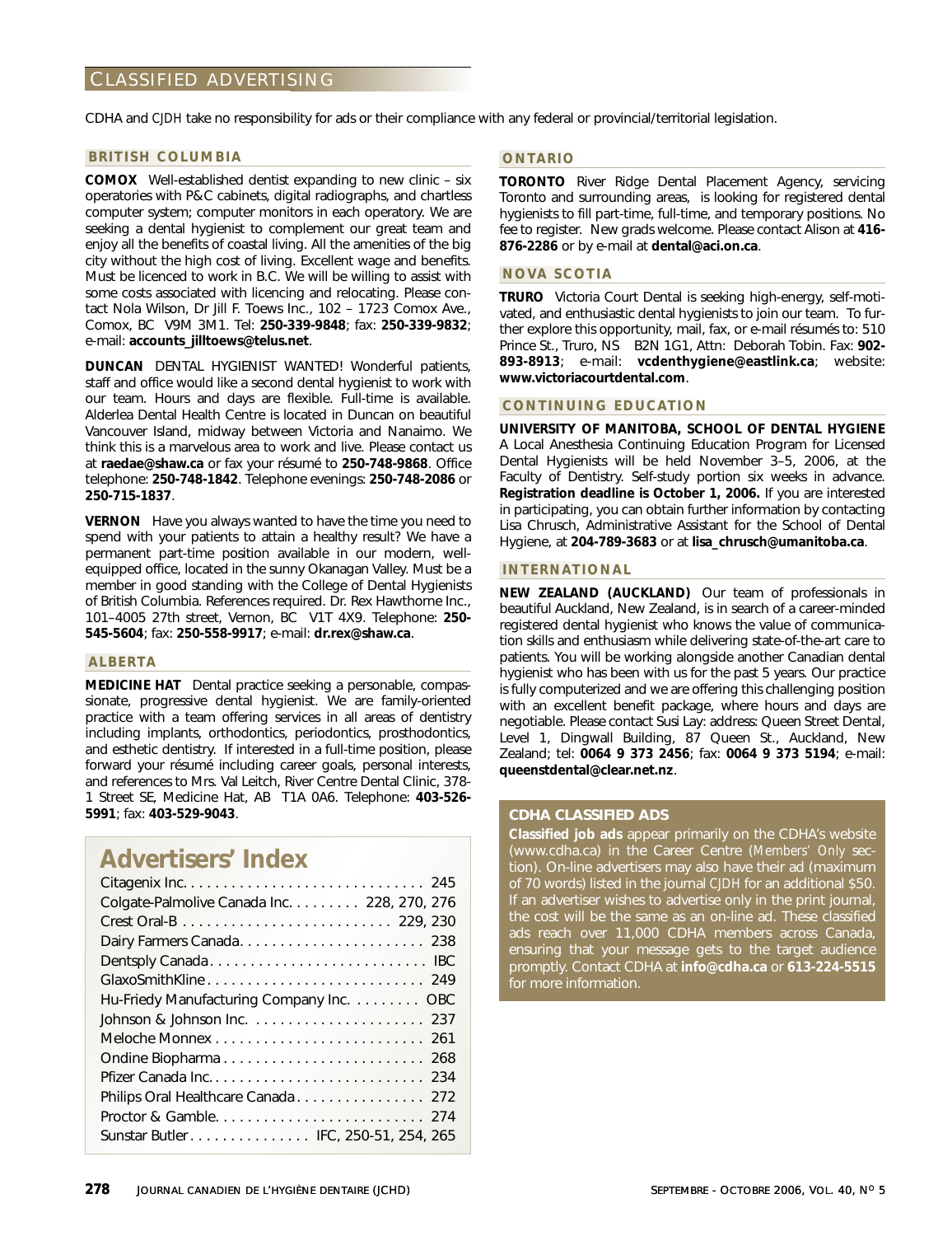# CLASSIFIED ADVERTISING

CDHA and *CJDH* take no responsibility for ads or their compliance with any federal or provincial/territorial legislation.

## BRITISH COLUMBIA

**COMOX** Well-established dentist expanding to new clinic – six operatories with P&C cabinets, digital radiographs, and chartless computer system; computer monitors in each operatory. We are seeking a dental hygienist to complement our great team and enjoy all the benefits of coastal living. All the amenities of the big city without the high cost of living. Excellent wage and benefits. Must be licenced to work in B.C. We will be willing to assist with some costs associated with licencing and relocating. Please contact Nola Wilson, Dr Jill F. Toews Inc., 102 – 1723 Comox Ave., Comox, BC V9M 3M1. Tel: **250-339-9848**; fax: **250-339-9832**; e-mail: **accounts_jilltoews@telus.net**.

**DUNCAN** DENTAL HYGIENIST WANTED! Wonderful patients, staff and office would like a second dental hygienist to work with our team. Hours and days are flexible. Full-time is available. Alderlea Dental Health Centre is located in Duncan on beautiful Vancouver Island, midway between Victoria and Nanaimo. We think this is a marvelous area to work and live. Please contact us at **raedae@shaw.ca** or fax your résumé to **250-748-9868**. Office telephone: **250-748-1842**. Telephone evenings: **250-748-2086** or **250-715-1837**.

**VERNON** Have you always wanted to have the time you need to spend with your patients to attain a healthy result? We have a permanent part-time position available in our modern, well-equipped office, located in the sunny Okanagan Valley. Must be a member in good standing with the College of Dental Hygienists of British Columbia. References required. Dr. Rex Hawthorne Inc., 101–4005 27th street, Vernon, BC V1T 4X9. Telephone: **250-545-5604**; fax: **250-558-9917**; e-mail: **dr.rex@shaw.ca**.

## ALBERTA

**MEDICINE HAT** Dental practice seeking a personable, compassionate, progressive dental hygienist. We are family-oriented practice with a team offering services in all areas of dentistry including implants, orthodontics, periodontics, prosthodontics, and esthetic dentistry. If interested in a full-time position, please forward your résumé including career goals, personal interests, and references to Mrs. Val Leitch, River Centre Dental Clinic, 378-1 Street SE, Medicine Hat, AB T1A 0A6. Telephone: **403-526-5991**; fax: **403-529-9043**.

## Advertisers' Index

| Advertiser | Page |
|---|---|
| Citagenix Inc. | 245 |
| Colgate-Palmolive Canada Inc. | 228, 270, 276 |
| Crest Oral-B | 229, 230 |
| Dairy Farmers Canada | 238 |
| Dentsply Canada | IBC |
| GlaxoSmithKline | 249 |
| Hu-Friedy Manufacturing Company Inc. | OBC |
| Johnson & Johnson Inc. | 237 |
| Meloche Monnex | 261 |
| Ondine Biopharma | 268 |
| Pfizer Canada Inc. | 234 |
| Philips Oral Healthcare Canada | 272 |
| Proctor & Gamble | 274 |
| Sunstar Butler | IFC, 250-51, 254, 265 |

## ONTARIO

**TORONTO** River Ridge Dental Placement Agency, servicing Toronto and surrounding areas, is looking for registered dental hygienists to fill part-time, full-time, and temporary positions. No fee to register. New grads welcome. Please contact Alison at **416-876-2286** or by e-mail at **dental@aci.on.ca**.

## NOVA SCOTIA

**TRURO** Victoria Court Dental is seeking high-energy, self-motivated, and enthusiastic dental hygienists to join our team. To further explore this opportunity, mail, fax, or e-mail résumés to: 510 Prince St., Truro, NS B2N 1G1, Attn: Deborah Tobin. Fax: **902-893-8913**; e-mail: **vcdenthygiene@eastlink.ca**; website: **www.victoriacourtdental.com**.

## CONTINUING EDUCATION

**UNIVERSITY OF MANITOBA, SCHOOL OF DENTAL HYGIENE** A Local Anesthesia Continuing Education Program for Licensed Dental Hygienists will be held November 3–5, 2006, at the Faculty of Dentistry. Self-study portion six weeks in advance. **Registration deadline is October 1, 2006.** If you are interested in participating, you can obtain further information by contacting Lisa Chrusch, Administrative Assistant for the School of Dental Hygiene, at **204-789-3683** or at **lisa_chrusch@umanitoba.ca**.

## INTERNATIONAL

**NEW ZEALAND (AUCKLAND)** Our team of professionals in beautiful Auckland, New Zealand, is in search of a career-minded registered dental hygienist who knows the value of communication skills and enthusiasm while delivering state-of-the-art care to patients. You will be working alongside another Canadian dental hygienist who has been with us for the past 5 years. Our practice is fully computerized and we are offering this challenging position with an excellent benefit package, where hours and days are negotiable. Please contact Susi Lay: address: Queen Street Dental, Level 1, Dingwall Building, 87 Queen St., Auckland, New Zealand; tel: **0064 9 373 2456**; fax: **0064 9 373 5194**; e-mail: **queenstdental@clear.net.nz**.

## CDHA CLASSIFIED ADS

**Classified job ads** appear primarily on the CDHA's website (www.cdha.ca) in the Career Centre (*Members' Only* section). On-line advertisers may also have their ad (maximum of 70 words) listed in the journal *CJDH* for an additional $50. If an advertiser wishes to advertise only in the print journal, the cost will be the same as an on-line ad. These classified ads reach over 11,000 CDHA members across Canada, ensuring that your message gets to the target audience promptly. Contact CDHA at **info@cdha.ca** or **613-224-5515** for more information.